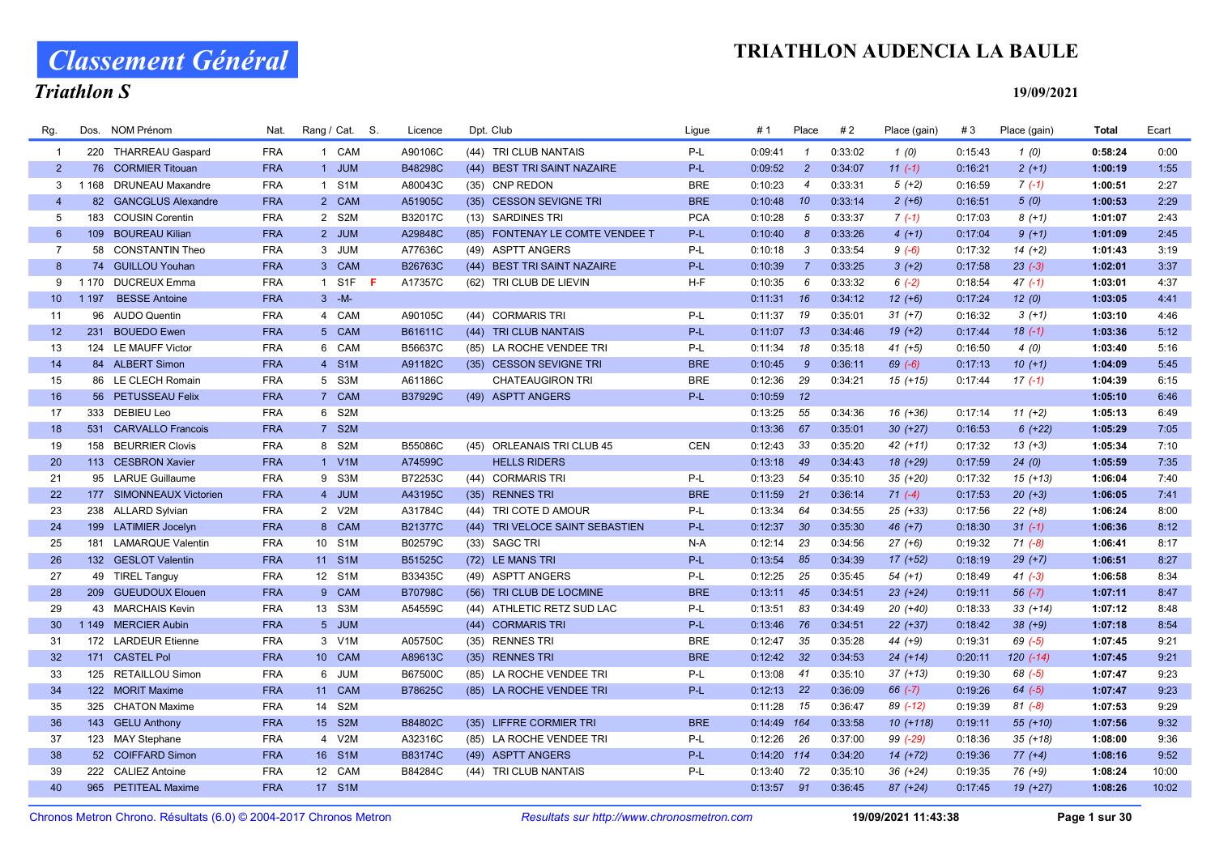# Classement Général

## Triathlon S

## TRIATHLON AUDENCIA LA BAULE

19/09/2021

| Rg. | Dos. | NOM Prénom | Nat. | Rang / Cat. | S. | Licence | Dpt. Club | Ligue | # 1 | Place | # 2 | Place (gain) | # 3 | Place (gain) | Total | Ecart |
|---|---|---|---|---|---|---|---|---|---|---|---|---|---|---|---|---|
| 1 | 220 | THARREAU Gaspard | FRA | 1 CAM | | A90106C | (44) TRI CLUB NANTAIS | P-L | 0:09:41 | 1 | 0:33:02 | 1 (0) | 0:15:43 | 1 (0) | 0:58:24 | 0:00 |
| 2 | 76 | CORMIER Titouan | FRA | 1 JUM | | B48298C | (44) BEST TRI SAINT NAZAIRE | P-L | 0:09:52 | 2 | 0:34:07 | 11 (-1) | 0:16:21 | 2 (+1) | 1:00:19 | 1:55 |
| 3 | 1 168 | DRUNEAU Maxandre | FRA | 1 S1M | | A80043C | (35) CNP REDON | BRE | 0:10:23 | 4 | 0:33:31 | 5 (+2) | 0:16:59 | 7 (-1) | 1:00:51 | 2:27 |
| 4 | 82 | GANCGLUS Alexandre | FRA | 2 CAM | | A51905C | (35) CESSON SEVIGNE TRI | BRE | 0:10:48 | 10 | 0:33:14 | 2 (+6) | 0:16:51 | 5 (0) | 1:00:53 | 2:29 |
| 5 | 183 | COUSIN Corentin | FRA | 2 S2M | | B32017C | (13) SARDINES TRI | PCA | 0:10:28 | 5 | 0:33:37 | 7 (-1) | 0:17:03 | 8 (+1) | 1:01:07 | 2:43 |
| 6 | 109 | BOUREAU Kilian | FRA | 2 JUM | | A29848C | (85) FONTENAY LE COMTE VENDEE T | P-L | 0:10:40 | 8 | 0:33:26 | 4 (+1) | 0:17:04 | 9 (+1) | 1:01:09 | 2:45 |
| 7 | 58 | CONSTANTIN Theo | FRA | 3 JUM | | A77636C | (49) ASPTT ANGERS | P-L | 0:10:18 | 3 | 0:33:54 | 9 (-6) | 0:17:32 | 14 (+2) | 1:01:43 | 3:19 |
| 8 | 74 | GUILLOU Youhan | FRA | 3 CAM | | B26763C | (44) BEST TRI SAINT NAZAIRE | P-L | 0:10:39 | 7 | 0:33:25 | 3 (+2) | 0:17:58 | 23 (-3) | 1:02:01 | 3:37 |
| 9 | 1 170 | DUCREUX Emma | FRA | 1 S1F | F | A17357C | (62) TRI CLUB DE LIEVIN | H-F | 0:10:35 | 6 | 0:33:32 | 6 (-2) | 0:18:54 | 47 (-1) | 1:03:01 | 4:37 |
| 10 | 1 197 | BESSE Antoine | FRA | 3 -M- | | | | | 0:11:31 | 16 | 0:34:12 | 12 (+6) | 0:17:24 | 12 (0) | 1:03:05 | 4:41 |
| 11 | 96 | AUDO Quentin | FRA | 4 CAM | | A90105C | (44) CORMARIS TRI | P-L | 0:11:37 | 19 | 0:35:01 | 31 (+7) | 0:16:32 | 3 (+1) | 1:03:10 | 4:46 |
| 12 | 231 | BOUEDO Ewen | FRA | 5 CAM | | B61611C | (44) TRI CLUB NANTAIS | P-L | 0:11:07 | 13 | 0:34:46 | 19 (+2) | 0:17:44 | 18 (-1) | 1:03:36 | 5:12 |
| 13 | 124 | LE MAUFF Victor | FRA | 6 CAM | | B56637C | (85) LA ROCHE VENDEE TRI | P-L | 0:11:34 | 18 | 0:35:18 | 41 (+5) | 0:16:50 | 4 (0) | 1:03:40 | 5:16 |
| 14 | 84 | ALBERT Simon | FRA | 4 S1M | | A91182C | (35) CESSON SEVIGNE TRI | BRE | 0:10:45 | 9 | 0:36:11 | 69 (-6) | 0:17:13 | 10 (+1) | 1:04:09 | 5:45 |
| 15 | 86 | LE CLECH Romain | FRA | 5 S3M | | A61186C | CHATEAUGIRON TRI | BRE | 0:12:36 | 29 | 0:34:21 | 15 (+15) | 0:17:44 | 17 (-1) | 1:04:39 | 6:15 |
| 16 | 56 | PETUSSEAU Felix | FRA | 7 CAM | | B37929C | (49) ASPTT ANGERS | P-L | 0:10:59 | 12 | | | | | 1:05:10 | 6:46 |
| 17 | 333 | DEBIEU Leo | FRA | 6 S2M | | | | | 0:13:25 | 55 | 0:34:36 | 16 (+36) | 0:17:14 | 11 (+2) | 1:05:13 | 6:49 |
| 18 | 531 | CARVALLO Francois | FRA | 7 S2M | | | | | 0:13:36 | 67 | 0:35:01 | 30 (+27) | 0:16:53 | 6 (+22) | 1:05:29 | 7:05 |
| 19 | 158 | BEURRIER Clovis | FRA | 8 S2M | | B55086C | (45) ORLEANAIS TRI CLUB 45 | CEN | 0:12:43 | 33 | 0:35:20 | 42 (+11) | 0:17:32 | 13 (+3) | 1:05:34 | 7:10 |
| 20 | 113 | CESBRON Xavier | FRA | 1 V1M | | A74599C | HELLS RIDERS | | 0:13:18 | 49 | 0:34:43 | 18 (+29) | 0:17:59 | 24 (0) | 1:05:59 | 7:35 |
| 21 | 95 | LARUE Guillaume | FRA | 9 S3M | | B72253C | (44) CORMARIS TRI | P-L | 0:13:23 | 54 | 0:35:10 | 35 (+20) | 0:17:32 | 15 (+13) | 1:06:04 | 7:40 |
| 22 | 177 | SIMONNEAUX Victorien | FRA | 4 JUM | | A43195C | (35) RENNES TRI | BRE | 0:11:59 | 21 | 0:36:14 | 71 (-4) | 0:17:53 | 20 (+3) | 1:06:05 | 7:41 |
| 23 | 238 | ALLARD Sylvian | FRA | 2 V2M | | A31784C | (44) TRI COTE D AMOUR | P-L | 0:13:34 | 64 | 0:34:55 | 25 (+33) | 0:17:56 | 22 (+8) | 1:06:24 | 8:00 |
| 24 | 199 | LATIMIER Jocelyn | FRA | 8 CAM | | B21377C | (44) TRI VELOCE SAINT SEBASTIEN | P-L | 0:12:37 | 30 | 0:35:30 | 46 (+7) | 0:18:30 | 31 (-1) | 1:06:36 | 8:12 |
| 25 | 181 | LAMARQUE Valentin | FRA | 10 S1M | | B02579C | (33) SAGC TRI | N-A | 0:12:14 | 23 | 0:34:56 | 27 (+6) | 0:19:32 | 71 (-8) | 1:06:41 | 8:17 |
| 26 | 132 | GESLOT Valentin | FRA | 11 S1M | | B51525C | (72) LE MANS TRI | P-L | 0:13:54 | 85 | 0:34:39 | 17 (+52) | 0:18:19 | 29 (+7) | 1:06:51 | 8:27 |
| 27 | 49 | TIREL Tanguy | FRA | 12 S1M | | B33435C | (49) ASPTT ANGERS | P-L | 0:12:25 | 25 | 0:35:45 | 54 (+1) | 0:18:49 | 41 (-3) | 1:06:58 | 8:34 |
| 28 | 209 | GUEUDOUX Elouen | FRA | 9 CAM | | B70798C | (56) TRI CLUB DE LOCMINE | BRE | 0:13:11 | 45 | 0:34:51 | 23 (+24) | 0:19:11 | 56 (-7) | 1:07:11 | 8:47 |
| 29 | 43 | MARCHAIS Kevin | FRA | 13 S3M | | A54559C | (44) ATHLETIC RETZ SUD LAC | P-L | 0:13:51 | 83 | 0:34:49 | 20 (+40) | 0:18:33 | 33 (+14) | 1:07:12 | 8:48 |
| 30 | 1 149 | MERCIER Aubin | FRA | 5 JUM | | | (44) CORMARIS TRI | P-L | 0:13:46 | 76 | 0:34:51 | 22 (+37) | 0:18:42 | 38 (+9) | 1:07:18 | 8:54 |
| 31 | 172 | LARDEUR Etienne | FRA | 3 V1M | | A05750C | (35) RENNES TRI | BRE | 0:12:47 | 35 | 0:35:28 | 44 (+9) | 0:19:31 | 69 (-5) | 1:07:45 | 9:21 |
| 32 | 171 | CASTEL Pol | FRA | 10 CAM | | A89613C | (35) RENNES TRI | BRE | 0:12:42 | 32 | 0:34:53 | 24 (+14) | 0:20:11 | 120 (-14) | 1:07:45 | 9:21 |
| 33 | 125 | RETAILLOU Simon | FRA | 6 JUM | | B67500C | (85) LA ROCHE VENDEE TRI | P-L | 0:13:08 | 41 | 0:35:10 | 37 (+13) | 0:19:30 | 68 (-5) | 1:07:47 | 9:23 |
| 34 | 122 | MORIT Maxime | FRA | 11 CAM | | B78625C | (85) LA ROCHE VENDEE TRI | P-L | 0:12:13 | 22 | 0:36:09 | 66 (-7) | 0:19:26 | 64 (-5) | 1:07:47 | 9:23 |
| 35 | 325 | CHATON Maxime | FRA | 14 S2M | | | | | 0:11:28 | 15 | 0:36:47 | 89 (-12) | 0:19:39 | 81 (-8) | 1:07:53 | 9:29 |
| 36 | 143 | GELU Anthony | FRA | 15 S2M | | B84802C | (35) LIFFRE CORMIER TRI | BRE | 0:14:49 | 164 | 0:33:58 | 10 (+118) | 0:19:11 | 55 (+10) | 1:07:56 | 9:32 |
| 37 | 123 | MAY Stephane | FRA | 4 V2M | | A32316C | (85) LA ROCHE VENDEE TRI | P-L | 0:12:26 | 26 | 0:37:00 | 99 (-29) | 0:18:36 | 35 (+18) | 1:08:00 | 9:36 |
| 38 | 52 | COIFFARD Simon | FRA | 16 S1M | | B83174C | (49) ASPTT ANGERS | P-L | 0:14:20 | 114 | 0:34:20 | 14 (+72) | 0:19:36 | 77 (+4) | 1:08:16 | 9:52 |
| 39 | 222 | CALIEZ Antoine | FRA | 12 CAM | | B84284C | (44) TRI CLUB NANTAIS | P-L | 0:13:40 | 72 | 0:35:10 | 36 (+24) | 0:19:35 | 76 (+9) | 1:08:24 | 10:00 |
| 40 | 965 | PETITEAL Maxime | FRA | 17 S1M | | | | | 0:13:57 | 91 | 0:36:45 | 87 (+24) | 0:17:45 | 19 (+27) | 1:08:26 | 10:02 |

Chronos Metron Chrono. Résultats (6.0) © 2004-2017 Chronos Metron — Resultats sur http://www.chronosmetron.com — 19/09/2021 11:43:38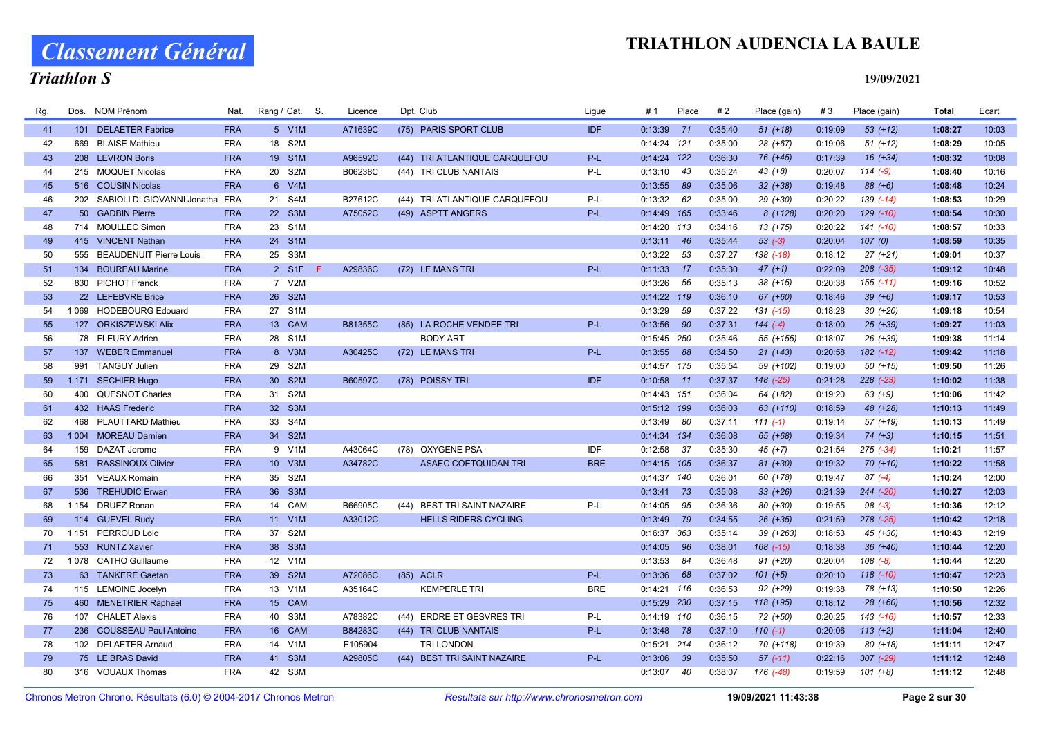# Classement Général

## Triathlon S

## TRIATHLON AUDENCIA LA BAULE

19/09/2021

| Rg. | Dos. | NOM Prénom | Nat. | Rang / Cat. | S. | Licence | Dpt. Club | Ligue | # 1 | Place | # 2 | Place (gain) | # 3 | Place (gain) | Total | Ecart |
|---|---|---|---|---|---|---|---|---|---|---|---|---|---|---|---|---|
| 41 | 101 | DELAETER Fabrice | FRA | 5 V1M | | A71639C | (75) PARIS SPORT CLUB | IDF | 0:13:39 | 71 | 0:35:40 | 51 (+18) | 0:19:09 | 53 (+12) | 1:08:27 | 10:03 |
| 42 | 669 | BLAISE Mathieu | FRA | 18 S2M | | | | | 0:14:24 | 121 | 0:35:00 | 28 (+67) | 0:19:06 | 51 (+12) | 1:08:29 | 10:05 |
| 43 | 208 | LEVRON Boris | FRA | 19 S1M | | A96592C | (44) TRI ATLANTIQUE CARQUEFOU | P-L | 0:14:24 | 122 | 0:36:30 | 76 (+45) | 0:17:39 | 16 (+34) | 1:08:32 | 10:08 |
| 44 | 215 | MOQUET Nicolas | FRA | 20 S2M | | B06238C | (44) TRI CLUB NANTAIS | P-L | 0:13:10 | 43 | 0:35:24 | 43 (+8) | 0:20:07 | 114 (-9) | 1:08:40 | 10:16 |
| 45 | 516 | COUSIN Nicolas | FRA | 6 V4M | | | | | 0:13:55 | 89 | 0:35:06 | 32 (+38) | 0:19:48 | 88 (+6) | 1:08:48 | 10:24 |
| 46 | 202 | SABIOLI DI GIOVANNI Jonatha | FRA | 21 S4M | | B27612C | (44) TRI ATLANTIQUE CARQUEFOU | P-L | 0:13:32 | 62 | 0:35:00 | 29 (+30) | 0:20:22 | 139 (-14) | 1:08:53 | 10:29 |
| 47 | 50 | GADBIN Pierre | FRA | 22 S3M | | A75052C | (49) ASPTT ANGERS | P-L | 0:14:49 | 165 | 0:33:46 | 8 (+128) | 0:20:20 | 129 (-10) | 1:08:54 | 10:30 |
| 48 | 714 | MOULLEC Simon | FRA | 23 S1M | | | | | 0:14:20 | 113 | 0:34:16 | 13 (+75) | 0:20:22 | 141 (-10) | 1:08:57 | 10:33 |
| 49 | 415 | VINCENT Nathan | FRA | 24 S1M | | | | | 0:13:11 | 46 | 0:35:44 | 53 (-3) | 0:20:04 | 107 (0) | 1:08:59 | 10:35 |
| 50 | 555 | BEAUDENUIT Pierre Louis | FRA | 25 S3M | | | | | 0:13:22 | 53 | 0:37:27 | 138 (-18) | 0:18:12 | 27 (+21) | 1:09:01 | 10:37 |
| 51 | 134 | BOUREAU Marine | FRA | 2 S1F | F | A29836C | (72) LE MANS TRI | P-L | 0:11:33 | 17 | 0:35:30 | 47 (+1) | 0:22:09 | 298 (-35) | 1:09:12 | 10:48 |
| 52 | 830 | PICHOT Franck | FRA | 7 V2M | | | | | 0:13:26 | 56 | 0:35:13 | 38 (+15) | 0:20:38 | 155 (-11) | 1:09:16 | 10:52 |
| 53 | 22 | LEFEBVRE Brice | FRA | 26 S2M | | | | | 0:14:22 | 119 | 0:36:10 | 67 (+60) | 0:18:46 | 39 (+6) | 1:09:17 | 10:53 |
| 54 | 1 069 | HODEBOURG Edouard | FRA | 27 S1M | | | | | 0:13:29 | 59 | 0:37:22 | 131 (-15) | 0:18:28 | 30 (+20) | 1:09:18 | 10:54 |
| 55 | 127 | ORKISZEWSKI Alix | FRA | 13 CAM | | B81355C | (85) LA ROCHE VENDEE TRI | P-L | 0:13:56 | 90 | 0:37:31 | 144 (-4) | 0:18:00 | 25 (+39) | 1:09:27 | 11:03 |
| 56 | 78 | FLEURY Adrien | FRA | 28 S1M | | | BODY ART | | 0:15:45 | 250 | 0:35:46 | 55 (+155) | 0:18:07 | 26 (+39) | 1:09:38 | 11:14 |
| 57 | 137 | WEBER Emmanuel | FRA | 8 V3M | | A30425C | (72) LE MANS TRI | P-L | 0:13:55 | 88 | 0:34:50 | 21 (+43) | 0:20:58 | 182 (-12) | 1:09:42 | 11:18 |
| 58 | 991 | TANGUY Julien | FRA | 29 S2M | | | | | 0:14:57 | 175 | 0:35:54 | 59 (+102) | 0:19:00 | 50 (+15) | 1:09:50 | 11:26 |
| 59 | 1 171 | SECHIER Hugo | FRA | 30 S2M | | B60597C | (78) POISSY TRI | IDF | 0:10:58 | 11 | 0:37:37 | 148 (-25) | 0:21:28 | 228 (-23) | 1:10:02 | 11:38 |
| 60 | 400 | QUESNOT Charles | FRA | 31 S2M | | | | | 0:14:43 | 151 | 0:36:04 | 64 (+82) | 0:19:20 | 63 (+9) | 1:10:06 | 11:42 |
| 61 | 432 | HAAS Frederic | FRA | 32 S3M | | | | | 0:15:12 | 199 | 0:36:03 | 63 (+110) | 0:18:59 | 48 (+28) | 1:10:13 | 11:49 |
| 62 | 468 | PLAUTTARD Mathieu | FRA | 33 S4M | | | | | 0:13:49 | 80 | 0:37:11 | 111 (-1) | 0:19:14 | 57 (+19) | 1:10:13 | 11:49 |
| 63 | 1 004 | MOREAU Damien | FRA | 34 S2M | | | | | 0:14:34 | 134 | 0:36:08 | 65 (+68) | 0:19:34 | 74 (+3) | 1:10:15 | 11:51 |
| 64 | 159 | DAZAT Jerome | FRA | 9 V1M | | A43064C | (78) OXYGENE PSA | IDF | 0:12:58 | 37 | 0:35:30 | 45 (+7) | 0:21:54 | 275 (-34) | 1:10:21 | 11:57 |
| 65 | 581 | RASSINOUX Olivier | FRA | 10 V3M | | A34782C | ASAEC COETQUIDAN TRI | BRE | 0:14:15 | 105 | 0:36:37 | 81 (+30) | 0:19:32 | 70 (+10) | 1:10:22 | 11:58 |
| 66 | 351 | VEAUX Romain | FRA | 35 S2M | | | | | 0:14:37 | 140 | 0:36:01 | 60 (+78) | 0:19:47 | 87 (-4) | 1:10:24 | 12:00 |
| 67 | 536 | TREHUDIC Erwan | FRA | 36 S3M | | | | | 0:13:41 | 73 | 0:35:08 | 33 (+26) | 0:21:39 | 244 (-20) | 1:10:27 | 12:03 |
| 68 | 1 154 | DRUEZ Ronan | FRA | 14 CAM | | B66905C | (44) BEST TRI SAINT NAZAIRE | P-L | 0:14:05 | 95 | 0:36:36 | 80 (+30) | 0:19:55 | 98 (-3) | 1:10:36 | 12:12 |
| 69 | 114 | GUEVEL Rudy | FRA | 11 V1M | | A33012C | HELLS RIDERS CYCLING | | 0:13:49 | 79 | 0:34:55 | 26 (+35) | 0:21:59 | 278 (-25) | 1:10:42 | 12:18 |
| 70 | 1 151 | PERROUD Loic | FRA | 37 S2M | | | | | 0:16:37 | 363 | 0:35:14 | 39 (+263) | 0:18:53 | 45 (+30) | 1:10:43 | 12:19 |
| 71 | 553 | RUNTZ Xavier | FRA | 38 S3M | | | | | 0:14:05 | 96 | 0:38:01 | 168 (-15) | 0:18:38 | 36 (+40) | 1:10:44 | 12:20 |
| 72 | 1 078 | CATHO Guillaume | FRA | 12 V1M | | | | | 0:13:53 | 84 | 0:36:48 | 91 (+20) | 0:20:04 | 108 (-8) | 1:10:44 | 12:20 |
| 73 | 63 | TANKERE Gaetan | FRA | 39 S2M | | A72086C | (85) ACLR | P-L | 0:13:36 | 68 | 0:37:02 | 101 (+5) | 0:20:10 | 118 (-10) | 1:10:47 | 12:23 |
| 74 | 115 | LEMOINE Jocelyn | FRA | 13 V1M | | A35164C | KEMPERLE TRI | BRE | 0:14:21 | 116 | 0:36:53 | 92 (+29) | 0:19:38 | 78 (+13) | 1:10:50 | 12:26 |
| 75 | 460 | MENETRIER Raphael | FRA | 15 CAM | | | | | 0:15:29 | 230 | 0:37:15 | 118 (+95) | 0:18:12 | 28 (+60) | 1:10:56 | 12:32 |
| 76 | 107 | CHALET Alexis | FRA | 40 S3M | | A78382C | (44) ERDRE ET GESVRES TRI | P-L | 0:14:19 | 110 | 0:36:15 | 72 (+50) | 0:20:25 | 143 (-16) | 1:10:57 | 12:33 |
| 77 | 236 | COUSSEAU Paul Antoine | FRA | 16 CAM | | B84283C | (44) TRI CLUB NANTAIS | P-L | 0:13:48 | 78 | 0:37:10 | 110 (-1) | 0:20:06 | 113 (+2) | 1:11:04 | 12:40 |
| 78 | 102 | DELAETER Arnaud | FRA | 14 V1M | | E105904 | TRI LONDON | | 0:15:21 | 214 | 0:36:12 | 70 (+118) | 0:19:39 | 80 (+18) | 1:11:11 | 12:47 |
| 79 | 75 | LE BRAS David | FRA | 41 S3M | | A29805C | (44) BEST TRI SAINT NAZAIRE | P-L | 0:13:06 | 39 | 0:35:50 | 57 (-11) | 0:22:16 | 307 (-29) | 1:11:12 | 12:48 |
| 80 | 316 | VOUAUX Thomas | FRA | 42 S3M | | | | | 0:13:07 | 40 | 0:38:07 | 176 (-48) | 0:19:59 | 101 (+8) | 1:11:12 | 12:48 |

Chronos Metron Chrono. Résultats (6.0) © 2004-2017 Chronos Metron — *Resultats sur http://www.chronosmetron.com* — 19/09/2021 11:43:38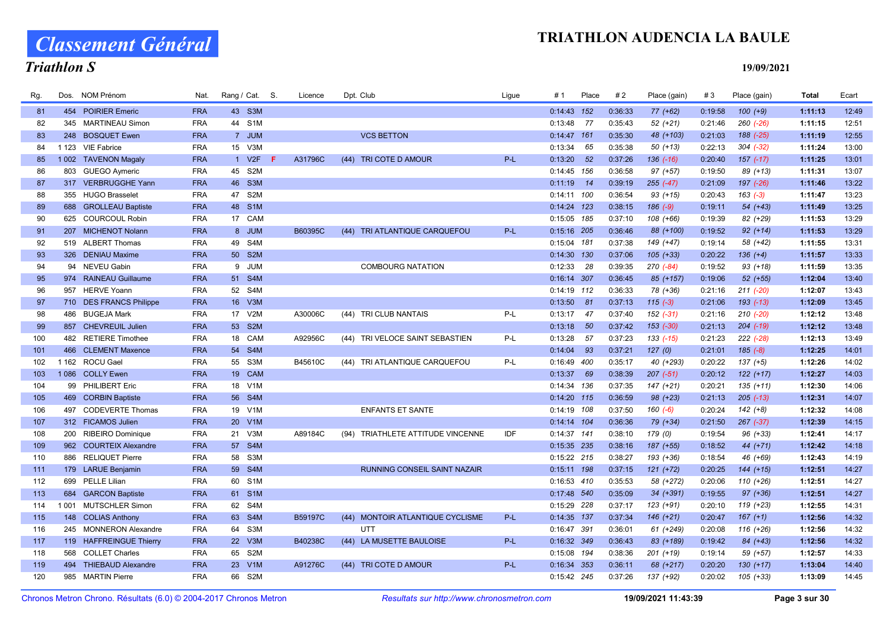# Classement Général

## Triathlon S

## TRIATHLON AUDENCIA LA BAULE

19/09/2021

| Rg. | Dos. | NOM Prénom | Nat. | Rang / Cat. | S. | Licence | Dpt. Club | Ligue | # 1 | Place | # 2 | Place (gain) | # 3 | Place (gain) | Total | Ecart |
|---|---|---|---|---|---|---|---|---|---|---|---|---|---|---|---|---|
| 81 | 454 | POIRIER Emeric | FRA | 43 S3M | | | | | 0:14:43 | 152 | 0:36:33 | 77 (+62) | 0:19:58 | 100 (+9) | **1:11:13** | 12:49 |
| 82 | 345 | MARTINEAU Simon | FRA | 44 S1M | | | | | 0:13:48 | 77 | 0:35:43 | 52 (+21) | 0:21:46 | 260 (-26) | **1:11:15** | 12:51 |
| 83 | 248 | BOSQUET Ewen | FRA | 7 JUM | | | VCS BETTON | | 0:14:47 | 161 | 0:35:30 | 48 (+103) | 0:21:03 | 188 (-25) | **1:11:19** | 12:55 |
| 84 | 1 123 | VIE Fabrice | FRA | 15 V3M | | | | | 0:13:34 | 65 | 0:35:38 | 50 (+13) | 0:22:13 | 304 (-32) | **1:11:24** | 13:00 |
| 85 | 1 002 | TAVENON Magaly | FRA | 1 V2F | F | A31796C | (44) TRI COTE D AMOUR | P-L | 0:13:20 | 52 | 0:37:26 | 136 (-16) | 0:20:40 | 157 (-17) | **1:11:25** | 13:01 |
| 86 | 803 | GUEGO Aymeric | FRA | 45 S2M | | | | | 0:14:45 | 156 | 0:36:58 | 97 (+57) | 0:19:50 | 89 (+13) | **1:11:31** | 13:07 |
| 87 | 317 | VERBRUGGHE Yann | FRA | 46 S3M | | | | | 0:11:19 | 14 | 0:39:19 | 255 (-47) | 0:21:09 | 197 (-26) | **1:11:46** | 13:22 |
| 88 | 355 | HUGO Brasselet | FRA | 47 S2M | | | | | 0:14:11 | 100 | 0:36:54 | 93 (+15) | 0:20:43 | 163 (-3) | **1:11:47** | 13:23 |
| 89 | 688 | GROLLEAU Baptiste | FRA | 48 S1M | | | | | 0:14:24 | 123 | 0:38:15 | 186 (-9) | 0:19:11 | 54 (+43) | **1:11:49** | 13:25 |
| 90 | 625 | COURCOUL Robin | FRA | 17 CAM | | | | | 0:15:05 | 185 | 0:37:10 | 108 (+66) | 0:19:39 | 82 (+29) | **1:11:53** | 13:29 |
| 91 | 207 | MICHENOT Nolann | FRA | 8 JUM | | B60395C | (44) TRI ATLANTIQUE CARQUEFOU | P-L | 0:15:16 | 205 | 0:36:46 | 88 (+100) | 0:19:52 | 92 (+14) | **1:11:53** | 13:29 |
| 92 | 519 | ALBERT Thomas | FRA | 49 S4M | | | | | 0:15:04 | 181 | 0:37:38 | 149 (+47) | 0:19:14 | 58 (+42) | **1:11:55** | 13:31 |
| 93 | 326 | DENIAU Maxime | FRA | 50 S2M | | | | | 0:14:30 | 130 | 0:37:06 | 105 (+33) | 0:20:22 | 136 (+4) | **1:11:57** | 13:33 |
| 94 | 94 | NEVEU Gabin | FRA | 9 JUM | | | COMBOURG NATATION | | 0:12:33 | 28 | 0:39:35 | 270 (-84) | 0:19:52 | 93 (+18) | **1:11:59** | 13:35 |
| 95 | 974 | RAINEAU Guillaume | FRA | 51 S4M | | | | | 0:16:14 | 307 | 0:36:45 | 85 (+157) | 0:19:06 | 52 (+55) | **1:12:04** | 13:40 |
| 96 | 957 | HERVE Yoann | FRA | 52 S4M | | | | | 0:14:19 | 112 | 0:36:33 | 78 (+36) | 0:21:16 | 211 (-20) | **1:12:07** | 13:43 |
| 97 | 710 | DES FRANCS Philippe | FRA | 16 V3M | | | | | 0:13:50 | 81 | 0:37:13 | 115 (-3) | 0:21:06 | 193 (-13) | **1:12:09** | 13:45 |
| 98 | 486 | BUGEJA Mark | FRA | 17 V2M | | A30006C | (44) TRI CLUB NANTAIS | P-L | 0:13:17 | 47 | 0:37:40 | 152 (-31) | 0:21:16 | 210 (-20) | **1:12:12** | 13:48 |
| 99 | 857 | CHEVREUIL Julien | FRA | 53 S2M | | | | | 0:13:18 | 50 | 0:37:42 | 153 (-30) | 0:21:13 | 204 (-19) | **1:12:12** | 13:48 |
| 100 | 482 | RETIERE Timothee | FRA | 18 CAM | | A92956C | (44) TRI VELOCE SAINT SEBASTIEN | P-L | 0:13:28 | 57 | 0:37:23 | 133 (-15) | 0:21:23 | 222 (-28) | **1:12:13** | 13:49 |
| 101 | 466 | CLEMENT Maxence | FRA | 54 S4M | | | | | 0:14:04 | 93 | 0:37:21 | 127 (0) | 0:21:01 | 185 (-8) | **1:12:25** | 14:01 |
| 102 | 1 162 | ROCU Gael | FRA | 55 S3M | | B45610C | (44) TRI ATLANTIQUE CARQUEFOU | P-L | 0:16:49 | 400 | 0:35:17 | 40 (+293) | 0:20:22 | 137 (+5) | **1:12:26** | 14:02 |
| 103 | 1 086 | COLLY Ewen | FRA | 19 CAM | | | | | 0:13:37 | 69 | 0:38:39 | 207 (-51) | 0:20:12 | 122 (+17) | **1:12:27** | 14:03 |
| 104 | 99 | PHILIBERT Eric | FRA | 18 V1M | | | | | 0:14:34 | 136 | 0:37:35 | 147 (+21) | 0:20:21 | 135 (+11) | **1:12:30** | 14:06 |
| 105 | 469 | CORBIN Baptiste | FRA | 56 S4M | | | | | 0:14:20 | 115 | 0:36:59 | 98 (+23) | 0:21:13 | 205 (-13) | **1:12:31** | 14:07 |
| 106 | 497 | CODEVERTE Thomas | FRA | 19 V1M | | | ENFANTS ET SANTE | | 0:14:19 | 108 | 0:37:50 | 160 (-6) | 0:20:24 | 142 (+8) | **1:12:32** | 14:08 |
| 107 | 312 | FICAMOS Julien | FRA | 20 V1M | | | | | 0:14:14 | 104 | 0:36:36 | 79 (+34) | 0:21:50 | 267 (-37) | **1:12:39** | 14:15 |
| 108 | 200 | RIBEIRO Dominique | FRA | 21 V3M | | A89184C | (94) TRIATHLETE ATTITUDE VINCENNE | IDF | 0:14:37 | 141 | 0:38:10 | 179 (0) | 0:19:54 | 96 (+33) | **1:12:41** | 14:17 |
| 109 | 962 | COURTEIX Alexandre | FRA | 57 S4M | | | | | 0:15:35 | 235 | 0:38:16 | 187 (+55) | 0:18:52 | 44 (+71) | **1:12:42** | 14:18 |
| 110 | 886 | RELIQUET Pierre | FRA | 58 S3M | | | | | 0:15:22 | 215 | 0:38:27 | 193 (+36) | 0:18:54 | 46 (+69) | **1:12:43** | 14:19 |
| 111 | 179 | LARUE Benjamin | FRA | 59 S4M | | | RUNNING CONSEIL SAINT NAZAIR | | 0:15:11 | 198 | 0:37:15 | 121 (+72) | 0:20:25 | 144 (+15) | **1:12:51** | 14:27 |
| 112 | 699 | PELLE Lilian | FRA | 60 S1M | | | | | 0:16:53 | 410 | 0:35:53 | 58 (+272) | 0:20:06 | 110 (+26) | **1:12:51** | 14:27 |
| 113 | 684 | GARCON Baptiste | FRA | 61 S1M | | | | | 0:17:48 | 540 | 0:35:09 | 34 (+391) | 0:19:55 | 97 (+36) | **1:12:51** | 14:27 |
| 114 | 1 001 | MUTSCHLER Simon | FRA | 62 S4M | | | | | 0:15:29 | 228 | 0:37:17 | 123 (+91) | 0:20:10 | 119 (+23) | **1:12:55** | 14:31 |
| 115 | 148 | COLIAS Anthony | FRA | 63 S4M | | B59197C | (44) MONTOIR ATLANTIQUE CYCLISME | P-L | 0:14:35 | 137 | 0:37:34 | 146 (+21) | 0:20:47 | 167 (+1) | **1:12:56** | 14:32 |
| 116 | 245 | MONNERON Alexandre | FRA | 64 S3M | | | UTT | | 0:16:47 | 391 | 0:36:01 | 61 (+249) | 0:20:08 | 116 (+26) | **1:12:56** | 14:32 |
| 117 | 119 | HAFFREINGUE Thierry | FRA | 22 V3M | | B40238C | (44) LA MUSETTE BAULOISE | P-L | 0:16:32 | 349 | 0:36:43 | 83 (+189) | 0:19:42 | 84 (+43) | **1:12:56** | 14:32 |
| 118 | 568 | COLLET Charles | FRA | 65 S2M | | | | | 0:15:08 | 194 | 0:38:36 | 201 (+19) | 0:19:14 | 59 (+57) | **1:12:57** | 14:33 |
| 119 | 494 | THIEBAUD Alexandre | FRA | 23 V1M | | A91276C | (44) TRI COTE D AMOUR | P-L | 0:16:34 | 353 | 0:36:11 | 68 (+217) | 0:20:20 | 130 (+17) | **1:13:04** | 14:40 |
| 120 | 985 | MARTIN Pierre | FRA | 66 S2M | | | | | 0:15:42 | 245 | 0:37:26 | 137 (+92) | 0:20:02 | 105 (+33) | **1:13:09** | 14:45 |

Chronos Metron Chrono. Résultats (6.0) © 2004-2017 Chronos Metron — *Resultats sur http://www.chronosmetron.com* — 19/09/2021 11:43:39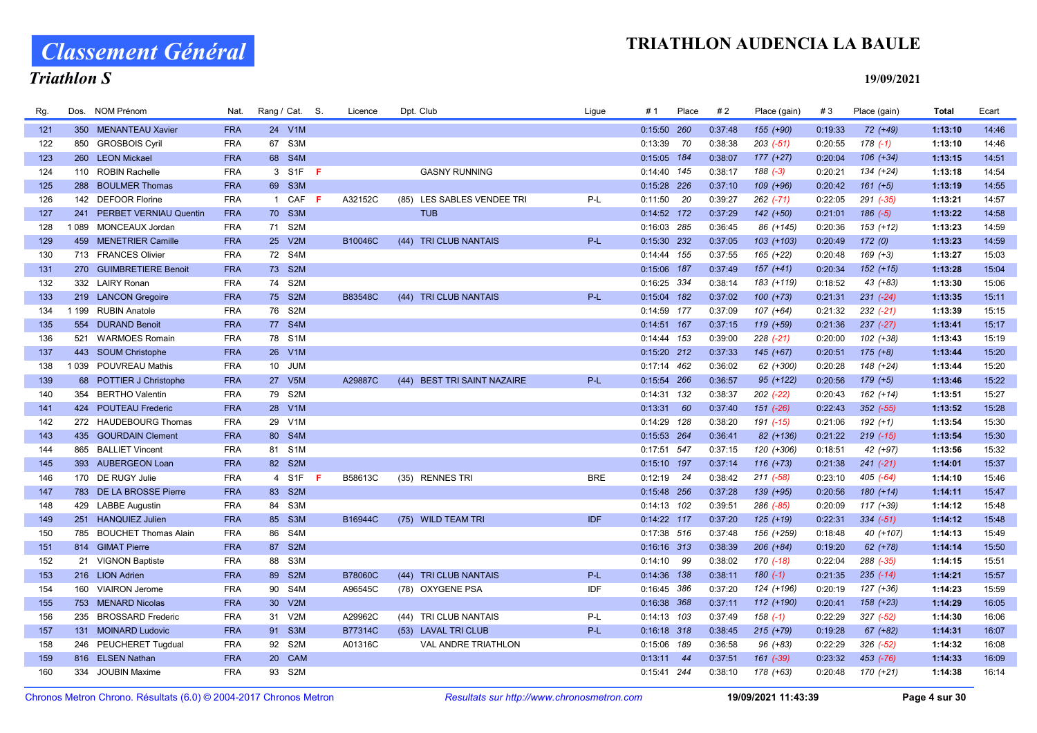# Classement Général

## Triathlon S

# TRIATHLON AUDENCIA LA BAULE

19/09/2021

| Rg. | Dos. | NOM Prénom | Nat. | Rang / Cat. | | S. | Licence | Dpt. | Club | Ligue | # 1 | Place | # 2 | Place (gain) | # 3 | Place (gain) | Total | Ecart |
|---|---|---|---|---|---|---|---|---|---|---|---|---|---|---|---|---|---|---|
| 121 | 350 | MENANTEAU Xavier | FRA | 24 | V1M | | | | | | 0:15:50 | 260 | 0:37:48 | 155 (+90) | 0:19:33 | 72 (+49) | 1:13:10 | 14:46 |
| 122 | 850 | GROSBOIS Cyril | FRA | 67 | S3M | | | | | | 0:13:39 | 70 | 0:38:38 | 203 (-51) | 0:20:55 | 178 (-1) | 1:13:10 | 14:46 |
| 123 | 260 | LEON Mickael | FRA | 68 | S4M | | | | | | 0:15:05 | 184 | 0:38:07 | 177 (+27) | 0:20:04 | 106 (+34) | 1:13:15 | 14:51 |
| 124 | 110 | ROBIN Rachelle | FRA | 3 | S1F | F | | | GASNY RUNNING | | 0:14:40 | 145 | 0:38:17 | 188 (-3) | 0:20:21 | 134 (+24) | 1:13:18 | 14:54 |
| 125 | 288 | BOULMER Thomas | FRA | 69 | S3M | | | | | | 0:15:28 | 226 | 0:37:10 | 109 (+96) | 0:20:42 | 161 (+5) | 1:13:19 | 14:55 |
| 126 | 142 | DEFOOR Florine | FRA | 1 | CAF | F | A32152C | (85) | LES SABLES VENDEE TRI | P-L | 0:11:50 | 20 | 0:39:27 | 262 (-71) | 0:22:05 | 291 (-35) | 1:13:21 | 14:57 |
| 127 | 241 | PERBET VERNIAU Quentin | FRA | 70 | S3M | | | | TUB | | 0:14:52 | 172 | 0:37:29 | 142 (+50) | 0:21:01 | 186 (-5) | 1:13:22 | 14:58 |
| 128 | 1 089 | MONCEAUX Jordan | FRA | 71 | S2M | | | | | | 0:16:03 | 285 | 0:36:45 | 86 (+145) | 0:20:36 | 153 (+12) | 1:13:23 | 14:59 |
| 129 | 459 | MENETRIER Camille | FRA | 25 | V2M | | B10046C | (44) | TRI CLUB NANTAIS | P-L | 0:15:30 | 232 | 0:37:05 | 103 (+103) | 0:20:49 | 172 (0) | 1:13:23 | 14:59 |
| 130 | 713 | FRANCES Olivier | FRA | 72 | S4M | | | | | | 0:14:44 | 155 | 0:37:55 | 165 (+22) | 0:20:48 | 169 (+3) | 1:13:27 | 15:03 |
| 131 | 270 | GUIMBRETIERE Benoit | FRA | 73 | S2M | | | | | | 0:15:06 | 187 | 0:37:49 | 157 (+41) | 0:20:34 | 152 (+15) | 1:13:28 | 15:04 |
| 132 | 332 | LAIRY Ronan | FRA | 74 | S2M | | | | | | 0:16:25 | 334 | 0:38:14 | 183 (+119) | 0:18:52 | 43 (+83) | 1:13:30 | 15:06 |
| 133 | 219 | LANCON Gregoire | FRA | 75 | S2M | | B83548C | (44) | TRI CLUB NANTAIS | P-L | 0:15:04 | 182 | 0:37:02 | 100 (+73) | 0:21:31 | 231 (-24) | 1:13:35 | 15:11 |
| 134 | 1 199 | RUBIN Anatole | FRA | 76 | S2M | | | | | | 0:14:59 | 177 | 0:37:09 | 107 (+64) | 0:21:32 | 232 (-21) | 1:13:39 | 15:15 |
| 135 | 554 | DURAND Benoit | FRA | 77 | S4M | | | | | | 0:14:51 | 167 | 0:37:15 | 119 (+59) | 0:21:36 | 237 (-27) | 1:13:41 | 15:17 |
| 136 | 521 | WARMOES Romain | FRA | 78 | S1M | | | | | | 0:14:44 | 153 | 0:39:00 | 228 (-21) | 0:20:00 | 102 (+38) | 1:13:43 | 15:19 |
| 137 | 443 | SOUM Christophe | FRA | 26 | V1M | | | | | | 0:15:20 | 212 | 0:37:33 | 145 (+67) | 0:20:51 | 175 (+8) | 1:13:44 | 15:20 |
| 138 | 1 039 | POUVREAU Mathis | FRA | 10 | JUM | | | | | | 0:17:14 | 462 | 0:36:02 | 62 (+300) | 0:20:28 | 148 (+24) | 1:13:44 | 15:20 |
| 139 | 68 | POTTIER J Christophe | FRA | 27 | V5M | | A29887C | (44) | BEST TRI SAINT NAZAIRE | P-L | 0:15:54 | 266 | 0:36:57 | 95 (+122) | 0:20:56 | 179 (+5) | 1:13:46 | 15:22 |
| 140 | 354 | BERTHO Valentin | FRA | 79 | S2M | | | | | | 0:14:31 | 132 | 0:38:37 | 202 (-22) | 0:20:43 | 162 (+14) | 1:13:51 | 15:27 |
| 141 | 424 | POUTEAU Frederic | FRA | 28 | V1M | | | | | | 0:13:31 | 60 | 0:37:40 | 151 (-26) | 0:22:43 | 352 (-55) | 1:13:52 | 15:28 |
| 142 | 272 | HAUDEBOURG Thomas | FRA | 29 | V1M | | | | | | 0:14:29 | 128 | 0:38:20 | 191 (-15) | 0:21:06 | 192 (+1) | 1:13:54 | 15:30 |
| 143 | 435 | GOURDAIN Clement | FRA | 80 | S4M | | | | | | 0:15:53 | 264 | 0:36:41 | 82 (+136) | 0:21:22 | 219 (-15) | 1:13:54 | 15:30 |
| 144 | 865 | BALLIET Vincent | FRA | 81 | S1M | | | | | | 0:17:51 | 547 | 0:37:15 | 120 (+306) | 0:18:51 | 42 (+97) | 1:13:56 | 15:32 |
| 145 | 393 | AUBERGEON Loan | FRA | 82 | S2M | | | | | | 0:15:10 | 197 | 0:37:14 | 116 (+73) | 0:21:38 | 241 (-21) | 1:14:01 | 15:37 |
| 146 | 170 | DE RUGY Julie | FRA | 4 | S1F | F | B58613C | (35) | RENNES TRI | BRE | 0:12:19 | 24 | 0:38:42 | 211 (-58) | 0:23:10 | 405 (-64) | 1:14:10 | 15:46 |
| 147 | 783 | DE LA BROSSE Pierre | FRA | 83 | S2M | | | | | | 0:15:48 | 256 | 0:37:28 | 139 (+95) | 0:20:56 | 180 (+14) | 1:14:11 | 15:47 |
| 148 | 429 | LABBE Augustin | FRA | 84 | S3M | | | | | | 0:14:13 | 102 | 0:39:51 | 286 (-85) | 0:20:09 | 117 (+39) | 1:14:12 | 15:48 |
| 149 | 251 | HANQUIEZ Julien | FRA | 85 | S3M | | B16944C | (75) | WILD TEAM TRI | IDF | 0:14:22 | 117 | 0:37:20 | 125 (+19) | 0:22:31 | 334 (-51) | 1:14:12 | 15:48 |
| 150 | 785 | BOUCHET Thomas Alain | FRA | 86 | S4M | | | | | | 0:17:38 | 516 | 0:37:48 | 156 (+259) | 0:18:48 | 40 (+107) | 1:14:13 | 15:49 |
| 151 | 814 | GIMAT Pierre | FRA | 87 | S2M | | | | | | 0:16:16 | 313 | 0:38:39 | 206 (+84) | 0:19:20 | 62 (+78) | 1:14:14 | 15:50 |
| 152 | 21 | VIGNON Baptiste | FRA | 88 | S3M | | | | | | 0:14:10 | 99 | 0:38:02 | 170 (-18) | 0:22:04 | 288 (-35) | 1:14:15 | 15:51 |
| 153 | 216 | LION Adrien | FRA | 89 | S2M | | B78060C | (44) | TRI CLUB NANTAIS | P-L | 0:14:36 | 138 | 0:38:11 | 180 (-1) | 0:21:35 | 235 (-14) | 1:14:21 | 15:57 |
| 154 | 160 | VIAIRON Jerome | FRA | 90 | S4M | | A96545C | (78) | OXYGENE PSA | IDF | 0:16:45 | 386 | 0:37:20 | 124 (+196) | 0:20:19 | 127 (+36) | 1:14:23 | 15:59 |
| 155 | 753 | MENARD Nicolas | FRA | 30 | V2M | | | | | | 0:16:38 | 368 | 0:37:11 | 112 (+190) | 0:20:41 | 158 (+23) | 1:14:29 | 16:05 |
| 156 | 235 | BROSSARD Frederic | FRA | 31 | V2M | | A29962C | (44) | TRI CLUB NANTAIS | P-L | 0:14:13 | 103 | 0:37:49 | 158 (-1) | 0:22:29 | 327 (-52) | 1:14:30 | 16:06 |
| 157 | 131 | MOINARD Ludovic | FRA | 91 | S3M | | B77314C | (53) | LAVAL TRI CLUB | P-L | 0:16:18 | 318 | 0:38:45 | 215 (+79) | 0:19:28 | 67 (+82) | 1:14:31 | 16:07 |
| 158 | 246 | PEUCHERET Tugdual | FRA | 92 | S2M | | A01316C | | VAL ANDRE TRIATHLON | | 0:15:06 | 189 | 0:36:58 | 96 (+83) | 0:22:29 | 326 (-52) | 1:14:32 | 16:08 |
| 159 | 816 | ELSEN Nathan | FRA | 20 | CAM | | | | | | 0:13:11 | 44 | 0:37:51 | 161 (-39) | 0:23:32 | 453 (-76) | 1:14:33 | 16:09 |
| 160 | 334 | JOUBIN Maxime | FRA | 93 | S2M | | | | | | 0:15:41 | 244 | 0:38:10 | 178 (+63) | 0:20:48 | 170 (+21) | 1:14:38 | 16:14 |

Chronos Metron Chrono. Résultats (6.0) © 2004-2017 Chronos Metron — Resultats sur http://www.chronosmetron.com — 19/09/2021 11:43:39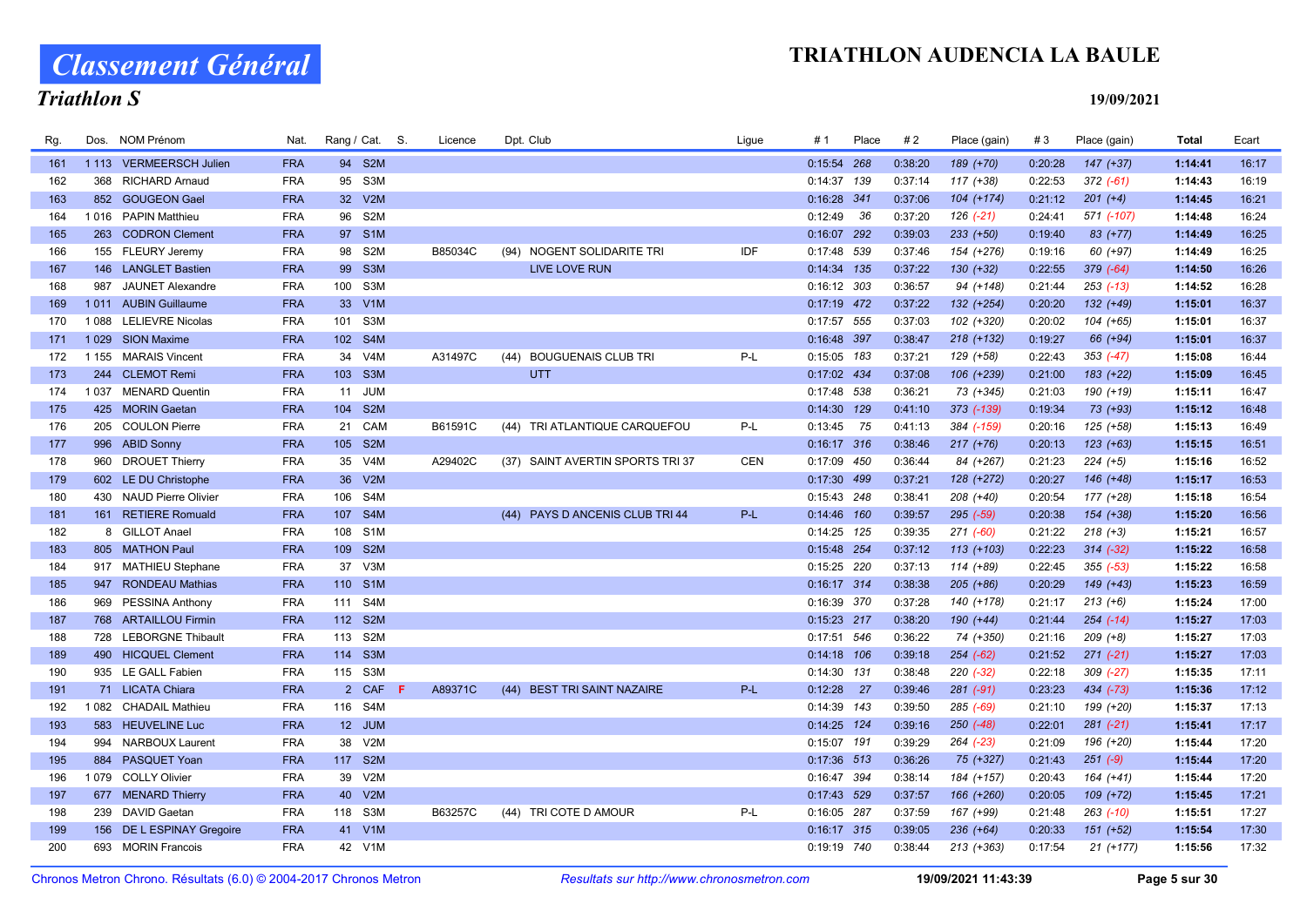# Classement Général

## Triathlon S

## TRIATHLON AUDENCIA LA BAULE

19/09/2021

| Rg. | Dos. | NOM Prénom | Nat. | Rang / Cat. | S. | Licence | Dpt. Club | Ligue | # 1 | Place | # 2 | Place (gain) | # 3 | Place (gain) | Total | Ecart |
|---|---|---|---|---|---|---|---|---|---|---|---|---|---|---|---|---|
| 161 | 1 113 | VERMEERSCH Julien | FRA | 94 S2M | | | | | 0:15:54 | 268 | 0:38:20 | 189 (+70) | 0:20:28 | 147 (+37) | 1:14:41 | 16:17 |
| 162 | 368 | RICHARD Arnaud | FRA | 95 S3M | | | | | 0:14:37 | 139 | 0:37:14 | 117 (+38) | 0:22:53 | 372 (-61) | 1:14:43 | 16:19 |
| 163 | 852 | GOUGEON Gael | FRA | 32 V2M | | | | | 0:16:28 | 341 | 0:37:06 | 104 (+174) | 0:21:12 | 201 (+4) | 1:14:45 | 16:21 |
| 164 | 1 016 | PAPIN Matthieu | FRA | 96 S2M | | | | | 0:12:49 | 36 | 0:37:20 | 126 (-21) | 0:24:41 | 571 (-107) | 1:14:48 | 16:24 |
| 165 | 263 | CODRON Clement | FRA | 97 S1M | | | | | 0:16:07 | 292 | 0:39:03 | 233 (+50) | 0:19:40 | 83 (+77) | 1:14:49 | 16:25 |
| 166 | 155 | FLEURY Jeremy | FRA | 98 S2M | | B85034C | (94) NOGENT SOLIDARITE TRI | IDF | 0:17:48 | 539 | 0:37:46 | 154 (+276) | 0:19:16 | 60 (+97) | 1:14:49 | 16:25 |
| 167 | 146 | LANGLET Bastien | FRA | 99 S3M | | | LIVE LOVE RUN | | 0:14:34 | 135 | 0:37:22 | 130 (+32) | 0:22:55 | 379 (-64) | 1:14:50 | 16:26 |
| 168 | 987 | JAUNET Alexandre | FRA | 100 S3M | | | | | 0:16:12 | 303 | 0:36:57 | 94 (+148) | 0:21:44 | 253 (-13) | 1:14:52 | 16:28 |
| 169 | 1 011 | AUBIN Guillaume | FRA | 33 V1M | | | | | 0:17:19 | 472 | 0:37:22 | 132 (+254) | 0:20:20 | 132 (+49) | 1:15:01 | 16:37 |
| 170 | 1 088 | LELIEVRE Nicolas | FRA | 101 S3M | | | | | 0:17:57 | 555 | 0:37:03 | 102 (+320) | 0:20:02 | 104 (+65) | 1:15:01 | 16:37 |
| 171 | 1 029 | SION Maxime | FRA | 102 S4M | | | | | 0:16:48 | 397 | 0:38:47 | 218 (+132) | 0:19:27 | 66 (+94) | 1:15:01 | 16:37 |
| 172 | 1 155 | MARAIS Vincent | FRA | 34 V4M | | A31497C | (44) BOUGUENAIS CLUB TRI | P-L | 0:15:05 | 183 | 0:37:21 | 129 (+58) | 0:22:43 | 353 (-47) | 1:15:08 | 16:44 |
| 173 | 244 | CLEMOT Remi | FRA | 103 S3M | | | UTT | | 0:17:02 | 434 | 0:37:08 | 106 (+239) | 0:21:00 | 183 (+22) | 1:15:09 | 16:45 |
| 174 | 1 037 | MENARD Quentin | FRA | 11 JUM | | | | | 0:17:48 | 538 | 0:36:21 | 73 (+345) | 0:21:03 | 190 (+19) | 1:15:11 | 16:47 |
| 175 | 425 | MORIN Gaetan | FRA | 104 S2M | | | | | 0:14:30 | 129 | 0:41:10 | 373 (-139) | 0:19:34 | 73 (+93) | 1:15:12 | 16:48 |
| 176 | 205 | COULON Pierre | FRA | 21 CAM | | B61591C | (44) TRI ATLANTIQUE CARQUEFOU | P-L | 0:13:45 | 75 | 0:41:13 | 384 (-159) | 0:20:16 | 125 (+58) | 1:15:13 | 16:49 |
| 177 | 996 | ABID Sonny | FRA | 105 S2M | | | | | 0:16:17 | 316 | 0:38:46 | 217 (+76) | 0:20:13 | 123 (+63) | 1:15:15 | 16:51 |
| 178 | 960 | DROUET Thierry | FRA | 35 V4M | | A29402C | (37) SAINT AVERTIN SPORTS TRI 37 | CEN | 0:17:09 | 450 | 0:36:44 | 84 (+267) | 0:21:23 | 224 (+5) | 1:15:16 | 16:52 |
| 179 | 602 | LE DU Christophe | FRA | 36 V2M | | | | | 0:17:30 | 499 | 0:37:21 | 128 (+272) | 0:20:27 | 146 (+48) | 1:15:17 | 16:53 |
| 180 | 430 | NAUD Pierre Olivier | FRA | 106 S4M | | | | | 0:15:43 | 248 | 0:38:41 | 208 (+40) | 0:20:54 | 177 (+28) | 1:15:18 | 16:54 |
| 181 | 161 | RETIERE Romuald | FRA | 107 S4M | | | (44) PAYS D ANCENIS CLUB TRI 44 | P-L | 0:14:46 | 160 | 0:39:57 | 295 (-59) | 0:20:38 | 154 (+38) | 1:15:20 | 16:56 |
| 182 | 8 | GILLOT Anael | FRA | 108 S1M | | | | | 0:14:25 | 125 | 0:39:35 | 271 (-60) | 0:21:22 | 218 (+3) | 1:15:21 | 16:57 |
| 183 | 805 | MATHON Paul | FRA | 109 S2M | | | | | 0:15:48 | 254 | 0:37:12 | 113 (+103) | 0:22:23 | 314 (-32) | 1:15:22 | 16:58 |
| 184 | 917 | MATHIEU Stephane | FRA | 37 V3M | | | | | 0:15:25 | 220 | 0:37:13 | 114 (+89) | 0:22:45 | 355 (-53) | 1:15:22 | 16:58 |
| 185 | 947 | RONDEAU Mathias | FRA | 110 S1M | | | | | 0:16:17 | 314 | 0:38:38 | 205 (+86) | 0:20:29 | 149 (+43) | 1:15:23 | 16:59 |
| 186 | 969 | PESSINA Anthony | FRA | 111 S4M | | | | | 0:16:39 | 370 | 0:37:28 | 140 (+178) | 0:21:17 | 213 (+6) | 1:15:24 | 17:00 |
| 187 | 768 | ARTAILLOU Firmin | FRA | 112 S2M | | | | | 0:15:23 | 217 | 0:38:20 | 190 (+44) | 0:21:44 | 254 (-14) | 1:15:27 | 17:03 |
| 188 | 728 | LEBORGNE Thibault | FRA | 113 S2M | | | | | 0:17:51 | 546 | 0:36:22 | 74 (+350) | 0:21:16 | 209 (+8) | 1:15:27 | 17:03 |
| 189 | 490 | HICQUEL Clement | FRA | 114 S3M | | | | | 0:14:18 | 106 | 0:39:18 | 254 (-62) | 0:21:52 | 271 (-21) | 1:15:27 | 17:03 |
| 190 | 935 | LE GALL Fabien | FRA | 115 S3M | | | | | 0:14:30 | 131 | 0:38:48 | 220 (-32) | 0:22:18 | 309 (-27) | 1:15:35 | 17:11 |
| 191 | 71 | LICATA Chiara | FRA | 2 CAF | F | A89371C | (44) BEST TRI SAINT NAZAIRE | P-L | 0:12:28 | 27 | 0:39:46 | 281 (-91) | 0:23:23 | 434 (-73) | 1:15:36 | 17:12 |
| 192 | 1 082 | CHADAIL Mathieu | FRA | 116 S4M | | | | | 0:14:39 | 143 | 0:39:50 | 285 (-69) | 0:21:10 | 199 (+20) | 1:15:37 | 17:13 |
| 193 | 583 | HEUVELINE Luc | FRA | 12 JUM | | | | | 0:14:25 | 124 | 0:39:16 | 250 (-48) | 0:22:01 | 281 (-21) | 1:15:41 | 17:17 |
| 194 | 994 | NARBOUX Laurent | FRA | 38 V2M | | | | | 0:15:07 | 191 | 0:39:29 | 264 (-23) | 0:21:09 | 196 (+20) | 1:15:44 | 17:20 |
| 195 | 884 | PASQUET Yoan | FRA | 117 S2M | | | | | 0:17:36 | 513 | 0:36:26 | 75 (+327) | 0:21:43 | 251 (-9) | 1:15:44 | 17:20 |
| 196 | 1 079 | COLLY Olivier | FRA | 39 V2M | | | | | 0:16:47 | 394 | 0:38:14 | 184 (+157) | 0:20:43 | 164 (+41) | 1:15:44 | 17:20 |
| 197 | 677 | MENARD Thierry | FRA | 40 V2M | | | | | 0:17:43 | 529 | 0:37:57 | 166 (+260) | 0:20:05 | 109 (+72) | 1:15:45 | 17:21 |
| 198 | 239 | DAVID Gaetan | FRA | 118 S3M | | B63257C | (44) TRI COTE D AMOUR | P-L | 0:16:05 | 287 | 0:37:59 | 167 (+99) | 0:21:48 | 263 (-10) | 1:15:51 | 17:27 |
| 199 | 156 | DE L ESPINAY Gregoire | FRA | 41 V1M | | | | | 0:16:17 | 315 | 0:39:05 | 236 (+64) | 0:20:33 | 151 (+52) | 1:15:54 | 17:30 |
| 200 | 693 | MORIN Francois | FRA | 42 V1M | | | | | 0:19:19 | 740 | 0:38:44 | 213 (+363) | 0:17:54 | 21 (+177) | 1:15:56 | 17:32 |

Chronos Metron Chrono. Résultats (6.0) © 2004-2017 Chronos Metron — *Resultats sur http://www.chronosmetron.com* — 19/09/2021 11:43:39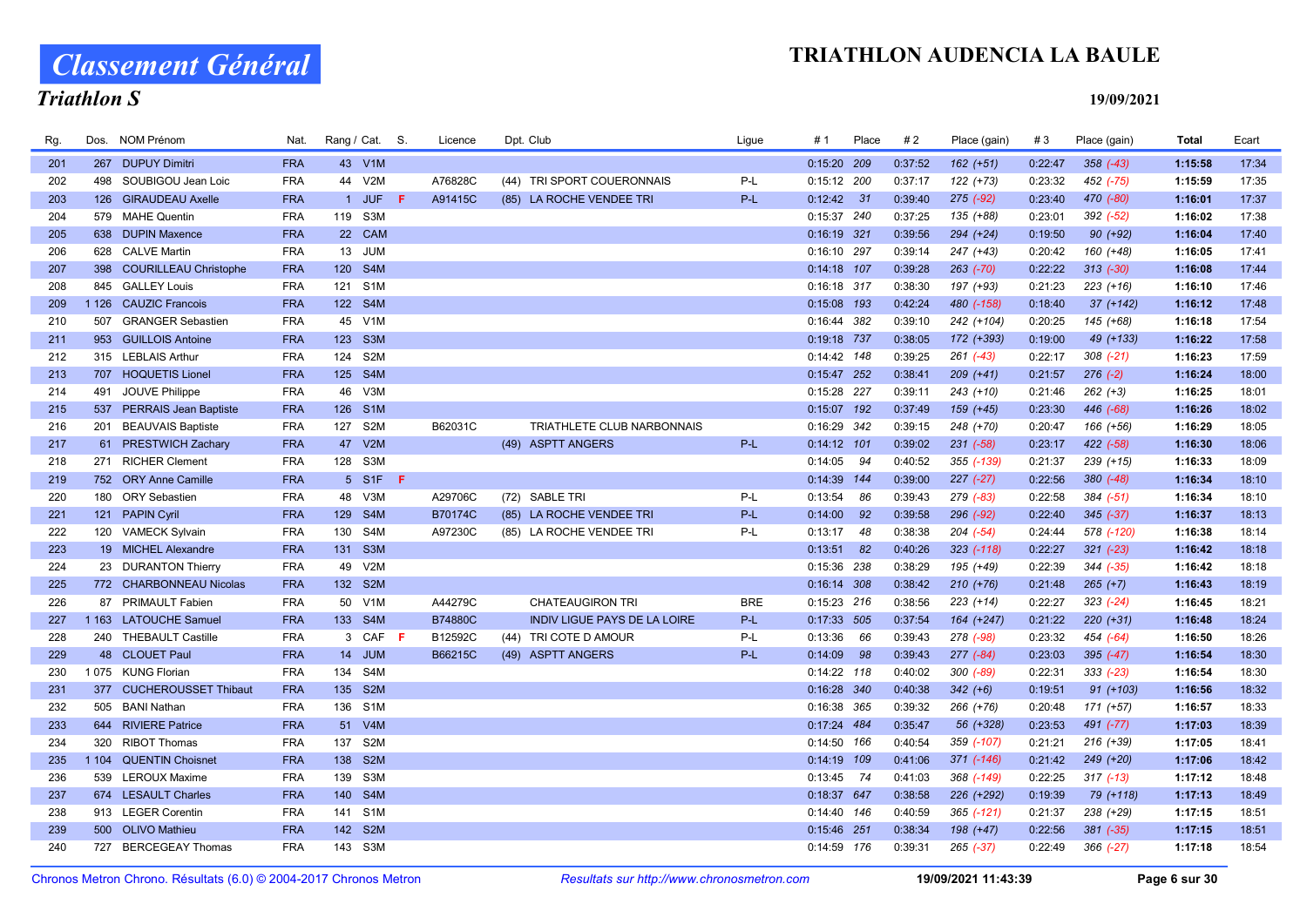# Classement Général

## Triathlon S

## TRIATHLON AUDENCIA LA BAULE

19/09/2021

| Rg. | Dos. | NOM Prénom | Nat. | Rang / Cat. | S. | Licence | Dpt. Club | Ligue | # 1 | Place | # 2 | Place (gain) | # 3 | Place (gain) | Total | Ecart |
|---|---|---|---|---|---|---|---|---|---|---|---|---|---|---|---|---|
| 201 | 267 | DUPUY Dimitri | FRA | 43 V1M | | | | | 0:15:20 | 209 | 0:37:52 | 162 (+51) | 0:22:47 | 358 (-43) | **1:15:58** | 17:34 |
| 202 | 498 | SOUBIGOU Jean Loic | FRA | 44 V2M | | A76828C | (44) TRI SPORT COUERONNAIS | P-L | 0:15:12 | 200 | 0:37:17 | 122 (+73) | 0:23:32 | 452 (-75) | **1:15:59** | 17:35 |
| 203 | 126 | GIRAUDEAU Axelle | FRA | 1 JUF | F | A91415C | (85) LA ROCHE VENDEE TRI | P-L | 0:12:42 | 31 | 0:39:40 | 275 (-92) | 0:23:40 | 470 (-80) | **1:16:01** | 17:37 |
| 204 | 579 | MAHE Quentin | FRA | 119 S3M | | | | | 0:15:37 | 240 | 0:37:25 | 135 (+88) | 0:23:01 | 392 (-52) | **1:16:02** | 17:38 |
| 205 | 638 | DUPIN Maxence | FRA | 22 CAM | | | | | 0:16:19 | 321 | 0:39:56 | 294 (+24) | 0:19:50 | 90 (+92) | **1:16:04** | 17:40 |
| 206 | 628 | CALVE Martin | FRA | 13 JUM | | | | | 0:16:10 | 297 | 0:39:14 | 247 (+43) | 0:20:42 | 160 (+68) | **1:16:05** | 17:41 |
| 207 | 398 | COURILLEAU Christophe | FRA | 120 S4M | | | | | 0:14:18 | 107 | 0:39:28 | 263 (-70) | 0:22:22 | 313 (-30) | **1:16:08** | 17:44 |
| 208 | 845 | GALLEY Louis | FRA | 121 S1M | | | | | 0:16:18 | 317 | 0:38:30 | 197 (+93) | 0:21:23 | 223 (+16) | **1:16:10** | 17:46 |
| 209 | 1 126 | CAUZIC Francois | FRA | 122 S4M | | | | | 0:15:08 | 193 | 0:42:24 | 480 (-158) | 0:18:40 | 37 (+142) | **1:16:12** | 17:48 |
| 210 | 507 | GRANGER Sebastien | FRA | 45 V1M | | | | | 0:16:44 | 382 | 0:39:10 | 242 (+104) | 0:20:25 | 145 (+68) | **1:16:18** | 17:54 |
| 211 | 953 | GUILLOIS Antoine | FRA | 123 S3M | | | | | 0:19:18 | 737 | 0:38:05 | 172 (+393) | 0:19:00 | 49 (+133) | **1:16:22** | 17:58 |
| 212 | 315 | LEBLAIS Arthur | FRA | 124 S2M | | | | | 0:14:42 | 148 | 0:39:25 | 261 (-43) | 0:22:17 | 308 (-21) | **1:16:23** | 17:59 |
| 213 | 707 | HOQUETIS Lionel | FRA | 125 S4M | | | | | 0:15:47 | 252 | 0:38:41 | 209 (+41) | 0:21:57 | 276 (-2) | **1:16:24** | 18:00 |
| 214 | 491 | JOUVE Philippe | FRA | 46 V3M | | | | | 0:15:28 | 227 | 0:39:11 | 243 (+10) | 0:21:46 | 262 (+3) | **1:16:25** | 18:01 |
| 215 | 537 | PERRAIS Jean Baptiste | FRA | 126 S1M | | | | | 0:15:07 | 192 | 0:37:49 | 159 (+45) | 0:23:30 | 446 (-68) | **1:16:26** | 18:02 |
| 216 | 201 | BEAUVAIS Baptiste | FRA | 127 S2M | | B62031C | TRIATHLETE CLUB NARBONNAIS | | 0:16:29 | 342 | 0:39:15 | 248 (+70) | 0:20:47 | 166 (+56) | **1:16:29** | 18:05 |
| 217 | 61 | PRESTWICH Zachary | FRA | 47 V2M | | | (49) ASPTT ANGERS | P-L | 0:14:12 | 101 | 0:39:02 | 231 (-58) | 0:23:17 | 422 (-58) | **1:16:30** | 18:06 |
| 218 | 271 | RICHER Clement | FRA | 128 S3M | | | | | 0:14:05 | 94 | 0:40:52 | 355 (-139) | 0:21:37 | 239 (+15) | **1:16:33** | 18:09 |
| 219 | 752 | ORY Anne Camille | FRA | 5 S1F | F | | | | 0:14:39 | 144 | 0:39:00 | 227 (-27) | 0:22:56 | 380 (-48) | **1:16:34** | 18:10 |
| 220 | 180 | ORY Sebastien | FRA | 48 V3M | | A29706C | (72) SABLE TRI | P-L | 0:13:54 | 86 | 0:39:43 | 279 (-83) | 0:22:58 | 384 (-51) | **1:16:34** | 18:10 |
| 221 | 121 | PAPIN Cyril | FRA | 129 S4M | | B70174C | (85) LA ROCHE VENDEE TRI | P-L | 0:14:00 | 92 | 0:39:58 | 296 (-92) | 0:22:40 | 345 (-37) | **1:16:37** | 18:13 |
| 222 | 120 | VAMECK Sylvain | FRA | 130 S4M | | A97230C | (85) LA ROCHE VENDEE TRI | P-L | 0:13:17 | 48 | 0:38:38 | 204 (-54) | 0:24:44 | 578 (-120) | **1:16:38** | 18:14 |
| 223 | 19 | MICHEL Alexandre | FRA | 131 S3M | | | | | 0:13:51 | 82 | 0:40:26 | 323 (-118) | 0:22:27 | 321 (-23) | **1:16:42** | 18:18 |
| 224 | 23 | DURANTON Thierry | FRA | 49 V2M | | | | | 0:15:36 | 238 | 0:38:29 | 195 (+49) | 0:22:39 | 344 (-35) | **1:16:42** | 18:18 |
| 225 | 772 | CHARBONNEAU Nicolas | FRA | 132 S2M | | | | | 0:16:14 | 308 | 0:38:42 | 210 (+76) | 0:21:48 | 265 (+7) | **1:16:43** | 18:19 |
| 226 | 87 | PRIMAULT Fabien | FRA | 50 V1M | | A44279C | CHATEAUGIRON TRI | BRE | 0:15:23 | 216 | 0:38:56 | 223 (+14) | 0:22:27 | 323 (-24) | **1:16:45** | 18:21 |
| 227 | 1 163 | LATOUCHE Samuel | FRA | 133 S4M | | B74880C | INDIV LIGUE PAYS DE LA LOIRE | P-L | 0:17:33 | 505 | 0:37:54 | 164 (+247) | 0:21:22 | 220 (+31) | **1:16:48** | 18:24 |
| 228 | 240 | THEBAULT Castille | FRA | 3 CAF | F | B12592C | (44) TRI COTE D AMOUR | P-L | 0:13:36 | 66 | 0:39:43 | 278 (-98) | 0:23:32 | 454 (-64) | **1:16:50** | 18:26 |
| 229 | 48 | CLOUET Paul | FRA | 14 JUM | | B66215C | (49) ASPTT ANGERS | P-L | 0:14:09 | 98 | 0:39:43 | 277 (-84) | 0:23:03 | 395 (-47) | **1:16:54** | 18:30 |
| 230 | 1 075 | KUNG Florian | FRA | 134 S4M | | | | | 0:14:22 | 118 | 0:40:02 | 300 (-89) | 0:22:31 | 333 (-23) | **1:16:54** | 18:30 |
| 231 | 377 | CUCHEROUSSET Thibaut | FRA | 135 S2M | | | | | 0:16:28 | 340 | 0:40:38 | 342 (+6) | 0:19:51 | 91 (+103) | **1:16:56** | 18:32 |
| 232 | 505 | BANI Nathan | FRA | 136 S1M | | | | | 0:16:38 | 365 | 0:39:32 | 266 (+76) | 0:20:48 | 171 (+57) | **1:16:57** | 18:33 |
| 233 | 644 | RIVIERE Patrice | FRA | 51 V4M | | | | | 0:17:24 | 484 | 0:35:47 | 56 (+328) | 0:23:53 | 491 (-77) | **1:17:03** | 18:39 |
| 234 | 320 | RIBOT Thomas | FRA | 137 S2M | | | | | 0:14:50 | 166 | 0:40:54 | 359 (-107) | 0:21:21 | 216 (+39) | **1:17:05** | 18:41 |
| 235 | 1 104 | QUENTIN Choisnet | FRA | 138 S2M | | | | | 0:14:19 | 109 | 0:41:06 | 371 (-146) | 0:21:42 | 249 (+20) | **1:17:06** | 18:42 |
| 236 | 539 | LEROUX Maxime | FRA | 139 S3M | | | | | 0:13:45 | 74 | 0:41:03 | 368 (-149) | 0:22:25 | 317 (-13) | **1:17:12** | 18:48 |
| 237 | 674 | LESAULT Charles | FRA | 140 S4M | | | | | 0:18:37 | 647 | 0:38:58 | 226 (+292) | 0:19:39 | 79 (+118) | **1:17:13** | 18:49 |
| 238 | 913 | LEGER Corentin | FRA | 141 S1M | | | | | 0:14:40 | 146 | 0:40:59 | 365 (-121) | 0:21:37 | 238 (+29) | **1:17:15** | 18:51 |
| 239 | 500 | OLIVO Mathieu | FRA | 142 S2M | | | | | 0:15:46 | 251 | 0:38:34 | 198 (+47) | 0:22:56 | 381 (-35) | **1:17:15** | 18:51 |
| 240 | 727 | BERCEGEAY Thomas | FRA | 143 S3M | | | | | 0:14:59 | 176 | 0:39:31 | 265 (-37) | 0:22:49 | 366 (-27) | **1:17:18** | 18:54 |

Chronos Metron Chrono. Résultats (6.0) © 2004-2017 Chronos Metron — *Resultats sur http://www.chronosmetron.com* — **19/09/2021 11:43:39**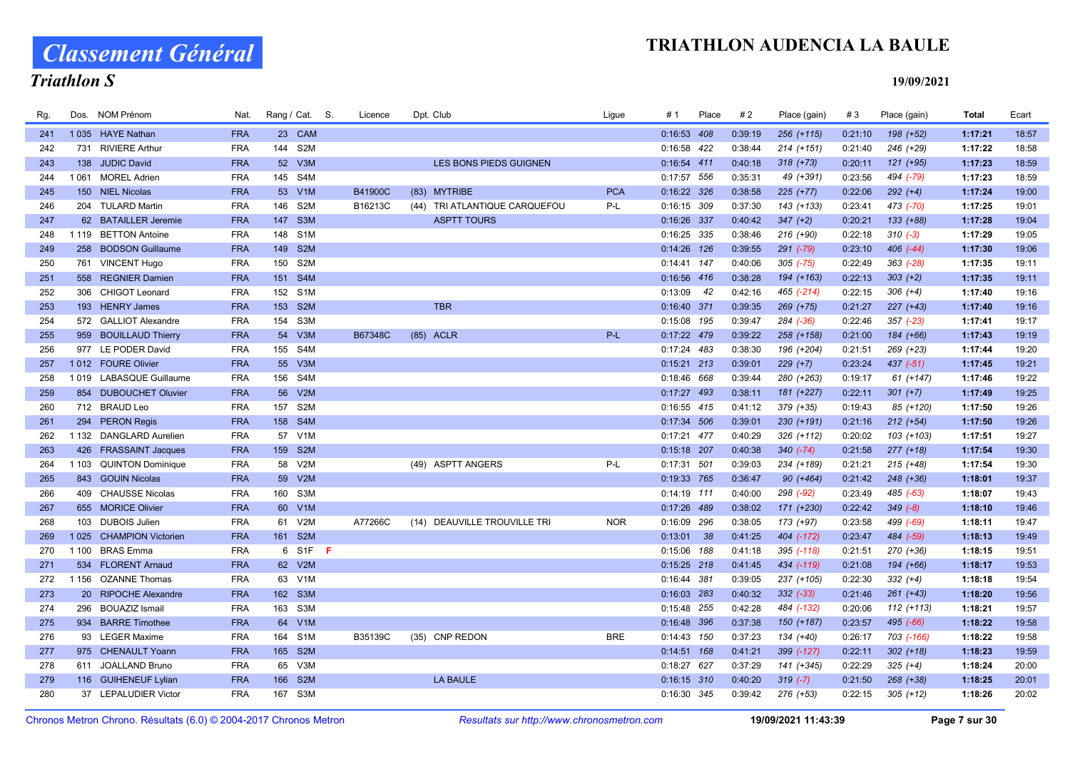# Classement Général

## Triathlon S

**TRIATHLON AUDENCIA LA BAULE**

19/09/2021

| Rg. | Dos. | NOM Prénom | Nat. | Rang / Cat. | | S. | Licence | Dpt. | Club | Ligue | # 1 | Place | # 2 | Place (gain) | # 3 | Place (gain) | Total | Ecart |
|---|---|---|---|---|---|---|---|---|---|---|---|---|---|---|---|---|---|---|
| 241 | 1 035 | HAYE Nathan | FRA | 23 | CAM | | | | | | 0:16:53 | 408 | 0:39:19 | 256 (+115) | 0:21:10 | 198 (+52) | 1:17:21 | 18:57 |
| 242 | 731 | RIVIERE Arthur | FRA | 144 | S2M | | | | | | 0:16:58 | 422 | 0:38:44 | 214 (+151) | 0:21:40 | 246 (+29) | 1:17:22 | 18:58 |
| 243 | 138 | JUDIC David | FRA | 52 | V3M | | | | LES BONS PIEDS GUIGNEN | | 0:16:54 | 411 | 0:40:18 | 318 (+73) | 0:20:11 | 121 (+95) | 1:17:23 | 18:59 |
| 244 | 1 061 | MOREL Adrien | FRA | 145 | S4M | | | | | | 0:17:57 | 556 | 0:35:31 | 49 (+391) | 0:23:56 | 494 (-79) | 1:17:23 | 18:59 |
| 245 | 150 | NIEL Nicolas | FRA | 53 | V1M | | B41900C | (83) | MYTRIBE | PCA | 0:16:22 | 326 | 0:38:58 | 225 (+77) | 0:22:06 | 292 (+4) | 1:17:24 | 19:00 |
| 246 | 204 | TULARD Martin | FRA | 146 | S2M | | B16213C | (44) | TRI ATLANTIQUE CARQUEFOU | P-L | 0:16:15 | 309 | 0:37:30 | 143 (+133) | 0:23:41 | 473 (-70) | 1:17:25 | 19:01 |
| 247 | 62 | BATAILLER Jeremie | FRA | 147 | S3M | | | | ASPTT TOURS | | 0:16:26 | 337 | 0:40:42 | 347 (+2) | 0:20:21 | 133 (+88) | 1:17:28 | 19:04 |
| 248 | 1 119 | BETTON Antoine | FRA | 148 | S1M | | | | | | 0:16:25 | 335 | 0:38:46 | 216 (+90) | 0:22:18 | 310 (-3) | 1:17:29 | 19:05 |
| 249 | 258 | BODSON Guillaume | FRA | 149 | S2M | | | | | | 0:14:26 | 126 | 0:39:55 | 291 (-79) | 0:23:10 | 406 (-44) | 1:17:30 | 19:06 |
| 250 | 761 | VINCENT Hugo | FRA | 150 | S2M | | | | | | 0:14:41 | 147 | 0:40:06 | 305 (-75) | 0:22:49 | 363 (-28) | 1:17:35 | 19:11 |
| 251 | 558 | REGNIER Damien | FRA | 151 | S4M | | | | | | 0:16:56 | 416 | 0:38:28 | 194 (+163) | 0:22:13 | 303 (+2) | 1:17:35 | 19:11 |
| 252 | 306 | CHIGOT Leonard | FRA | 152 | S1M | | | | | | 0:13:09 | 42 | 0:42:16 | 465 (-214) | 0:22:15 | 306 (+4) | 1:17:40 | 19:16 |
| 253 | 193 | HENRY James | FRA | 153 | S2M | | | | TBR | | 0:16:40 | 371 | 0:39:35 | 269 (+75) | 0:21:27 | 227 (+43) | 1:17:40 | 19:16 |
| 254 | 572 | GALLIOT Alexandre | FRA | 154 | S3M | | | | | | 0:15:08 | 195 | 0:39:47 | 284 (-36) | 0:22:46 | 357 (-23) | 1:17:41 | 19:17 |
| 255 | 959 | BOUILLAUD Thierry | FRA | 54 | V3M | | B67348C | (85) | ACLR | P-L | 0:17:22 | 479 | 0:39:22 | 258 (+158) | 0:21:00 | 184 (+66) | 1:17:43 | 19:19 |
| 256 | 977 | LE PODER David | FRA | 155 | S4M | | | | | | 0:17:24 | 483 | 0:38:30 | 196 (+204) | 0:21:51 | 269 (+23) | 1:17:44 | 19:20 |
| 257 | 1 012 | FOURE Olivier | FRA | 55 | V3M | | | | | | 0:15:21 | 213 | 0:39:01 | 229 (+7) | 0:23:24 | 437 (-51) | 1:17:45 | 19:21 |
| 258 | 1 019 | LABASQUE Guillaume | FRA | 156 | S4M | | | | | | 0:18:46 | 668 | 0:39:44 | 280 (+263) | 0:19:17 | 61 (+147) | 1:17:46 | 19:22 |
| 259 | 854 | DUBOUCHET Oluvier | FRA | 56 | V2M | | | | | | 0:17:27 | 493 | 0:38:11 | 181 (+227) | 0:22:11 | 301 (+7) | 1:17:49 | 19:25 |
| 260 | 712 | BRAUD Leo | FRA | 157 | S2M | | | | | | 0:16:55 | 415 | 0:41:12 | 379 (+35) | 0:19:43 | 85 (+120) | 1:17:50 | 19:26 |
| 261 | 294 | PERON Regis | FRA | 158 | S4M | | | | | | 0:17:34 | 506 | 0:39:01 | 230 (+191) | 0:21:16 | 212 (+54) | 1:17:50 | 19:26 |
| 262 | 1 132 | DANGLARD Aurelien | FRA | 57 | V1M | | | | | | 0:17:21 | 477 | 0:40:29 | 326 (+112) | 0:20:02 | 103 (+103) | 1:17:51 | 19:27 |
| 263 | 426 | FRASSAINT Jacques | FRA | 159 | S2M | | | | | | 0:15:18 | 207 | 0:40:38 | 340 (-74) | 0:21:58 | 277 (+18) | 1:17:54 | 19:30 |
| 264 | 1 103 | QUINTON Dominique | FRA | 58 | V2M | | | (49) | ASPTT ANGERS | P-L | 0:17:31 | 501 | 0:39:03 | 234 (+189) | 0:21:21 | 215 (+48) | 1:17:54 | 19:30 |
| 265 | 843 | GOUIN Nicolas | FRA | 59 | V2M | | | | | | 0:19:33 | 765 | 0:36:47 | 90 (+464) | 0:21:42 | 248 (+36) | 1:18:01 | 19:37 |
| 266 | 409 | CHAUSSE Nicolas | FRA | 160 | S3M | | | | | | 0:14:19 | 111 | 0:40:00 | 298 (-92) | 0:23:49 | 485 (-63) | 1:18:07 | 19:43 |
| 267 | 655 | MORICE Olivier | FRA | 60 | V1M | | | | | | 0:17:26 | 489 | 0:38:02 | 171 (+230) | 0:22:42 | 349 (-8) | 1:18:10 | 19:46 |
| 268 | 103 | DUBOIS Julien | FRA | 61 | V2M | | A77266C | (14) | DEAUVILLE TROUVILLE TRI | NOR | 0:16:09 | 296 | 0:38:05 | 173 (+97) | 0:23:58 | 499 (-69) | 1:18:11 | 19:47 |
| 269 | 1 025 | CHAMPION Victorien | FRA | 161 | S2M | | | | | | 0:13:01 | 38 | 0:41:25 | 404 (-172) | 0:23:47 | 484 (-59) | 1:18:13 | 19:49 |
| 270 | 1 100 | BRAS Emma | FRA | 6 | S1F | F | | | | | 0:15:06 | 188 | 0:41:18 | 395 (-118) | 0:21:51 | 270 (+36) | 1:18:15 | 19:51 |
| 271 | 534 | FLORENT Arnaud | FRA | 62 | V2M | | | | | | 0:15:25 | 218 | 0:41:45 | 434 (-119) | 0:21:08 | 194 (+66) | 1:18:17 | 19:53 |
| 272 | 1 156 | OZANNE Thomas | FRA | 63 | V1M | | | | | | 0:16:44 | 381 | 0:39:05 | 237 (+105) | 0:22:30 | 332 (+4) | 1:18:18 | 19:54 |
| 273 | 20 | RIPOCHE Alexandre | FRA | 162 | S3M | | | | | | 0:16:03 | 283 | 0:40:32 | 332 (-33) | 0:21:46 | 261 (+43) | 1:18:20 | 19:56 |
| 274 | 296 | BOUAZIZ Ismail | FRA | 163 | S3M | | | | | | 0:15:48 | 255 | 0:42:28 | 484 (-132) | 0:20:06 | 112 (+113) | 1:18:21 | 19:57 |
| 275 | 934 | BARRE Timothee | FRA | 64 | V1M | | | | | | 0:16:48 | 396 | 0:37:38 | 150 (+187) | 0:23:57 | 495 (-66) | 1:18:22 | 19:58 |
| 276 | 93 | LEGER Maxime | FRA | 164 | S1M | | B35139C | (35) | CNP REDON | BRE | 0:14:43 | 150 | 0:37:23 | 134 (+40) | 0:26:17 | 703 (-166) | 1:18:22 | 19:58 |
| 277 | 975 | CHENAULT Yoann | FRA | 165 | S2M | | | | | | 0:14:51 | 168 | 0:41:21 | 399 (-127) | 0:22:11 | 302 (+18) | 1:18:23 | 19:59 |
| 278 | 611 | JOALLAND Bruno | FRA | 65 | V3M | | | | | | 0:18:27 | 627 | 0:37:29 | 141 (+345) | 0:22:29 | 325 (+4) | 1:18:24 | 20:00 |
| 279 | 116 | GUIHENEUF Lylian | FRA | 166 | S2M | | | | LA BAULE | | 0:16:15 | 310 | 0:40:20 | 319 (-7) | 0:21:50 | 268 (+38) | 1:18:25 | 20:01 |
| 280 | 37 | LEPALUDIER Victor | FRA | 167 | S3M | | | | | | 0:16:30 | 345 | 0:39:42 | 276 (+53) | 0:22:15 | 305 (+12) | 1:18:26 | 20:02 |

Chronos Metron Chrono. Résultats (6.0) © 2004-2017 Chronos Metron — Resultats sur http://www.chronosmetron.com — 19/09/2021 11:43:39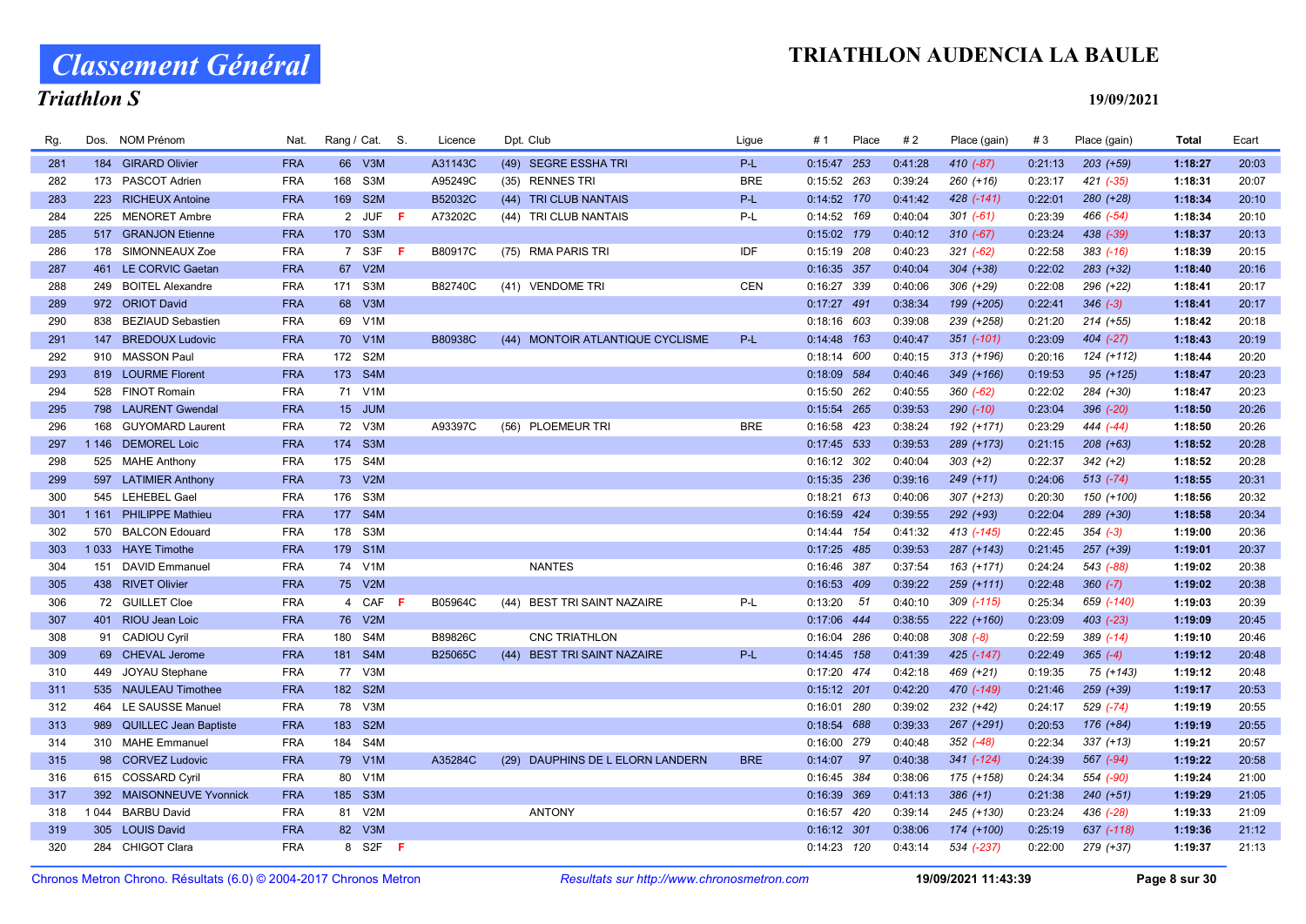# Classement Général

## Triathlon S

## TRIATHLON AUDENCIA LA BAULE

19/09/2021

| Rg. | Dos. | NOM Prénom | Nat. | Rang / Cat. | | S. | Licence | Dpt. | Club | Ligue | # 1 | Place | # 2 | Place (gain) | # 3 | Place (gain) | Total | Ecart |
|---|---|---|---|---|---|---|---|---|---|---|---|---|---|---|---|---|---|---|
| 281 | 184 | GIRARD Olivier | FRA | 66 | V3M | | A31143C | (49) | SEGRE ESSHA TRI | P-L | 0:15:47 | 253 | 0:41:28 | 410 (-87) | 0:21:13 | 203 (+59) | 1:18:27 | 20:03 |
| 282 | 173 | PASCOT Adrien | FRA | 168 | S3M | | A95249C | (35) | RENNES TRI | BRE | 0:15:52 | 263 | 0:39:24 | 260 (+16) | 0:23:17 | 421 (-35) | 1:18:31 | 20:07 |
| 283 | 223 | RICHEUX Antoine | FRA | 169 | S2M | | B52032C | (44) | TRI CLUB NANTAIS | P-L | 0:14:52 | 170 | 0:41:42 | 428 (-141) | 0:22:01 | 280 (+28) | 1:18:34 | 20:10 |
| 284 | 225 | MENORET Ambre | FRA | 2 | JUF | F | A73202C | (44) | TRI CLUB NANTAIS | P-L | 0:14:52 | 169 | 0:40:04 | 301 (-61) | 0:23:39 | 466 (-54) | 1:18:34 | 20:10 |
| 285 | 517 | GRANJON Etienne | FRA | 170 | S3M | | | | | | 0:15:02 | 179 | 0:40:12 | 310 (-67) | 0:23:24 | 438 (-39) | 1:18:37 | 20:13 |
| 286 | 178 | SIMONNEAUX Zoe | FRA | 7 | S3F | F | B80917C | (75) | RMA PARIS TRI | IDF | 0:15:19 | 208 | 0:40:23 | 321 (-62) | 0:22:58 | 383 (-16) | 1:18:39 | 20:15 |
| 287 | 461 | LE CORVIC Gaetan | FRA | 67 | V2M | | | | | | 0:16:35 | 357 | 0:40:04 | 304 (+38) | 0:22:02 | 283 (+32) | 1:18:40 | 20:16 |
| 288 | 249 | BOITEL Alexandre | FRA | 171 | S3M | | B82740C | (41) | VENDOME TRI | CEN | 0:16:27 | 339 | 0:40:06 | 306 (+29) | 0:22:08 | 296 (+22) | 1:18:41 | 20:17 |
| 289 | 972 | ORIOT David | FRA | 68 | V3M | | | | | | 0:17:27 | 491 | 0:38:34 | 199 (+205) | 0:22:41 | 346 (-3) | 1:18:41 | 20:17 |
| 290 | 838 | BEZIAUD Sebastien | FRA | 69 | V1M | | | | | | 0:18:16 | 603 | 0:39:08 | 239 (+258) | 0:21:20 | 214 (+55) | 1:18:42 | 20:18 |
| 291 | 147 | BREDOUX Ludovic | FRA | 70 | V1M | | B80938C | (44) | MONTOIR ATLANTIQUE CYCLISME | P-L | 0:14:48 | 163 | 0:40:47 | 351 (-101) | 0:23:09 | 404 (-27) | 1:18:43 | 20:19 |
| 292 | 910 | MASSON Paul | FRA | 172 | S2M | | | | | | 0:18:14 | 600 | 0:40:15 | 313 (+196) | 0:20:16 | 124 (+112) | 1:18:44 | 20:20 |
| 293 | 819 | LOURME Florent | FRA | 173 | S4M | | | | | | 0:18:09 | 584 | 0:40:46 | 349 (+166) | 0:19:53 | 95 (+125) | 1:18:47 | 20:23 |
| 294 | 528 | FINOT Romain | FRA | 71 | V1M | | | | | | 0:15:50 | 262 | 0:40:55 | 360 (-62) | 0:22:02 | 284 (+30) | 1:18:47 | 20:23 |
| 295 | 798 | LAURENT Gwendal | FRA | 15 | JUM | | | | | | 0:15:54 | 265 | 0:39:53 | 290 (-10) | 0:23:04 | 396 (-20) | 1:18:50 | 20:26 |
| 296 | 168 | GUYOMARD Laurent | FRA | 72 | V3M | | A93397C | (56) | PLOEMEUR TRI | BRE | 0:16:58 | 423 | 0:38:24 | 192 (+171) | 0:23:29 | 444 (-44) | 1:18:50 | 20:26 |
| 297 | 1 146 | DEMOREL Loic | FRA | 174 | S3M | | | | | | 0:17:45 | 533 | 0:39:53 | 289 (+173) | 0:21:15 | 208 (+63) | 1:18:52 | 20:28 |
| 298 | 525 | MAHE Anthony | FRA | 175 | S4M | | | | | | 0:16:12 | 302 | 0:40:04 | 303 (+2) | 0:22:37 | 342 (+2) | 1:18:52 | 20:28 |
| 299 | 597 | LATIMIER Anthony | FRA | 73 | V2M | | | | | | 0:15:35 | 236 | 0:39:16 | 249 (+11) | 0:24:06 | 513 (-74) | 1:18:55 | 20:31 |
| 300 | 545 | LEHEBEL Gael | FRA | 176 | S3M | | | | | | 0:18:21 | 613 | 0:40:06 | 307 (+213) | 0:20:30 | 150 (+100) | 1:18:56 | 20:32 |
| 301 | 1 161 | PHILIPPE Mathieu | FRA | 177 | S4M | | | | | | 0:16:59 | 424 | 0:39:55 | 292 (+93) | 0:22:04 | 289 (+30) | 1:18:58 | 20:34 |
| 302 | 570 | BALCON Edouard | FRA | 178 | S3M | | | | | | 0:14:44 | 154 | 0:41:32 | 413 (-145) | 0:22:45 | 354 (-3) | 1:19:00 | 20:36 |
| 303 | 1 033 | HAYE Timothe | FRA | 179 | S1M | | | | | | 0:17:25 | 485 | 0:39:53 | 287 (+143) | 0:21:45 | 257 (+39) | 1:19:01 | 20:37 |
| 304 | 151 | DAVID Emmanuel | FRA | 74 | V1M | | | | NANTES | | 0:16:46 | 387 | 0:37:54 | 163 (+171) | 0:24:24 | 543 (-88) | 1:19:02 | 20:38 |
| 305 | 438 | RIVET Olivier | FRA | 75 | V2M | | | | | | 0:16:53 | 409 | 0:39:22 | 259 (+111) | 0:22:48 | 360 (-7) | 1:19:02 | 20:38 |
| 306 | 72 | GUILLET Cloe | FRA | 4 | CAF | F | B05964C | (44) | BEST TRI SAINT NAZAIRE | P-L | 0:13:20 | 51 | 0:40:10 | 309 (-115) | 0:25:34 | 659 (-140) | 1:19:03 | 20:39 |
| 307 | 401 | RIOU Jean Loic | FRA | 76 | V2M | | | | | | 0:17:06 | 444 | 0:38:55 | 222 (+160) | 0:23:09 | 403 (-23) | 1:19:09 | 20:45 |
| 308 | 91 | CADIOU Cyril | FRA | 180 | S4M | | B89826C | | CNC TRIATHLON | | 0:16:04 | 286 | 0:40:08 | 308 (-8) | 0:22:59 | 389 (-14) | 1:19:10 | 20:46 |
| 309 | 69 | CHEVAL Jerome | FRA | 181 | S4M | | B25065C | (44) | BEST TRI SAINT NAZAIRE | P-L | 0:14:45 | 158 | 0:41:39 | 425 (-147) | 0:22:49 | 365 (-4) | 1:19:12 | 20:48 |
| 310 | 449 | JOYAU Stephane | FRA | 77 | V3M | | | | | | 0:17:20 | 474 | 0:42:18 | 469 (+21) | 0:19:35 | 75 (+143) | 1:19:12 | 20:48 |
| 311 | 535 | NAULEAU Timothee | FRA | 182 | S2M | | | | | | 0:15:12 | 201 | 0:42:20 | 470 (-149) | 0:21:46 | 259 (+39) | 1:19:17 | 20:53 |
| 312 | 464 | LE SAUSSE Manuel | FRA | 78 | V3M | | | | | | 0:16:01 | 280 | 0:39:02 | 232 (+42) | 0:24:17 | 529 (-74) | 1:19:19 | 20:55 |
| 313 | 989 | QUILLEC Jean Baptiste | FRA | 183 | S2M | | | | | | 0:18:54 | 688 | 0:39:33 | 267 (+291) | 0:20:53 | 176 (+84) | 1:19:19 | 20:55 |
| 314 | 310 | MAHE Emmanuel | FRA | 184 | S4M | | | | | | 0:16:00 | 279 | 0:40:48 | 352 (-48) | 0:22:34 | 337 (+13) | 1:19:21 | 20:57 |
| 315 | 98 | CORVEZ Ludovic | FRA | 79 | V1M | | A35284C | (29) | DAUPHINS DE L ELORN LANDERN | BRE | 0:14:07 | 97 | 0:40:38 | 341 (-124) | 0:24:39 | 567 (-94) | 1:19:22 | 20:58 |
| 316 | 615 | COSSARD Cyril | FRA | 80 | V1M | | | | | | 0:16:45 | 384 | 0:38:06 | 175 (+158) | 0:24:34 | 554 (-90) | 1:19:24 | 21:00 |
| 317 | 392 | MAISONNEUVE Yvonnick | FRA | 185 | S3M | | | | | | 0:16:39 | 369 | 0:41:13 | 386 (+1) | 0:21:38 | 240 (+51) | 1:19:29 | 21:05 |
| 318 | 1 044 | BARBU David | FRA | 81 | V2M | | | | ANTONY | | 0:16:57 | 420 | 0:39:14 | 245 (+130) | 0:23:24 | 436 (-28) | 1:19:33 | 21:09 |
| 319 | 305 | LOUIS David | FRA | 82 | V3M | | | | | | 0:16:12 | 301 | 0:38:06 | 174 (+100) | 0:25:19 | 637 (-118) | 1:19:36 | 21:12 |
| 320 | 284 | CHIGOT Clara | FRA | 8 | S2F | F | | | | | 0:14:23 | 120 | 0:43:14 | 534 (-237) | 0:22:00 | 279 (+37) | 1:19:37 | 21:13 |

Chronos Metron Chrono. Résultats (6.0) © 2004-2017 Chronos Metron — Resultats sur http://www.chronosmetron.com — 19/09/2021 11:43:39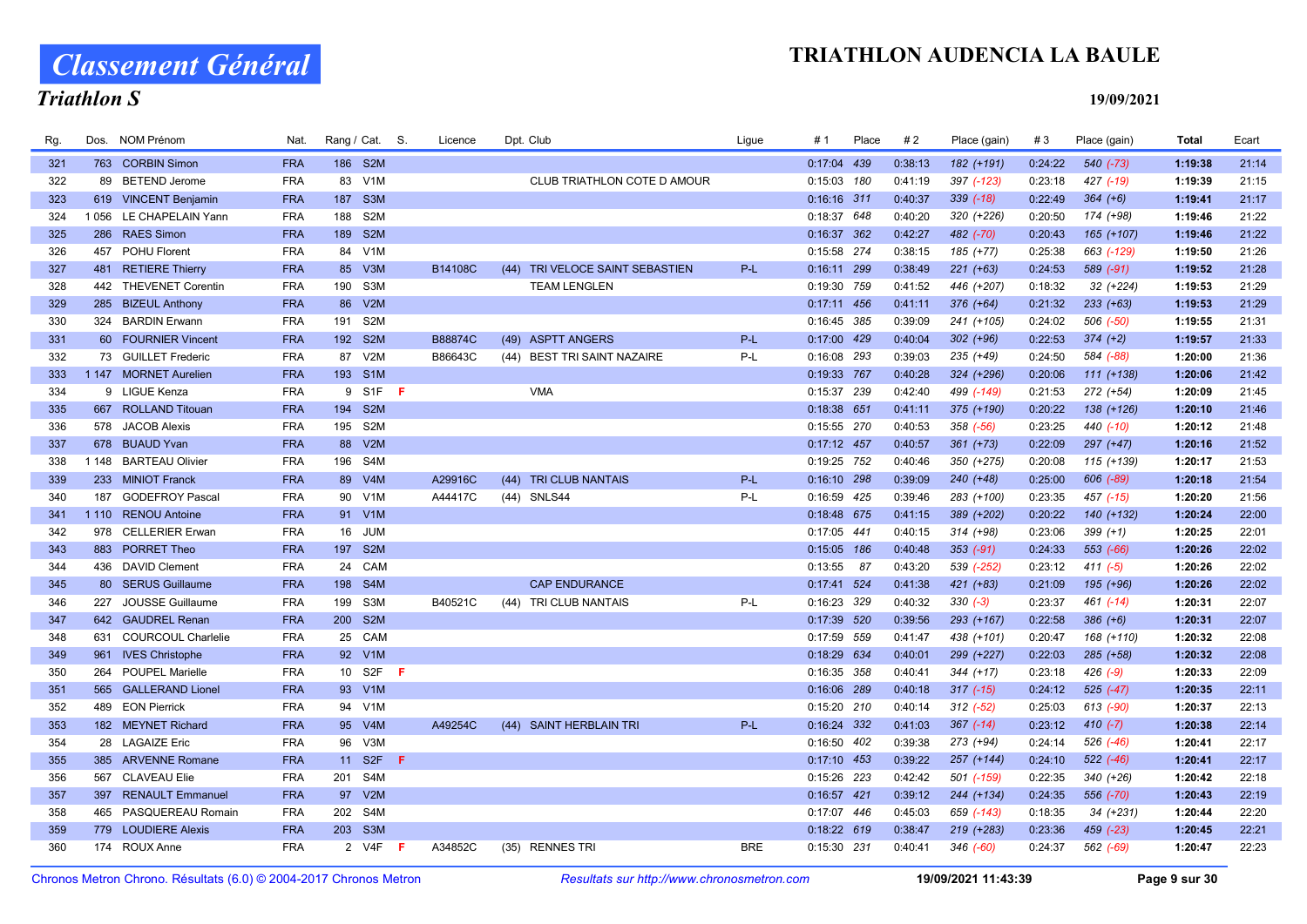# Classement Général

## Triathlon S

**TRIATHLON AUDENCIA LA BAULE**

**19/09/2021**

| Rg. | Dos. | NOM Prénom | Nat. | Rang / Cat. | | S. | Licence | Dpt. | Club | Ligue | # 1 | Place | # 2 | Place (gain) | # 3 | Place (gain) | Total | Ecart |
|---|---|---|---|---|---|---|---|---|---|---|---|---|---|---|---|---|---|---|
| 321 | 763 | CORBIN Simon | FRA | 186 | S2M | | | | | | 0:17:04 | 439 | 0:38:13 | 182 (+191) | 0:24:22 | 540 (-73) | 1:19:38 | 21:14 |
| 322 | 89 | BETEND Jerome | FRA | 83 | V1M | | | | CLUB TRIATHLON COTE D AMOUR | | 0:15:03 | 180 | 0:41:19 | 397 (-123) | 0:23:18 | 427 (-19) | 1:19:39 | 21:15 |
| 323 | 619 | VINCENT Benjamin | FRA | 187 | S3M | | | | | | 0:16:16 | 311 | 0:40:37 | 339 (-18) | 0:22:49 | 364 (+6) | 1:19:41 | 21:17 |
| 324 | 1 056 | LE CHAPELAIN Yann | FRA | 188 | S2M | | | | | | 0:18:37 | 648 | 0:40:20 | 320 (+226) | 0:20:50 | 174 (+98) | 1:19:46 | 21:22 |
| 325 | 286 | RAES Simon | FRA | 189 | S2M | | | | | | 0:16:37 | 362 | 0:42:27 | 482 (-70) | 0:20:43 | 165 (+107) | 1:19:46 | 21:22 |
| 326 | 457 | POHU Florent | FRA | 84 | V1M | | | | | | 0:15:58 | 274 | 0:38:15 | 185 (+77) | 0:25:38 | 663 (-129) | 1:19:50 | 21:26 |
| 327 | 481 | RETIERE Thierry | FRA | 85 | V3M | | B14108C | (44) | TRI VELOCE SAINT SEBASTIEN | P-L | 0:16:11 | 299 | 0:38:49 | 221 (+63) | 0:24:53 | 589 (-91) | 1:19:52 | 21:28 |
| 328 | 442 | THEVENET Corentin | FRA | 190 | S3M | | | | TEAM LENGLEN | | 0:19:30 | 759 | 0:41:52 | 446 (+207) | 0:18:32 | 32 (+224) | 1:19:53 | 21:29 |
| 329 | 285 | BIZEUL Anthony | FRA | 86 | V2M | | | | | | 0:17:11 | 456 | 0:41:11 | 376 (+64) | 0:21:32 | 233 (+63) | 1:19:53 | 21:29 |
| 330 | 324 | BARDIN Erwann | FRA | 191 | S2M | | | | | | 0:16:45 | 385 | 0:39:09 | 241 (+105) | 0:24:02 | 506 (-50) | 1:19:55 | 21:31 |
| 331 | 60 | FOURNIER Vincent | FRA | 192 | S2M | | B88874C | (49) | ASPTT ANGERS | P-L | 0:17:00 | 429 | 0:40:04 | 302 (+96) | 0:22:53 | 374 (+2) | 1:19:57 | 21:33 |
| 332 | 73 | GUILLET Frederic | FRA | 87 | V2M | | B86643C | (44) | BEST TRI SAINT NAZAIRE | P-L | 0:16:08 | 293 | 0:39:03 | 235 (+49) | 0:24:50 | 584 (-88) | 1:20:00 | 21:36 |
| 333 | 1 147 | MORNET Aurelien | FRA | 193 | S1M | | | | | | 0:19:33 | 767 | 0:40:28 | 324 (+296) | 0:20:06 | 111 (+138) | 1:20:06 | 21:42 |
| 334 | 9 | LIGUE Kenza | FRA | 9 | S1F | F | | | VMA | | 0:15:37 | 239 | 0:42:40 | 499 (-149) | 0:21:53 | 272 (+54) | 1:20:09 | 21:45 |
| 335 | 667 | ROLLAND Titouan | FRA | 194 | S2M | | | | | | 0:18:38 | 651 | 0:41:11 | 375 (+190) | 0:20:22 | 138 (+126) | 1:20:10 | 21:46 |
| 336 | 578 | JACOB Alexis | FRA | 195 | S2M | | | | | | 0:15:55 | 270 | 0:40:53 | 358 (-56) | 0:23:25 | 440 (-10) | 1:20:12 | 21:48 |
| 337 | 678 | BUAUD Yvan | FRA | 88 | V2M | | | | | | 0:17:12 | 457 | 0:40:57 | 361 (+73) | 0:22:09 | 297 (+47) | 1:20:16 | 21:52 |
| 338 | 1 148 | BARTEAU Olivier | FRA | 196 | S4M | | | | | | 0:19:25 | 752 | 0:40:46 | 350 (+275) | 0:20:08 | 115 (+139) | 1:20:17 | 21:53 |
| 339 | 233 | MINIOT Franck | FRA | 89 | V4M | | A29916C | (44) | TRI CLUB NANTAIS | P-L | 0:16:10 | 298 | 0:39:09 | 240 (+48) | 0:25:00 | 606 (-89) | 1:20:18 | 21:54 |
| 340 | 187 | GODEFROY Pascal | FRA | 90 | V1M | | A44417C | (44) | SNLS44 | P-L | 0:16:59 | 425 | 0:39:46 | 283 (+100) | 0:23:35 | 457 (-15) | 1:20:20 | 21:56 |
| 341 | 1 110 | RENOU Antoine | FRA | 91 | V1M | | | | | | 0:18:48 | 675 | 0:41:15 | 389 (+202) | 0:20:22 | 140 (+132) | 1:20:24 | 22:00 |
| 342 | 978 | CELLERIER Erwan | FRA | 16 | JUM | | | | | | 0:17:05 | 441 | 0:40:15 | 314 (+98) | 0:23:06 | 399 (+1) | 1:20:25 | 22:01 |
| 343 | 883 | PORRET Theo | FRA | 197 | S2M | | | | | | 0:15:05 | 186 | 0:40:48 | 353 (-91) | 0:24:33 | 553 (-66) | 1:20:26 | 22:02 |
| 344 | 436 | DAVID Clement | FRA | 24 | CAM | | | | | | 0:13:55 | 87 | 0:43:20 | 539 (-252) | 0:23:12 | 411 (-5) | 1:20:26 | 22:02 |
| 345 | 80 | SERUS Guillaume | FRA | 198 | S4M | | | | CAP ENDURANCE | | 0:17:41 | 524 | 0:41:38 | 421 (+83) | 0:21:09 | 195 (+96) | 1:20:26 | 22:02 |
| 346 | 227 | JOUSSE Guillaume | FRA | 199 | S3M | | B40521C | (44) | TRI CLUB NANTAIS | P-L | 0:16:23 | 329 | 0:40:32 | 330 (-3) | 0:23:37 | 461 (-14) | 1:20:31 | 22:07 |
| 347 | 642 | GAUDREL Renan | FRA | 200 | S2M | | | | | | 0:17:39 | 520 | 0:39:56 | 293 (+167) | 0:22:58 | 386 (+6) | 1:20:31 | 22:07 |
| 348 | 631 | COURCOUL Charlelie | FRA | 25 | CAM | | | | | | 0:17:59 | 559 | 0:41:47 | 438 (+101) | 0:20:47 | 168 (+110) | 1:20:32 | 22:08 |
| 349 | 961 | IVES Christophe | FRA | 92 | V1M | | | | | | 0:18:29 | 634 | 0:40:01 | 299 (+227) | 0:22:03 | 285 (+58) | 1:20:32 | 22:08 |
| 350 | 264 | POUPEL Marielle | FRA | 10 | S2F | F | | | | | 0:16:35 | 358 | 0:40:41 | 344 (+17) | 0:23:18 | 426 (-9) | 1:20:33 | 22:09 |
| 351 | 565 | GALLERAND Lionel | FRA | 93 | V1M | | | | | | 0:16:06 | 289 | 0:40:18 | 317 (-15) | 0:24:12 | 525 (-47) | 1:20:35 | 22:11 |
| 352 | 489 | EON Pierrick | FRA | 94 | V1M | | | | | | 0:15:20 | 210 | 0:40:14 | 312 (-52) | 0:25:03 | 613 (-90) | 1:20:37 | 22:13 |
| 353 | 182 | MEYNET Richard | FRA | 95 | V4M | | A49254C | (44) | SAINT HERBLAIN TRI | P-L | 0:16:24 | 332 | 0:41:03 | 367 (-14) | 0:23:12 | 410 (-7) | 1:20:38 | 22:14 |
| 354 | 28 | LAGAIZE Eric | FRA | 96 | V3M | | | | | | 0:16:50 | 402 | 0:39:38 | 273 (+94) | 0:24:14 | 526 (-46) | 1:20:41 | 22:17 |
| 355 | 385 | ARVENNE Romane | FRA | 11 | S2F | F | | | | | 0:17:10 | 453 | 0:39:22 | 257 (+144) | 0:24:10 | 522 (-46) | 1:20:41 | 22:17 |
| 356 | 567 | CLAVEAU Elie | FRA | 201 | S4M | | | | | | 0:15:26 | 223 | 0:42:42 | 501 (-159) | 0:22:35 | 340 (+26) | 1:20:42 | 22:18 |
| 357 | 397 | RENAULT Emmanuel | FRA | 97 | V2M | | | | | | 0:16:57 | 421 | 0:39:12 | 244 (+134) | 0:24:35 | 556 (-70) | 1:20:43 | 22:19 |
| 358 | 465 | PASQUEREAU Romain | FRA | 202 | S4M | | | | | | 0:17:07 | 446 | 0:45:03 | 659 (-143) | 0:18:35 | 34 (+231) | 1:20:44 | 22:20 |
| 359 | 779 | LOUDIERE Alexis | FRA | 203 | S3M | | | | | | 0:18:22 | 619 | 0:38:47 | 219 (+283) | 0:23:36 | 459 (-23) | 1:20:45 | 22:21 |
| 360 | 174 | ROUX Anne | FRA | 2 | V4F | F | A34852C | (35) | RENNES TRI | BRE | 0:15:30 | 231 | 0:40:41 | 346 (-60) | 0:24:37 | 562 (-69) | 1:20:47 | 22:23 |

Chronos Metron Chrono. Résultats (6.0) © 2004-2017 Chronos Metron — *Resultats sur http://www.chronosmetron.com* — 19/09/2021 11:43:39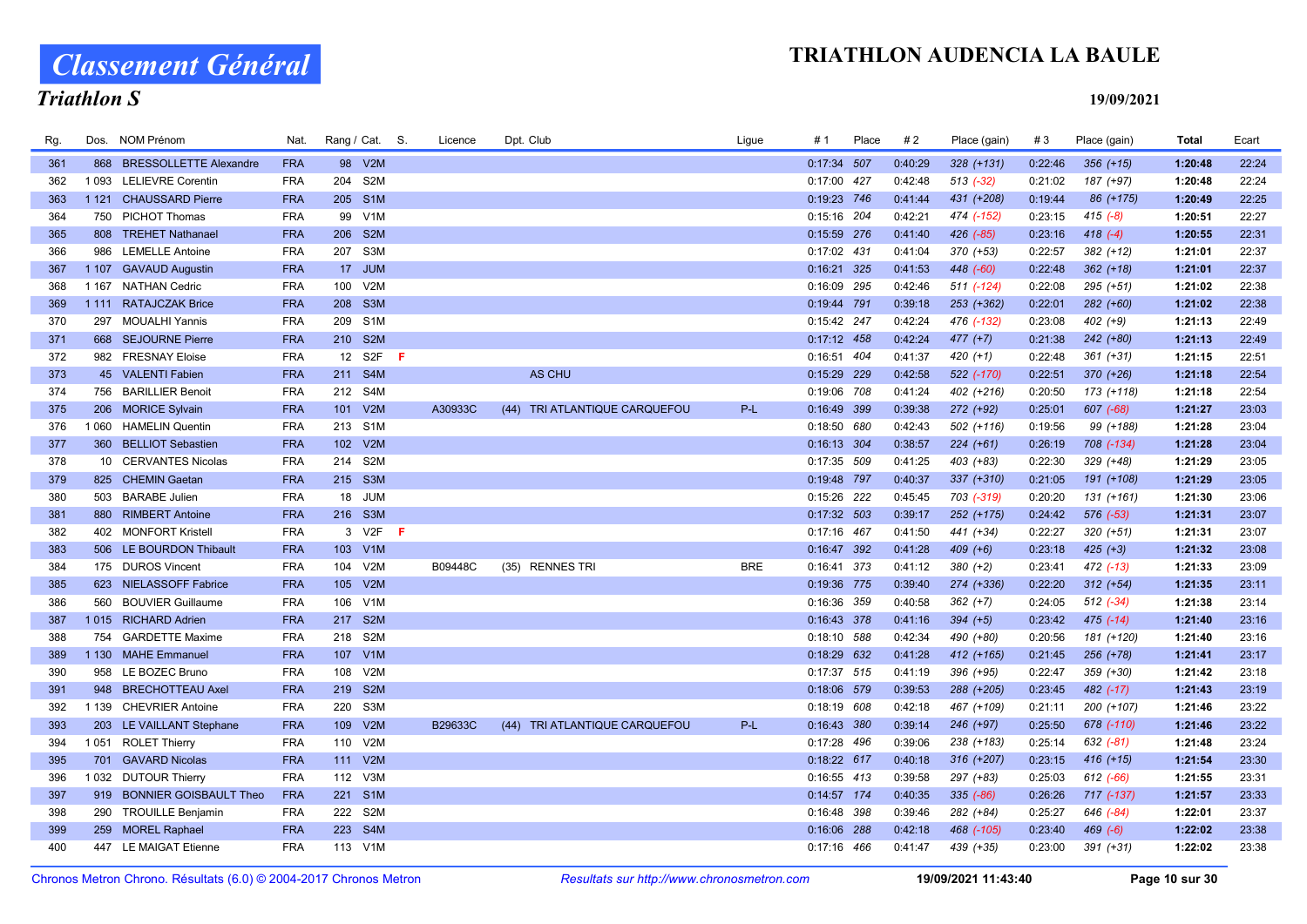# Classement Général

## Triathlon S

# TRIATHLON AUDENCIA LA BAULE

19/09/2021

| Rg. | Dos. | NOM Prénom | Nat. | Rang / Cat. | S. | Licence | Dpt. Club | Ligue | # 1 | Place | # 2 | Place (gain) | # 3 | Place (gain) | Total | Ecart |
|---|---|---|---|---|---|---|---|---|---|---|---|---|---|---|---|---|
| 361 | 868 | BRESSOLLETTE Alexandre | FRA | 98 V2M | | | | | 0:17:34 | 507 | 0:40:29 | 328 (+131) | 0:22:46 | 356 (+15) | 1:20:48 | 22:24 |
| 362 | 1 093 | LELIEVRE Corentin | FRA | 204 S2M | | | | | 0:17:00 | 427 | 0:42:48 | 513 (-32) | 0:21:02 | 187 (+97) | 1:20:48 | 22:24 |
| 363 | 1 121 | CHAUSSARD Pierre | FRA | 205 S1M | | | | | 0:19:23 | 746 | 0:41:44 | 431 (+208) | 0:19:44 | 86 (+175) | 1:20:49 | 22:25 |
| 364 | 750 | PICHOT Thomas | FRA | 99 V1M | | | | | 0:15:16 | 204 | 0:42:21 | 474 (-152) | 0:23:15 | 415 (-8) | 1:20:51 | 22:27 |
| 365 | 808 | TREHET Nathanael | FRA | 206 S2M | | | | | 0:15:59 | 276 | 0:41:40 | 426 (-85) | 0:23:16 | 418 (-4) | 1:20:55 | 22:31 |
| 366 | 986 | LEMELLE Antoine | FRA | 207 S3M | | | | | 0:17:02 | 431 | 0:41:04 | 370 (+53) | 0:22:57 | 382 (+12) | 1:21:01 | 22:37 |
| 367 | 1 107 | GAVAUD Augustin | FRA | 17 JUM | | | | | 0:16:21 | 325 | 0:41:53 | 448 (-60) | 0:22:48 | 362 (+18) | 1:21:01 | 22:37 |
| 368 | 1 167 | NATHAN Cedric | FRA | 100 V2M | | | | | 0:16:09 | 295 | 0:42:46 | 511 (-124) | 0:22:08 | 295 (+51) | 1:21:02 | 22:38 |
| 369 | 1 111 | RATAJCZAK Brice | FRA | 208 S3M | | | | | 0:19:44 | 791 | 0:39:18 | 253 (+362) | 0:22:01 | 282 (+60) | 1:21:02 | 22:38 |
| 370 | 297 | MOUALHI Yannis | FRA | 209 S1M | | | | | 0:15:42 | 247 | 0:42:24 | 476 (-132) | 0:23:08 | 402 (+9) | 1:21:13 | 22:49 |
| 371 | 668 | SEJOURNE Pierre | FRA | 210 S2M | | | | | 0:17:12 | 458 | 0:42:24 | 477 (+7) | 0:21:38 | 242 (+80) | 1:21:13 | 22:49 |
| 372 | 982 | FRESNAY Eloise | FRA | 12 S2F | F | | | | 0:16:51 | 404 | 0:41:37 | 420 (+1) | 0:22:48 | 361 (+31) | 1:21:15 | 22:51 |
| 373 | 45 | VALENTI Fabien | FRA | 211 S4M | | | AS CHU | | 0:15:29 | 229 | 0:42:58 | 522 (-170) | 0:22:51 | 370 (+26) | 1:21:18 | 22:54 |
| 374 | 756 | BARILLIER Benoit | FRA | 212 S4M | | | | | 0:19:06 | 708 | 0:41:24 | 402 (+216) | 0:20:50 | 173 (+118) | 1:21:18 | 22:54 |
| 375 | 206 | MORICE Sylvain | FRA | 101 V2M | | A30933C | (44) TRI ATLANTIQUE CARQUEFOU | P-L | 0:16:49 | 399 | 0:39:38 | 272 (+92) | 0:25:01 | 607 (-68) | 1:21:27 | 23:03 |
| 376 | 1 060 | HAMELIN Quentin | FRA | 213 S1M | | | | | 0:18:50 | 680 | 0:42:43 | 502 (+116) | 0:19:56 | 99 (+188) | 1:21:28 | 23:04 |
| 377 | 360 | BELLIOT Sebastien | FRA | 102 V2M | | | | | 0:16:13 | 304 | 0:38:57 | 224 (+61) | 0:26:19 | 708 (-134) | 1:21:28 | 23:04 |
| 378 | 10 | CERVANTES Nicolas | FRA | 214 S2M | | | | | 0:17:35 | 509 | 0:41:25 | 403 (+83) | 0:22:30 | 329 (+48) | 1:21:29 | 23:05 |
| 379 | 825 | CHEMIN Gaetan | FRA | 215 S3M | | | | | 0:19:48 | 797 | 0:40:37 | 337 (+310) | 0:21:05 | 191 (+108) | 1:21:29 | 23:05 |
| 380 | 503 | BARABE Julien | FRA | 18 JUM | | | | | 0:15:26 | 222 | 0:45:45 | 703 (-319) | 0:20:20 | 131 (+161) | 1:21:30 | 23:06 |
| 381 | 880 | RIMBERT Antoine | FRA | 216 S3M | | | | | 0:17:32 | 503 | 0:39:17 | 252 (+175) | 0:24:42 | 576 (-53) | 1:21:31 | 23:07 |
| 382 | 402 | MONFORT Kristell | FRA | 3 V2F | F | | | | 0:17:16 | 467 | 0:41:50 | 441 (+34) | 0:22:27 | 320 (+51) | 1:21:31 | 23:07 |
| 383 | 506 | LE BOURDON Thibault | FRA | 103 V1M | | | | | 0:16:47 | 392 | 0:41:28 | 409 (+6) | 0:23:18 | 425 (+3) | 1:21:32 | 23:08 |
| 384 | 175 | DUROS Vincent | FRA | 104 V2M | | B09448C | (35) RENNES TRI | BRE | 0:16:41 | 373 | 0:41:12 | 380 (+2) | 0:23:41 | 472 (-13) | 1:21:33 | 23:09 |
| 385 | 623 | NIELASSOFF Fabrice | FRA | 105 V2M | | | | | 0:19:36 | 775 | 0:39:40 | 274 (+336) | 0:22:20 | 312 (+54) | 1:21:35 | 23:11 |
| 386 | 560 | BOUVIER Guillaume | FRA | 106 V1M | | | | | 0:16:36 | 359 | 0:40:58 | 362 (+7) | 0:24:05 | 512 (-34) | 1:21:38 | 23:14 |
| 387 | 1 015 | RICHARD Adrien | FRA | 217 S2M | | | | | 0:16:43 | 378 | 0:41:16 | 394 (+5) | 0:23:42 | 475 (-14) | 1:21:40 | 23:16 |
| 388 | 754 | GARDETTE Maxime | FRA | 218 S2M | | | | | 0:18:10 | 588 | 0:42:34 | 490 (+80) | 0:20:56 | 181 (+120) | 1:21:40 | 23:16 |
| 389 | 1 130 | MAHE Emmanuel | FRA | 107 V1M | | | | | 0:18:29 | 632 | 0:41:28 | 412 (+165) | 0:21:45 | 256 (+78) | 1:21:41 | 23:17 |
| 390 | 958 | LE BOZEC Bruno | FRA | 108 V2M | | | | | 0:17:37 | 515 | 0:41:19 | 396 (+95) | 0:22:47 | 359 (+30) | 1:21:42 | 23:18 |
| 391 | 948 | BRECHOTTEAU Axel | FRA | 219 S2M | | | | | 0:18:06 | 579 | 0:39:53 | 288 (+205) | 0:23:45 | 482 (-17) | 1:21:43 | 23:19 |
| 392 | 1 139 | CHEVRIER Antoine | FRA | 220 S3M | | | | | 0:18:19 | 608 | 0:42:18 | 467 (+109) | 0:21:11 | 200 (+107) | 1:21:46 | 23:22 |
| 393 | 203 | LE VAILLANT Stephane | FRA | 109 V2M | | B29633C | (44) TRI ATLANTIQUE CARQUEFOU | P-L | 0:16:43 | 380 | 0:39:14 | 246 (+97) | 0:25:50 | 678 (-110) | 1:21:46 | 23:22 |
| 394 | 1 051 | ROLET Thierry | FRA | 110 V2M | | | | | 0:17:28 | 496 | 0:39:06 | 238 (+183) | 0:25:14 | 632 (-81) | 1:21:48 | 23:24 |
| 395 | 701 | GAVARD Nicolas | FRA | 111 V2M | | | | | 0:18:22 | 617 | 0:40:18 | 316 (+207) | 0:23:15 | 416 (+15) | 1:21:54 | 23:30 |
| 396 | 1 032 | DUTOUR Thierry | FRA | 112 V3M | | | | | 0:16:55 | 413 | 0:39:58 | 297 (+83) | 0:25:03 | 612 (-66) | 1:21:55 | 23:31 |
| 397 | 919 | BONNIER GOISBAULT Theo | FRA | 221 S1M | | | | | 0:14:57 | 174 | 0:40:35 | 335 (-86) | 0:26:26 | 717 (-137) | 1:21:57 | 23:33 |
| 398 | 290 | TROUILLE Benjamin | FRA | 222 S2M | | | | | 0:16:48 | 398 | 0:39:46 | 282 (+84) | 0:25:27 | 646 (-84) | 1:22:01 | 23:37 |
| 399 | 259 | MOREL Raphael | FRA | 223 S4M | | | | | 0:16:06 | 288 | 0:42:18 | 468 (-105) | 0:23:40 | 469 (-6) | 1:22:02 | 23:38 |
| 400 | 447 | LE MAIGAT Etienne | FRA | 113 V1M | | | | | 0:17:16 | 466 | 0:41:47 | 439 (+35) | 0:23:00 | 391 (+31) | 1:22:02 | 23:38 |

Chronos Metron Chrono. Résultats (6.0) © 2004-2017 Chronos Metron — *Resultats sur http://www.chronosmetron.com* — 19/09/2021 11:43:40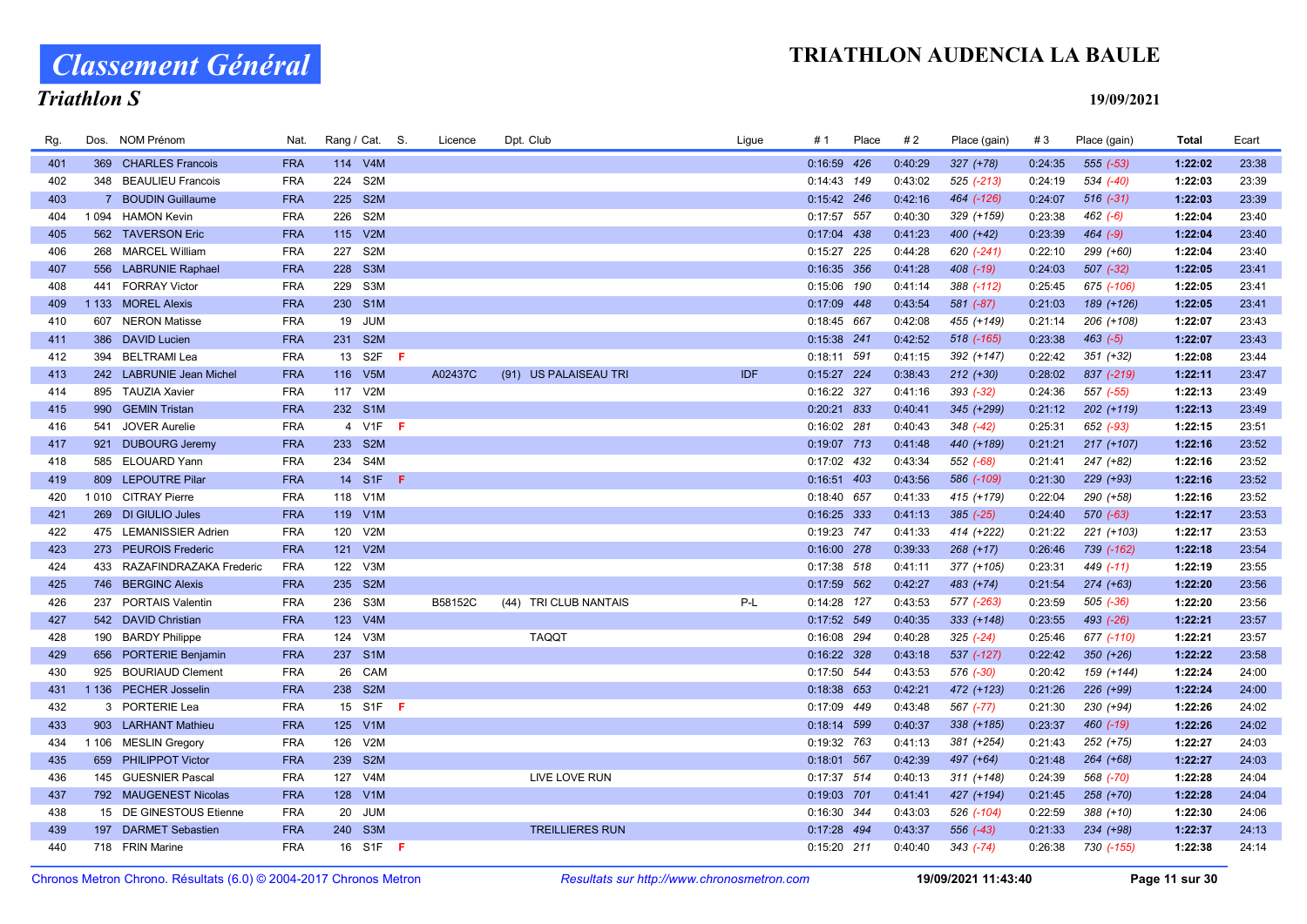# Classement Général

## Triathlon S

# TRIATHLON AUDENCIA LA BAULE

19/09/2021

| Rg. | Dos. | NOM Prénom | Nat. | Rang / Cat. | | S. | Licence | Dpt. Club | Ligue | # 1 | Place | # 2 | Place (gain) | # 3 | Place (gain) | Total | Ecart |
|---|---|---|---|---|---|---|---|---|---|---|---|---|---|---|---|---|---|
| 401 | 369 | CHARLES Francois | FRA | 114 | V4M | | | | | 0:16:59 | 426 | 0:40:29 | 327 (+78) | 0:24:35 | 555 (-53) | 1:22:02 | 23:38 |
| 402 | 348 | BEAULIEU Francois | FRA | 224 | S2M | | | | | 0:14:43 | 149 | 0:43:02 | 525 (-213) | 0:24:19 | 534 (-40) | 1:22:03 | 23:39 |
| 403 | 7 | BOUDIN Guillaume | FRA | 225 | S2M | | | | | 0:15:42 | 246 | 0:42:16 | 464 (-126) | 0:24:07 | 516 (-31) | 1:22:03 | 23:39 |
| 404 | 1 094 | HAMON Kevin | FRA | 226 | S2M | | | | | 0:17:57 | 557 | 0:40:30 | 329 (+159) | 0:23:38 | 462 (-6) | 1:22:04 | 23:40 |
| 405 | 562 | TAVERSON Eric | FRA | 115 | V2M | | | | | 0:17:04 | 438 | 0:41:23 | 400 (+42) | 0:23:39 | 464 (-9) | 1:22:04 | 23:40 |
| 406 | 268 | MARCEL William | FRA | 227 | S2M | | | | | 0:15:27 | 225 | 0:44:28 | 620 (-241) | 0:22:10 | 299 (+60) | 1:22:04 | 23:40 |
| 407 | 556 | LABRUNIE Raphael | FRA | 228 | S3M | | | | | 0:16:35 | 356 | 0:41:28 | 408 (-19) | 0:24:03 | 507 (-32) | 1:22:05 | 23:41 |
| 408 | 441 | FORRAY Victor | FRA | 229 | S3M | | | | | 0:15:06 | 190 | 0:41:14 | 388 (-112) | 0:25:45 | 675 (-106) | 1:22:05 | 23:41 |
| 409 | 1 133 | MOREL Alexis | FRA | 230 | S1M | | | | | 0:17:09 | 448 | 0:43:54 | 581 (-87) | 0:21:03 | 189 (+126) | 1:22:05 | 23:41 |
| 410 | 607 | NERON Matisse | FRA | 19 | JUM | | | | | 0:18:45 | 667 | 0:42:08 | 455 (+149) | 0:21:14 | 206 (+108) | 1:22:07 | 23:43 |
| 411 | 386 | DAVID Lucien | FRA | 231 | S2M | | | | | 0:15:38 | 241 | 0:42:52 | 518 (-165) | 0:23:38 | 463 (-5) | 1:22:07 | 23:43 |
| 412 | 394 | BELTRAMI Lea | FRA | 13 | S2F | F | | | | 0:18:11 | 591 | 0:41:15 | 392 (+147) | 0:22:42 | 351 (+32) | 1:22:08 | 23:44 |
| 413 | 242 | LABRUNIE Jean Michel | FRA | 116 | V5M | | A02437C | (91) US PALAISEAU TRI | IDF | 0:15:27 | 224 | 0:38:43 | 212 (+30) | 0:28:02 | 837 (-219) | 1:22:11 | 23:47 |
| 414 | 895 | TAUZIA Xavier | FRA | 117 | V2M | | | | | 0:16:22 | 327 | 0:41:16 | 393 (-32) | 0:24:36 | 557 (-55) | 1:22:13 | 23:49 |
| 415 | 990 | GEMIN Tristan | FRA | 232 | S1M | | | | | 0:20:21 | 833 | 0:40:41 | 345 (+299) | 0:21:12 | 202 (+119) | 1:22:13 | 23:49 |
| 416 | 541 | JOVER Aurelie | FRA | 4 | V1F | F | | | | 0:16:02 | 281 | 0:40:43 | 348 (-42) | 0:25:31 | 652 (-93) | 1:22:15 | 23:51 |
| 417 | 921 | DUBOURG Jeremy | FRA | 233 | S2M | | | | | 0:19:07 | 713 | 0:41:48 | 440 (+189) | 0:21:21 | 217 (+107) | 1:22:16 | 23:52 |
| 418 | 585 | ELOUARD Yann | FRA | 234 | S4M | | | | | 0:17:02 | 432 | 0:43:34 | 552 (-68) | 0:21:41 | 247 (+82) | 1:22:16 | 23:52 |
| 419 | 809 | LEPOUTRE Pilar | FRA | 14 | S1F | F | | | | 0:16:51 | 403 | 0:43:56 | 586 (-109) | 0:21:30 | 229 (+93) | 1:22:16 | 23:52 |
| 420 | 1 010 | CITRAY Pierre | FRA | 118 | V1M | | | | | 0:18:40 | 657 | 0:41:33 | 415 (+179) | 0:22:04 | 290 (+58) | 1:22:16 | 23:52 |
| 421 | 269 | DI GIULIO Jules | FRA | 119 | V1M | | | | | 0:16:25 | 333 | 0:41:13 | 385 (-25) | 0:24:40 | 570 (-63) | 1:22:17 | 23:53 |
| 422 | 475 | LEMANISSIER Adrien | FRA | 120 | V2M | | | | | 0:19:23 | 747 | 0:41:33 | 414 (+222) | 0:21:22 | 221 (+103) | 1:22:17 | 23:53 |
| 423 | 273 | PEUROIS Frederic | FRA | 121 | V2M | | | | | 0:16:00 | 278 | 0:39:33 | 268 (+17) | 0:26:46 | 739 (-162) | 1:22:18 | 23:54 |
| 424 | 433 | RAZAFINDRAZAKA Frederic | FRA | 122 | V3M | | | | | 0:17:38 | 518 | 0:41:11 | 377 (+105) | 0:23:31 | 449 (-11) | 1:22:19 | 23:55 |
| 425 | 746 | BERGINC Alexis | FRA | 235 | S2M | | | | | 0:17:59 | 562 | 0:42:27 | 483 (+74) | 0:21:54 | 274 (+63) | 1:22:20 | 23:56 |
| 426 | 237 | PORTAIS Valentin | FRA | 236 | S3M | | B58152C | (44) TRI CLUB NANTAIS | P-L | 0:14:28 | 127 | 0:43:53 | 577 (-263) | 0:23:59 | 505 (-36) | 1:22:20 | 23:56 |
| 427 | 542 | DAVID Christian | FRA | 123 | V4M | | | | | 0:17:52 | 549 | 0:40:35 | 333 (+148) | 0:23:55 | 493 (-26) | 1:22:21 | 23:57 |
| 428 | 190 | BARDY Philippe | FRA | 124 | V3M | | | TAQQT | | 0:16:08 | 294 | 0:40:28 | 325 (-24) | 0:25:46 | 677 (-110) | 1:22:21 | 23:57 |
| 429 | 656 | PORTERIE Benjamin | FRA | 237 | S1M | | | | | 0:16:22 | 328 | 0:43:18 | 537 (-127) | 0:22:42 | 350 (+26) | 1:22:22 | 23:58 |
| 430 | 925 | BOURIAUD Clement | FRA | 26 | CAM | | | | | 0:17:50 | 544 | 0:43:53 | 576 (-30) | 0:20:42 | 159 (+144) | 1:22:24 | 24:00 |
| 431 | 1 136 | PECHER Josselin | FRA | 238 | S2M | | | | | 0:18:38 | 653 | 0:42:21 | 472 (+123) | 0:21:26 | 226 (+99) | 1:22:24 | 24:00 |
| 432 | 3 | PORTERIE Lea | FRA | 15 | S1F | F | | | | 0:17:09 | 449 | 0:43:48 | 567 (-77) | 0:21:30 | 230 (+94) | 1:22:26 | 24:02 |
| 433 | 903 | LARHANT Mathieu | FRA | 125 | V1M | | | | | 0:18:14 | 599 | 0:40:37 | 338 (+185) | 0:23:37 | 460 (-19) | 1:22:26 | 24:02 |
| 434 | 1 106 | MESLIN Gregory | FRA | 126 | V2M | | | | | 0:19:32 | 763 | 0:41:13 | 381 (+254) | 0:21:43 | 252 (+75) | 1:22:27 | 24:03 |
| 435 | 659 | PHILIPPOT Victor | FRA | 239 | S2M | | | | | 0:18:01 | 567 | 0:42:39 | 497 (+64) | 0:21:48 | 264 (+68) | 1:22:27 | 24:03 |
| 436 | 145 | GUESNIER Pascal | FRA | 127 | V4M | | | LIVE LOVE RUN | | 0:17:37 | 514 | 0:40:13 | 311 (+148) | 0:24:39 | 568 (-70) | 1:22:28 | 24:04 |
| 437 | 792 | MAUGENEST Nicolas | FRA | 128 | V1M | | | | | 0:19:03 | 701 | 0:41:41 | 427 (+194) | 0:21:45 | 258 (+70) | 1:22:28 | 24:04 |
| 438 | 15 | DE GINESTOUS Etienne | FRA | 20 | JUM | | | | | 0:16:30 | 344 | 0:43:03 | 526 (-104) | 0:22:59 | 388 (+10) | 1:22:30 | 24:06 |
| 439 | 197 | DARMET Sebastien | FRA | 240 | S3M | | | TREILLIERES RUN | | 0:17:28 | 494 | 0:43:37 | 556 (-43) | 0:21:33 | 234 (+98) | 1:22:37 | 24:13 |
| 440 | 718 | FRIN Marine | FRA | 16 | S1F | F | | | | 0:15:20 | 211 | 0:40:40 | 343 (-74) | 0:26:38 | 730 (-155) | 1:22:38 | 24:14 |

Chronos Metron Chrono. Résultats (6.0) © 2004-2017 Chronos Metron — *Resultats sur http://www.chronosmetron.com* — 19/09/2021 11:43:40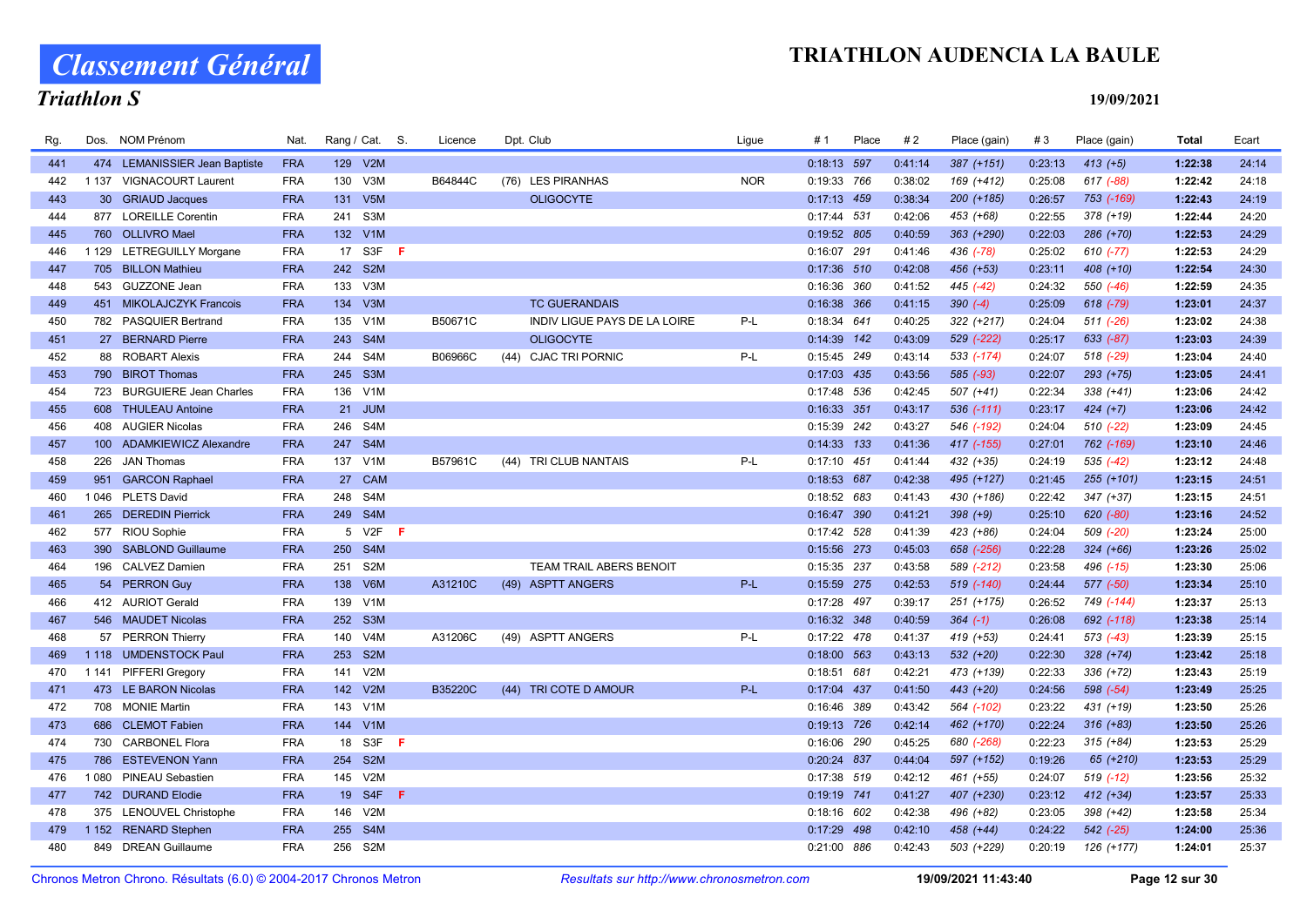# Classement Général

## Triathlon S

**TRIATHLON AUDENCIA LA BAULE**

19/09/2021

| Rg. | Dos. | NOM Prénom | Nat. | Rang / Cat. | | S. | Licence | Dpt. | Club | Ligue | # 1 | Place | # 2 | Place (gain) | # 3 | Place (gain) | Total | Ecart |
|---|---|---|---|---|---|---|---|---|---|---|---|---|---|---|---|---|---|---|
| 441 | 474 | LEMANISSIER Jean Baptiste | FRA | 129 | V2M | | | | | | 0:18:13 | 597 | 0:41:14 | 387 (+151) | 0:23:13 | 413 (+5) | 1:22:38 | 24:14 |
| 442 | 1 137 | VIGNACOURT Laurent | FRA | 130 | V3M | | B64844C | (76) | LES PIRANHAS | NOR | 0:19:33 | 766 | 0:38:02 | 169 (+412) | 0:25:08 | 617 (-88) | 1:22:42 | 24:18 |
| 443 | 30 | GRIAUD Jacques | FRA | 131 | V5M | | | | OLIGOCYTE | | 0:17:13 | 459 | 0:38:34 | 200 (+185) | 0:26:57 | 753 (-169) | 1:22:43 | 24:19 |
| 444 | 877 | LOREILLE Corentin | FRA | 241 | S3M | | | | | | 0:17:44 | 531 | 0:42:06 | 453 (+68) | 0:22:55 | 378 (+19) | 1:22:44 | 24:20 |
| 445 | 760 | OLLIVRO Mael | FRA | 132 | V1M | | | | | | 0:19:52 | 805 | 0:40:59 | 363 (+290) | 0:22:03 | 286 (+70) | 1:22:53 | 24:29 |
| 446 | 1 129 | LETREGUILLY Morgane | FRA | 17 | S3F | F | | | | | 0:16:07 | 291 | 0:41:46 | 436 (-78) | 0:25:02 | 610 (-77) | 1:22:53 | 24:29 |
| 447 | 705 | BILLON Mathieu | FRA | 242 | S2M | | | | | | 0:17:36 | 510 | 0:42:08 | 456 (+53) | 0:23:11 | 408 (+10) | 1:22:54 | 24:30 |
| 448 | 543 | GUZZONE Jean | FRA | 133 | V3M | | | | | | 0:16:36 | 360 | 0:41:52 | 445 (-42) | 0:24:32 | 550 (-46) | 1:22:59 | 24:35 |
| 449 | 451 | MIKOLAJCZYK Francois | FRA | 134 | V3M | | | | TC GUERANDAIS | | 0:16:38 | 366 | 0:41:15 | 390 (-4) | 0:25:09 | 618 (-79) | 1:23:01 | 24:37 |
| 450 | 782 | PASQUIER Bertrand | FRA | 135 | V1M | | B50671C | | INDIV LIGUE PAYS DE LA LOIRE | P-L | 0:18:34 | 641 | 0:40:25 | 322 (+217) | 0:24:04 | 511 (-26) | 1:23:02 | 24:38 |
| 451 | 27 | BERNARD Pierre | FRA | 243 | S4M | | | | OLIGOCYTE | | 0:14:39 | 142 | 0:43:09 | 529 (-222) | 0:25:17 | 633 (-87) | 1:23:03 | 24:39 |
| 452 | 88 | ROBART Alexis | FRA | 244 | S4M | | B06966C | (44) | CJAC TRI PORNIC | P-L | 0:15:45 | 249 | 0:43:14 | 533 (-174) | 0:24:07 | 518 (-29) | 1:23:04 | 24:40 |
| 453 | 790 | BIROT Thomas | FRA | 245 | S3M | | | | | | 0:17:03 | 435 | 0:43:56 | 585 (-93) | 0:22:07 | 293 (+75) | 1:23:05 | 24:41 |
| 454 | 723 | BURGUIERE Jean Charles | FRA | 136 | V1M | | | | | | 0:17:48 | 536 | 0:42:45 | 507 (+41) | 0:22:34 | 338 (+41) | 1:23:06 | 24:42 |
| 455 | 608 | THULEAU Antoine | FRA | 21 | JUM | | | | | | 0:16:33 | 351 | 0:43:17 | 536 (-111) | 0:23:17 | 424 (+7) | 1:23:06 | 24:42 |
| 456 | 408 | AUGIER Nicolas | FRA | 246 | S4M | | | | | | 0:15:39 | 242 | 0:43:27 | 546 (-192) | 0:24:04 | 510 (-22) | 1:23:09 | 24:45 |
| 457 | 100 | ADAMKIEWICZ Alexandre | FRA | 247 | S4M | | | | | | 0:14:33 | 133 | 0:41:36 | 417 (-155) | 0:27:01 | 762 (-169) | 1:23:10 | 24:46 |
| 458 | 226 | JAN Thomas | FRA | 137 | V1M | | B57961C | (44) | TRI CLUB NANTAIS | P-L | 0:17:10 | 451 | 0:41:44 | 432 (+35) | 0:24:19 | 535 (-42) | 1:23:12 | 24:48 |
| 459 | 951 | GARCON Raphael | FRA | 27 | CAM | | | | | | 0:18:53 | 687 | 0:42:38 | 495 (+127) | 0:21:45 | 255 (+101) | 1:23:15 | 24:51 |
| 460 | 1 046 | PLETS David | FRA | 248 | S4M | | | | | | 0:18:52 | 683 | 0:41:43 | 430 (+186) | 0:22:42 | 347 (+37) | 1:23:15 | 24:51 |
| 461 | 265 | DEREDIN Pierrick | FRA | 249 | S4M | | | | | | 0:16:47 | 390 | 0:41:21 | 398 (+9) | 0:25:10 | 620 (-80) | 1:23:16 | 24:52 |
| 462 | 577 | RIOU Sophie | FRA | 5 | V2F | F | | | | | 0:17:42 | 528 | 0:41:39 | 423 (+86) | 0:24:04 | 509 (-20) | 1:23:24 | 25:00 |
| 463 | 390 | SABLOND Guillaume | FRA | 250 | S4M | | | | | | 0:15:56 | 273 | 0:45:03 | 658 (-256) | 0:22:28 | 324 (+66) | 1:23:26 | 25:02 |
| 464 | 196 | CALVEZ Damien | FRA | 251 | S2M | | | | TEAM TRAIL ABERS BENOIT | | 0:15:35 | 237 | 0:43:58 | 589 (-212) | 0:23:58 | 496 (-15) | 1:23:30 | 25:06 |
| 465 | 54 | PERRON Guy | FRA | 138 | V6M | | A31210C | (49) | ASPTT ANGERS | P-L | 0:15:59 | 275 | 0:42:53 | 519 (-140) | 0:24:44 | 577 (-50) | 1:23:34 | 25:10 |
| 466 | 412 | AURIOT Gerald | FRA | 139 | V1M | | | | | | 0:17:28 | 497 | 0:39:17 | 251 (+175) | 0:26:52 | 749 (-144) | 1:23:37 | 25:13 |
| 467 | 546 | MAUDET Nicolas | FRA | 252 | S3M | | | | | | 0:16:32 | 348 | 0:40:59 | 364 (-1) | 0:26:08 | 692 (-118) | 1:23:38 | 25:14 |
| 468 | 57 | PERRON Thierry | FRA | 140 | V4M | | A31206C | (49) | ASPTT ANGERS | P-L | 0:17:22 | 478 | 0:41:37 | 419 (+53) | 0:24:41 | 573 (-43) | 1:23:39 | 25:15 |
| 469 | 1 118 | UMDENSTOCK Paul | FRA | 253 | S2M | | | | | | 0:18:00 | 563 | 0:43:13 | 532 (+20) | 0:22:30 | 328 (+74) | 1:23:42 | 25:18 |
| 470 | 1 141 | PIFFERI Gregory | FRA | 141 | V2M | | | | | | 0:18:51 | 681 | 0:42:21 | 473 (+139) | 0:22:33 | 336 (+72) | 1:23:43 | 25:19 |
| 471 | 473 | LE BARON Nicolas | FRA | 142 | V2M | | B35220C | (44) | TRI COTE D AMOUR | P-L | 0:17:04 | 437 | 0:41:50 | 443 (+20) | 0:24:56 | 598 (-54) | 1:23:49 | 25:25 |
| 472 | 708 | MONIE Martin | FRA | 143 | V1M | | | | | | 0:16:46 | 389 | 0:43:42 | 564 (-102) | 0:23:22 | 431 (+19) | 1:23:50 | 25:26 |
| 473 | 686 | CLEMOT Fabien | FRA | 144 | V1M | | | | | | 0:19:13 | 726 | 0:42:14 | 462 (+170) | 0:22:24 | 316 (+83) | 1:23:50 | 25:26 |
| 474 | 730 | CARBONEL Flora | FRA | 18 | S3F | F | | | | | 0:16:06 | 290 | 0:45:25 | 680 (-268) | 0:22:23 | 315 (+84) | 1:23:53 | 25:29 |
| 475 | 786 | ESTEVENON Yann | FRA | 254 | S2M | | | | | | 0:20:24 | 837 | 0:44:04 | 597 (+152) | 0:19:26 | 65 (+210) | 1:23:53 | 25:29 |
| 476 | 1 080 | PINEAU Sebastien | FRA | 145 | V2M | | | | | | 0:17:38 | 519 | 0:42:12 | 461 (+55) | 0:24:07 | 519 (-12) | 1:23:56 | 25:32 |
| 477 | 742 | DURAND Elodie | FRA | 19 | S4F | F | | | | | 0:19:19 | 741 | 0:41:27 | 407 (+230) | 0:23:12 | 412 (+34) | 1:23:57 | 25:33 |
| 478 | 375 | LENOUVEL Christophe | FRA | 146 | V2M | | | | | | 0:18:16 | 602 | 0:42:38 | 496 (+82) | 0:23:05 | 398 (+42) | 1:23:58 | 25:34 |
| 479 | 1 152 | RENARD Stephen | FRA | 255 | S4M | | | | | | 0:17:29 | 498 | 0:42:10 | 458 (+44) | 0:24:22 | 542 (-25) | 1:24:00 | 25:36 |
| 480 | 849 | DREAN Guillaume | FRA | 256 | S2M | | | | | | 0:21:00 | 886 | 0:42:43 | 503 (+229) | 0:20:19 | 126 (+177) | 1:24:01 | 25:37 |

Chronos Metron Chrono. Résultats (6.0) © 2004-2017 Chronos Metron — *Resultats sur http://www.chronosmetron.com* — 19/09/2021 11:43:40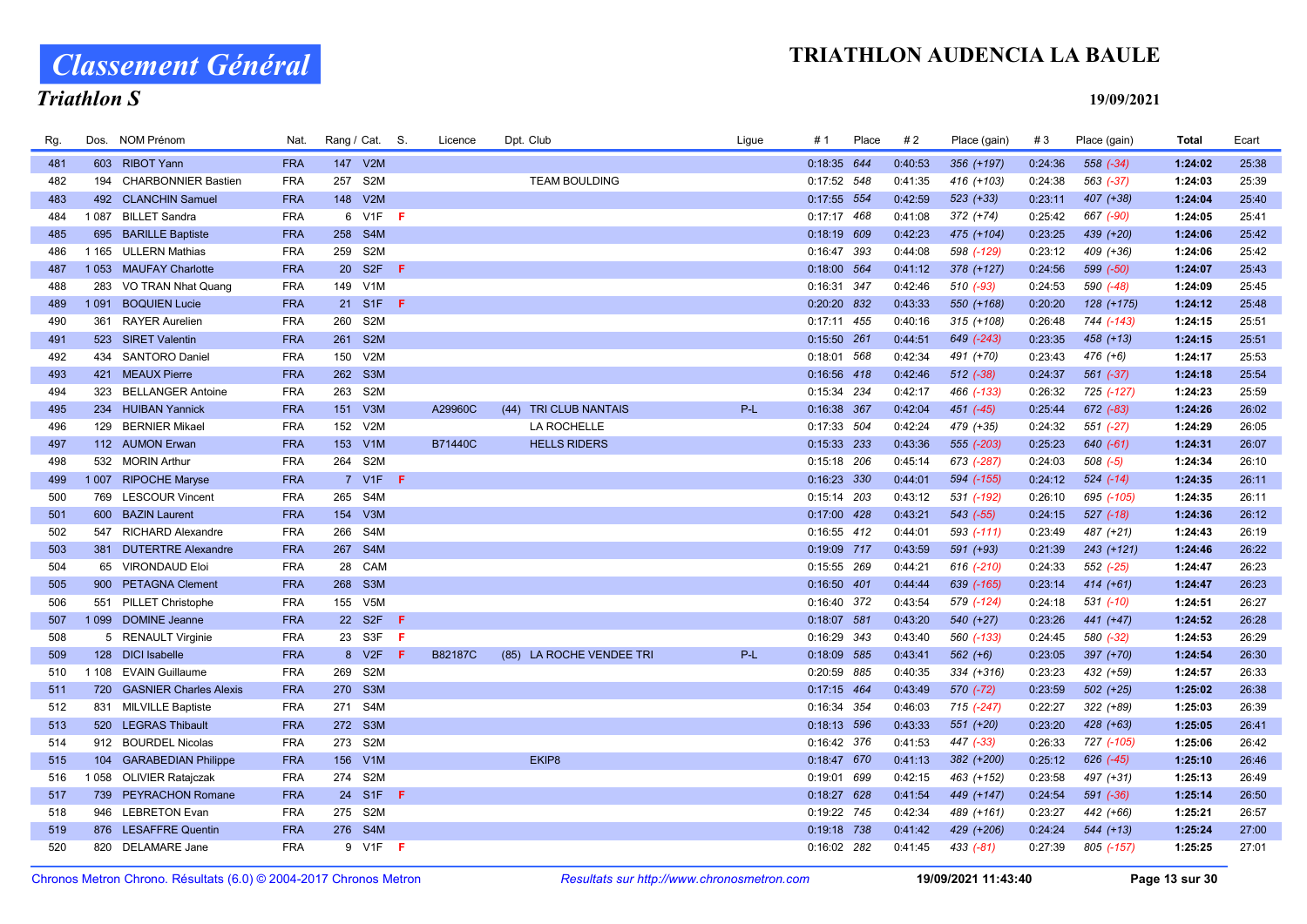# Classement Général

## Triathlon S

**TRIATHLON AUDENCIA LA BAULE**

**19/09/2021**

| Rg. | Dos. | NOM Prénom | Nat. | Rang / Cat. | S. | Licence | Dpt. Club | Ligue | # 1 | Place | # 2 | Place (gain) | # 3 | Place (gain) | Total | Ecart |
|---|---|---|---|---|---|---|---|---|---|---|---|---|---|---|---|---|
| 481 | 603 | RIBOT Yann | FRA | 147 V2M | | | | | 0:18:35 | 644 | 0:40:53 | 356 (+197) | 0:24:36 | 558 (-34) | 1:24:02 | 25:38 |
| 482 | 194 | CHARBONNIER Bastien | FRA | 257 S2M | | | TEAM BOULDING | | 0:17:52 | 548 | 0:41:35 | 416 (+103) | 0:24:38 | 563 (-37) | 1:24:03 | 25:39 |
| 483 | 492 | CLANCHIN Samuel | FRA | 148 V2M | | | | | 0:17:55 | 554 | 0:42:59 | 523 (+33) | 0:23:11 | 407 (+38) | 1:24:04 | 25:40 |
| 484 | 1 087 | BILLET Sandra | FRA | 6 V1F | F | | | | 0:17:17 | 468 | 0:41:08 | 372 (+74) | 0:25:42 | 667 (-90) | 1:24:05 | 25:41 |
| 485 | 695 | BARILLE Baptiste | FRA | 258 S4M | | | | | 0:18:19 | 609 | 0:42:23 | 475 (+104) | 0:23:25 | 439 (+20) | 1:24:06 | 25:42 |
| 486 | 1 165 | ULLERN Mathias | FRA | 259 S2M | | | | | 0:16:47 | 393 | 0:44:08 | 598 (-129) | 0:23:12 | 409 (+36) | 1:24:06 | 25:42 |
| 487 | 1 053 | MAUFAY Charlotte | FRA | 20 S2F | F | | | | 0:18:00 | 564 | 0:41:12 | 378 (+127) | 0:24:56 | 599 (-50) | 1:24:07 | 25:43 |
| 488 | 283 | VO TRAN Nhat Quang | FRA | 149 V1M | | | | | 0:16:31 | 347 | 0:42:46 | 510 (-93) | 0:24:53 | 590 (-48) | 1:24:09 | 25:45 |
| 489 | 1 091 | BOQUIEN Lucie | FRA | 21 S1F | F | | | | 0:20:20 | 832 | 0:43:33 | 550 (+168) | 0:20:20 | 128 (+175) | 1:24:12 | 25:48 |
| 490 | 361 | RAYER Aurelien | FRA | 260 S2M | | | | | 0:17:11 | 455 | 0:40:16 | 315 (+108) | 0:26:48 | 744 (-143) | 1:24:15 | 25:51 |
| 491 | 523 | SIRET Valentin | FRA | 261 S2M | | | | | 0:15:50 | 261 | 0:44:51 | 649 (-243) | 0:23:35 | 458 (+13) | 1:24:15 | 25:51 |
| 492 | 434 | SANTORO Daniel | FRA | 150 V2M | | | | | 0:18:01 | 568 | 0:42:34 | 491 (+70) | 0:23:43 | 476 (+6) | 1:24:17 | 25:53 |
| 493 | 421 | MEAUX Pierre | FRA | 262 S3M | | | | | 0:16:56 | 418 | 0:42:46 | 512 (-38) | 0:24:37 | 561 (-37) | 1:24:18 | 25:54 |
| 494 | 323 | BELLANGER Antoine | FRA | 263 S2M | | | | | 0:15:34 | 234 | 0:42:17 | 466 (-133) | 0:26:32 | 725 (-127) | 1:24:23 | 25:59 |
| 495 | 234 | HUIBAN Yannick | FRA | 151 V3M | | A29960C | (44) TRI CLUB NANTAIS | P-L | 0:16:38 | 367 | 0:42:04 | 451 (-45) | 0:25:44 | 672 (-83) | 1:24:26 | 26:02 |
| 496 | 129 | BERNIER Mikael | FRA | 152 V2M | | | LA ROCHELLE | | 0:17:33 | 504 | 0:42:24 | 479 (+35) | 0:24:32 | 551 (-27) | 1:24:29 | 26:05 |
| 497 | 112 | AUMON Erwan | FRA | 153 V1M | | B71440C | HELLS RIDERS | | 0:15:33 | 233 | 0:43:36 | 555 (-203) | 0:25:23 | 640 (-61) | 1:24:31 | 26:07 |
| 498 | 532 | MORIN Arthur | FRA | 264 S2M | | | | | 0:15:18 | 206 | 0:45:14 | 673 (-287) | 0:24:03 | 508 (-5) | 1:24:34 | 26:10 |
| 499 | 1 007 | RIPOCHE Maryse | FRA | 7 V1F | F | | | | 0:16:23 | 330 | 0:44:01 | 594 (-155) | 0:24:12 | 524 (-14) | 1:24:35 | 26:11 |
| 500 | 769 | LESCOUR Vincent | FRA | 265 S4M | | | | | 0:15:14 | 203 | 0:43:12 | 531 (-192) | 0:26:10 | 695 (-105) | 1:24:35 | 26:11 |
| 501 | 600 | BAZIN Laurent | FRA | 154 V3M | | | | | 0:17:00 | 428 | 0:43:21 | 543 (-55) | 0:24:15 | 527 (-18) | 1:24:36 | 26:12 |
| 502 | 547 | RICHARD Alexandre | FRA | 266 S4M | | | | | 0:16:55 | 412 | 0:44:01 | 593 (-111) | 0:23:49 | 487 (+21) | 1:24:43 | 26:19 |
| 503 | 381 | DUTERTRE Alexandre | FRA | 267 S4M | | | | | 0:19:09 | 717 | 0:43:59 | 591 (+93) | 0:21:39 | 243 (+121) | 1:24:46 | 26:22 |
| 504 | 65 | VIRONDAUD Eloi | FRA | 28 CAM | | | | | 0:15:55 | 269 | 0:44:21 | 616 (-210) | 0:24:33 | 552 (-25) | 1:24:47 | 26:23 |
| 505 | 900 | PETAGNA Clement | FRA | 268 S3M | | | | | 0:16:50 | 401 | 0:44:44 | 639 (-165) | 0:23:14 | 414 (+61) | 1:24:47 | 26:23 |
| 506 | 551 | PILLET Christophe | FRA | 155 V5M | | | | | 0:16:40 | 372 | 0:43:54 | 579 (-124) | 0:24:18 | 531 (-10) | 1:24:51 | 26:27 |
| 507 | 1 099 | DOMINE Jeanne | FRA | 22 S2F | F | | | | 0:18:07 | 581 | 0:43:20 | 540 (+27) | 0:23:26 | 441 (+47) | 1:24:52 | 26:28 |
| 508 | 5 | RENAULT Virginie | FRA | 23 S3F | F | | | | 0:16:29 | 343 | 0:43:40 | 560 (-133) | 0:24:45 | 580 (-32) | 1:24:53 | 26:29 |
| 509 | 128 | DICI Isabelle | FRA | 8 V2F | F | B82187C | (85) LA ROCHE VENDEE TRI | P-L | 0:18:09 | 585 | 0:43:41 | 562 (+6) | 0:23:05 | 397 (+70) | 1:24:54 | 26:30 |
| 510 | 1 108 | EVAIN Guillaume | FRA | 269 S2M | | | | | 0:20:59 | 885 | 0:40:35 | 334 (+316) | 0:23:23 | 432 (+59) | 1:24:57 | 26:33 |
| 511 | 720 | GASNIER Charles Alexis | FRA | 270 S3M | | | | | 0:17:15 | 464 | 0:43:49 | 570 (-72) | 0:23:59 | 502 (+25) | 1:25:02 | 26:38 |
| 512 | 831 | MILVILLE Baptiste | FRA | 271 S4M | | | | | 0:16:34 | 354 | 0:46:03 | 715 (-247) | 0:22:27 | 322 (+89) | 1:25:03 | 26:39 |
| 513 | 520 | LEGRAS Thibault | FRA | 272 S3M | | | | | 0:18:13 | 596 | 0:43:33 | 551 (+20) | 0:23:20 | 428 (+63) | 1:25:05 | 26:41 |
| 514 | 912 | BOURDEL Nicolas | FRA | 273 S2M | | | | | 0:16:42 | 376 | 0:41:53 | 447 (-33) | 0:26:33 | 727 (-105) | 1:25:06 | 26:42 |
| 515 | 104 | GARABEDIAN Philippe | FRA | 156 V1M | | | EKIP8 | | 0:18:47 | 670 | 0:41:13 | 382 (+200) | 0:25:12 | 626 (-45) | 1:25:10 | 26:46 |
| 516 | 1 058 | OLIVIER Ratajczak | FRA | 274 S2M | | | | | 0:19:01 | 699 | 0:42:15 | 463 (+152) | 0:23:58 | 497 (+31) | 1:25:13 | 26:49 |
| 517 | 739 | PEYRACHON Romane | FRA | 24 S1F | F | | | | 0:18:27 | 628 | 0:41:54 | 449 (+147) | 0:24:54 | 591 (-36) | 1:25:14 | 26:50 |
| 518 | 946 | LEBRETON Evan | FRA | 275 S2M | | | | | 0:19:22 | 745 | 0:42:34 | 489 (+161) | 0:23:27 | 442 (+66) | 1:25:21 | 26:57 |
| 519 | 876 | LESAFFRE Quentin | FRA | 276 S4M | | | | | 0:19:18 | 738 | 0:41:42 | 429 (+206) | 0:24:24 | 544 (+13) | 1:25:24 | 27:00 |
| 520 | 820 | DELAMARE Jane | FRA | 9 V1F | F | | | | 0:16:02 | 282 | 0:41:45 | 433 (-81) | 0:27:39 | 805 (-157) | 1:25:25 | 27:01 |

Chronos Metron Chrono. Résultats (6.0) © 2004-2017 Chronos Metron — *Resultats sur http://www.chronosmetron.com* — 19/09/2021 11:43:40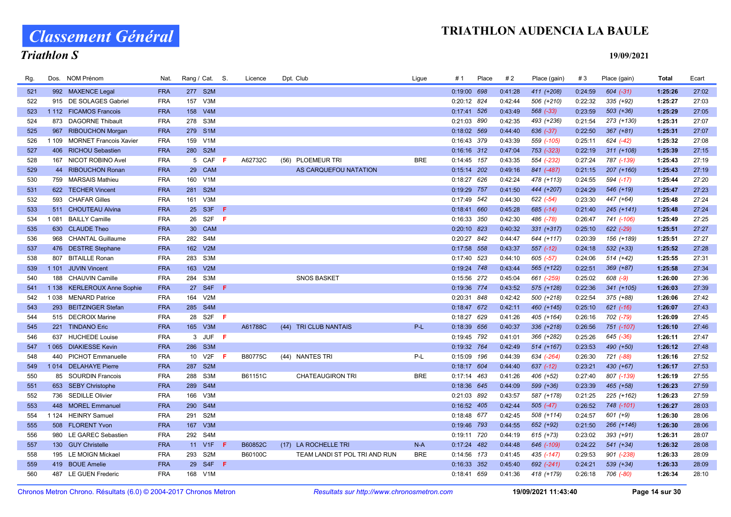# Classement Général

## Triathlon S

# TRIATHLON AUDENCIA LA BAULE

19/09/2021

| Rg. | Dos. | NOM Prénom | Nat. | Rang / Cat. | | S. | Licence | Dpt. | Club | Ligue | # 1 | Place | # 2 | Place (gain) | # 3 | Place (gain) | Total | Ecart |
|---|---|---|---|---|---|---|---|---|---|---|---|---|---|---|---|---|---|---|
| 521 | 992 | MAXENCE Legal | FRA | 277 | S2M | | | | | | 0:19:00 | 698 | 0:41:28 | 411 (+208) | 0:24:59 | 604 (-31) | **1:25:26** | 27:02 |
| 522 | 915 | DE SOLAGES Gabriel | FRA | 157 | V3M | | | | | | 0:20:12 | 824 | 0:42:44 | 506 (+210) | 0:22:32 | 335 (+92) | **1:25:27** | 27:03 |
| 523 | 1 112 | FICAMOS Francois | FRA | 158 | V4M | | | | | | 0:17:41 | 526 | 0:43:49 | 568 (-33) | 0:23:59 | 503 (+36) | **1:25:29** | 27:05 |
| 524 | 873 | DAGORNE Thibault | FRA | 278 | S3M | | | | | | 0:21:03 | 890 | 0:42:35 | 493 (+236) | 0:21:54 | 273 (+130) | **1:25:31** | 27:07 |
| 525 | 967 | RIBOUCHON Morgan | FRA | 279 | S1M | | | | | | 0:18:02 | 569 | 0:44:40 | 636 (-37) | 0:22:50 | 367 (+81) | **1:25:31** | 27:07 |
| 526 | 1 109 | MORNET Francois Xavier | FRA | 159 | V1M | | | | | | 0:16:43 | 379 | 0:43:39 | 559 (-105) | 0:25:11 | 624 (-42) | **1:25:32** | 27:08 |
| 527 | 406 | RICHOU Sebastien | FRA | 280 | S2M | | | | | | 0:16:16 | 312 | 0:47:04 | 753 (-323) | 0:22:19 | 311 (+108) | **1:25:39** | 27:15 |
| 528 | 167 | NICOT ROBINO Avel | FRA | 5 | CAF | F | A62732C | (56) | PLOEMEUR TRI | BRE | 0:14:45 | 157 | 0:43:35 | 554 (-232) | 0:27:24 | 787 (-139) | **1:25:43** | 27:19 |
| 529 | 44 | RIBOUCHON Ronan | FRA | 29 | CAM | | | | AS CARQUEFOU NATATION | | 0:15:14 | 202 | 0:49:16 | 841 (-487) | 0:21:15 | 207 (+160) | **1:25:43** | 27:19 |
| 530 | 759 | MARSAIS Mathieu | FRA | 160 | V1M | | | | | | 0:18:27 | 626 | 0:42:24 | 478 (+113) | 0:24:55 | 594 (-17) | **1:25:44** | 27:20 |
| 531 | 622 | TECHER Vincent | FRA | 281 | S2M | | | | | | 0:19:29 | 757 | 0:41:50 | 444 (+207) | 0:24:29 | 546 (+19) | **1:25:47** | 27:23 |
| 532 | 593 | CHAFAR Gilles | FRA | 161 | V3M | | | | | | 0:17:49 | 542 | 0:44:30 | 622 (-54) | 0:23:30 | 447 (+64) | **1:25:48** | 27:24 |
| 533 | 511 | CHOUTEAU Alvina | FRA | 25 | S3F | F | | | | | 0:18:41 | 660 | 0:45:28 | 685 (-14) | 0:21:40 | 245 (+141) | **1:25:48** | 27:24 |
| 534 | 1 081 | BAILLY Camille | FRA | 26 | S2F | F | | | | | 0:16:33 | 350 | 0:42:30 | 486 (-78) | 0:26:47 | 741 (-106) | **1:25:49** | 27:25 |
| 535 | 630 | CLAUDE Theo | FRA | 30 | CAM | | | | | | 0:20:10 | 823 | 0:40:32 | 331 (+317) | 0:25:10 | 622 (-29) | **1:25:51** | 27:27 |
| 536 | 968 | CHANTAL Guillaume | FRA | 282 | S4M | | | | | | 0:20:27 | 842 | 0:44:47 | 644 (+117) | 0:20:39 | 156 (+189) | **1:25:51** | 27:27 |
| 537 | 476 | DESTRE Stephane | FRA | 162 | V2M | | | | | | 0:17:58 | 558 | 0:43:37 | 557 (-12) | 0:24:18 | 532 (+33) | **1:25:52** | 27:28 |
| 538 | 807 | BITAILLE Ronan | FRA | 283 | S3M | | | | | | 0:17:40 | 523 | 0:44:10 | 605 (-57) | 0:24:06 | 514 (+42) | **1:25:55** | 27:31 |
| 539 | 1 101 | JUVIN Vincent | FRA | 163 | V2M | | | | | | 0:19:24 | 748 | 0:43:44 | 565 (+122) | 0:22:51 | 369 (+87) | **1:25:58** | 27:34 |
| 540 | 188 | CHAUVIN Camille | FRA | 284 | S3M | | | | SNOS BASKET | | 0:15:56 | 272 | 0:45:04 | 661 (-259) | 0:25:02 | 608 (-9) | **1:26:00** | 27:36 |
| 541 | 1 138 | KERLEROUX Anne Sophie | FRA | 27 | S4F | F | | | | | 0:19:36 | 774 | 0:43:52 | 575 (+128) | 0:22:36 | 341 (+105) | **1:26:03** | 27:39 |
| 542 | 1 038 | MENARD Patrice | FRA | 164 | V2M | | | | | | 0:20:31 | 848 | 0:42:42 | 500 (+218) | 0:22:54 | 375 (+88) | **1:26:06** | 27:42 |
| 543 | 293 | BEITZINGER Stefan | FRA | 285 | S4M | | | | | | 0:18:47 | 672 | 0:42:11 | 460 (+145) | 0:25:10 | 621 (-16) | **1:26:07** | 27:43 |
| 544 | 515 | DECROIX Marine | FRA | 28 | S2F | F | | | | | 0:18:27 | 629 | 0:41:26 | 405 (+164) | 0:26:16 | 702 (-79) | **1:26:09** | 27:45 |
| 545 | 221 | TINDANO Eric | FRA | 165 | V3M | | A61788C | (44) | TRI CLUB NANTAIS | P-L | 0:18:39 | 656 | 0:40:37 | 336 (+218) | 0:26:56 | 751 (-107) | **1:26:10** | 27:46 |
| 546 | 637 | HUCHEDE Louise | FRA | 3 | JUF | F | | | | | 0:19:45 | 792 | 0:41:01 | 366 (+282) | 0:25:26 | 645 (-36) | **1:26:11** | 27:47 |
| 547 | 1 065 | DIAKIESSE Kevin | FRA | 286 | S3M | | | | | | 0:19:32 | 764 | 0:42:49 | 514 (+167) | 0:23:53 | 490 (+50) | **1:26:12** | 27:48 |
| 548 | 440 | PICHOT Emmanuelle | FRA | 10 | V2F | F | B80775C | (44) | NANTES TRI | P-L | 0:15:09 | 196 | 0:44:39 | 634 (-264) | 0:26:30 | 721 (-88) | **1:26:16** | 27:52 |
| 549 | 1 014 | DELAHAYE Pierre | FRA | 287 | S2M | | | | | | 0:18:17 | 604 | 0:44:40 | 637 (-12) | 0:23:21 | 430 (+67) | **1:26:17** | 27:53 |
| 550 | 85 | SOURDIN Francois | FRA | 288 | S3M | | B61151C | | CHATEAUGIRON TRI | BRE | 0:17:14 | 463 | 0:41:26 | 406 (+52) | 0:27:40 | 807 (-139) | **1:26:19** | 27:55 |
| 551 | 653 | SEBY Christophe | FRA | 289 | S4M | | | | | | 0:18:36 | 645 | 0:44:09 | 599 (+36) | 0:23:39 | 465 (+58) | **1:26:23** | 27:59 |
| 552 | 736 | SEDILLE Olivier | FRA | 166 | V3M | | | | | | 0:21:03 | 892 | 0:43:57 | 587 (+178) | 0:21:25 | 225 (+162) | **1:26:23** | 27:59 |
| 553 | 448 | MOREL Emmanuel | FRA | 290 | S4M | | | | | | 0:16:52 | 405 | 0:42:44 | 505 (-47) | 0:26:52 | 748 (-101) | **1:26:27** | 28:03 |
| 554 | 1 124 | HEINRY Samuel | FRA | 291 | S2M | | | | | | 0:18:48 | 677 | 0:42:45 | 508 (+114) | 0:24:57 | 601 (+9) | **1:26:30** | 28:06 |
| 555 | 508 | FLORENT Yvon | FRA | 167 | V3M | | | | | | 0:19:46 | 793 | 0:44:55 | 652 (+92) | 0:21:50 | 266 (+146) | **1:26:30** | 28:06 |
| 556 | 980 | LE GAREC Sebastien | FRA | 292 | S4M | | | | | | 0:19:11 | 720 | 0:44:19 | 615 (+73) | 0:23:02 | 393 (+91) | **1:26:31** | 28:07 |
| 557 | 130 | GUY Christelle | FRA | 11 | V1F | F | B60852C | (17) | LA ROCHELLE TRI | N-A | 0:17:24 | 482 | 0:44:48 | 646 (-109) | 0:24:22 | 541 (+34) | **1:26:32** | 28:08 |
| 558 | 195 | LE MOIGN Mickael | FRA | 293 | S2M | | B60100C | | TEAM LANDI ST POL TRI AND RUN | BRE | 0:14:56 | 173 | 0:41:45 | 435 (-147) | 0:29:53 | 901 (-238) | **1:26:33** | 28:09 |
| 559 | 419 | BOUE Amelie | FRA | 29 | S4F | F | | | | | 0:16:33 | 352 | 0:45:40 | 692 (-241) | 0:24:21 | 539 (+34) | **1:26:33** | 28:09 |
| 560 | 487 | LE GUEN Frederic | FRA | 168 | V1M | | | | | | 0:18:41 | 659 | 0:41:36 | 418 (+179) | 0:26:18 | 706 (-80) | **1:26:34** | 28:10 |

Chronos Metron Chrono. Résultats (6.0) © 2004-2017 Chronos Metron — *Resultats sur http://www.chronosmetron.com* — 19/09/2021 11:43:40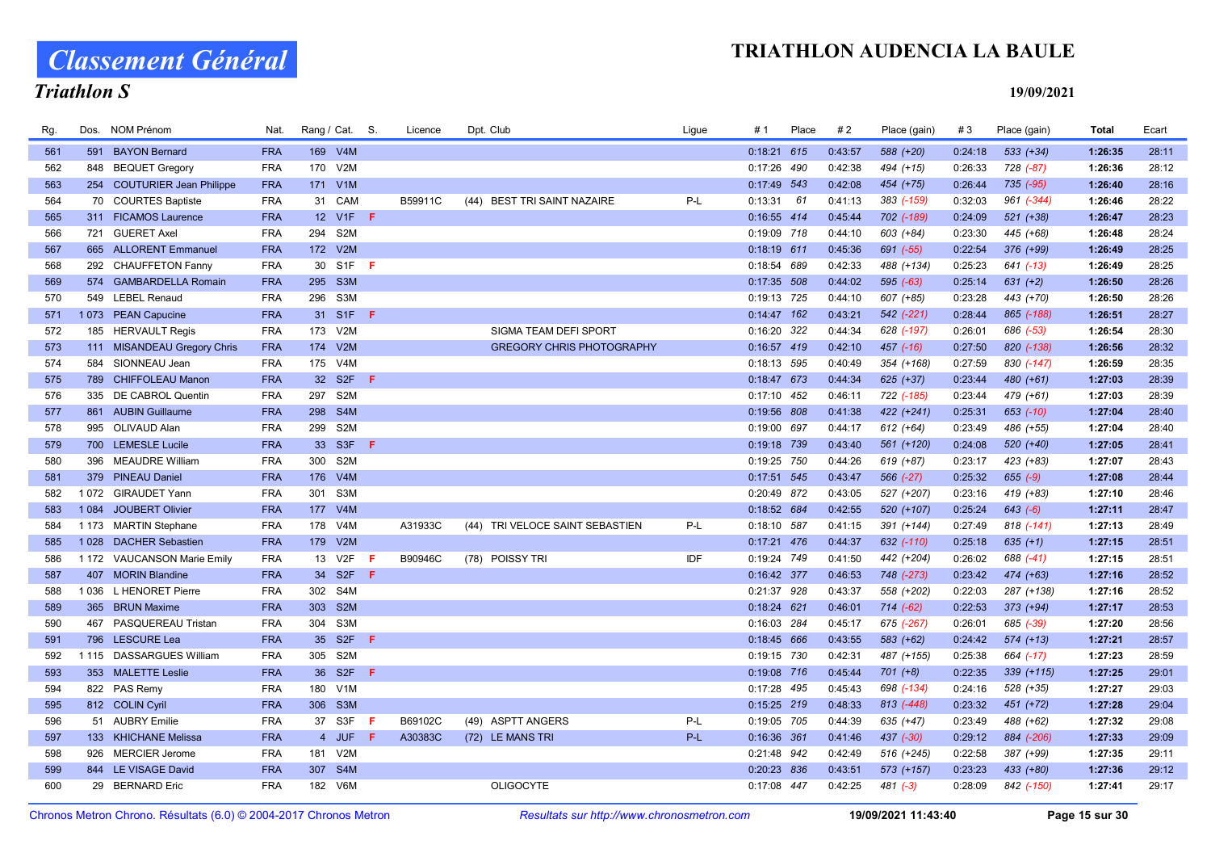# Classement Général

## Triathlon S

# TRIATHLON AUDENCIA LA BAULE

19/09/2021

| Rg. | Dos. | NOM Prénom | Nat. | Rang / Cat. | | S. | Licence | Dpt. Club | Ligue | # 1 | Place | # 2 | Place (gain) | # 3 | Place (gain) | Total | Ecart |
|---|---|---|---|---|---|---|---|---|---|---|---|---|---|---|---|---|---|
| 561 | 591 | BAYON Bernard | FRA | 169 | V4M | | | | | 0:18:21 | 615 | 0:43:57 | 588 (+20) | 0:24:18 | 533 (+34) | 1:26:35 | 28:11 |
| 562 | 848 | BEQUET Gregory | FRA | 170 | V2M | | | | | 0:17:26 | 490 | 0:42:38 | 494 (+15) | 0:26:33 | 728 (-87) | 1:26:36 | 28:12 |
| 563 | 254 | COUTURIER Jean Philippe | FRA | 171 | V1M | | | | | 0:17:49 | 543 | 0:42:08 | 454 (+75) | 0:26:44 | 735 (-95) | 1:26:40 | 28:16 |
| 564 | 70 | COURTES Baptiste | FRA | 31 | CAM | | B59911C | (44) BEST TRI SAINT NAZAIRE | P-L | 0:13:31 | 61 | 0:41:13 | 383 (-159) | 0:32:03 | 961 (-344) | 1:26:46 | 28:22 |
| 565 | 311 | FICAMOS Laurence | FRA | 12 | V1F | F | | | | 0:16:55 | 414 | 0:45:44 | 702 (-189) | 0:24:09 | 521 (+38) | 1:26:47 | 28:23 |
| 566 | 721 | GUERET Axel | FRA | 294 | S2M | | | | | 0:19:09 | 718 | 0:44:10 | 603 (+84) | 0:23:30 | 445 (+68) | 1:26:48 | 28:24 |
| 567 | 665 | ALLORENT Emmanuel | FRA | 172 | V2M | | | | | 0:18:19 | 611 | 0:45:36 | 691 (-55) | 0:22:54 | 376 (+99) | 1:26:49 | 28:25 |
| 568 | 292 | CHAUFFETON Fanny | FRA | 30 | S1F | F | | | | 0:18:54 | 689 | 0:42:33 | 488 (+134) | 0:25:23 | 641 (-13) | 1:26:49 | 28:25 |
| 569 | 574 | GAMBARDELLA Romain | FRA | 295 | S3M | | | | | 0:17:35 | 508 | 0:44:02 | 595 (-63) | 0:25:14 | 631 (+2) | 1:26:50 | 28:26 |
| 570 | 549 | LEBEL Renaud | FRA | 296 | S3M | | | | | 0:19:13 | 725 | 0:44:10 | 607 (+85) | 0:23:28 | 443 (+70) | 1:26:50 | 28:26 |
| 571 | 1 073 | PEAN Capucine | FRA | 31 | S1F | F | | | | 0:14:47 | 162 | 0:43:21 | 542 (-221) | 0:28:44 | 865 (-188) | 1:26:51 | 28:27 |
| 572 | 185 | HERVAULT Regis | FRA | 173 | V2M | | | SIGMA TEAM DEFI SPORT | | 0:16:20 | 322 | 0:44:34 | 628 (-197) | 0:26:01 | 686 (-53) | 1:26:54 | 28:30 |
| 573 | 111 | MISANDEAU Gregory Chris | FRA | 174 | V2M | | | GREGORY CHRIS PHOTOGRAPHY | | 0:16:57 | 419 | 0:42:10 | 457 (-16) | 0:27:50 | 820 (-138) | 1:26:56 | 28:32 |
| 574 | 584 | SIONNEAU Jean | FRA | 175 | V4M | | | | | 0:18:13 | 595 | 0:40:49 | 354 (+168) | 0:27:59 | 830 (-147) | 1:26:59 | 28:35 |
| 575 | 789 | CHIFFOLEAU Manon | FRA | 32 | S2F | F | | | | 0:18:47 | 673 | 0:44:34 | 625 (+37) | 0:23:44 | 480 (+61) | 1:27:03 | 28:39 |
| 576 | 335 | DE CABROL Quentin | FRA | 297 | S2M | | | | | 0:17:10 | 452 | 0:46:11 | 722 (-185) | 0:23:44 | 479 (+61) | 1:27:03 | 28:39 |
| 577 | 861 | AUBIN Guillaume | FRA | 298 | S4M | | | | | 0:19:56 | 808 | 0:41:38 | 422 (+241) | 0:25:31 | 653 (-10) | 1:27:04 | 28:40 |
| 578 | 995 | OLIVAUD Alan | FRA | 299 | S2M | | | | | 0:19:00 | 697 | 0:44:17 | 612 (+64) | 0:23:49 | 486 (+55) | 1:27:04 | 28:40 |
| 579 | 700 | LEMESLE Lucile | FRA | 33 | S3F | F | | | | 0:19:18 | 739 | 0:43:40 | 561 (+120) | 0:24:08 | 520 (+40) | 1:27:05 | 28:41 |
| 580 | 396 | MEAUDRE William | FRA | 300 | S2M | | | | | 0:19:25 | 750 | 0:44:26 | 619 (+87) | 0:23:17 | 423 (+83) | 1:27:07 | 28:43 |
| 581 | 379 | PINEAU Daniel | FRA | 176 | V4M | | | | | 0:17:51 | 545 | 0:43:47 | 566 (-27) | 0:25:32 | 655 (-9) | 1:27:08 | 28:44 |
| 582 | 1 072 | GIRAUDET Yann | FRA | 301 | S3M | | | | | 0:20:49 | 872 | 0:43:05 | 527 (+207) | 0:23:16 | 419 (+83) | 1:27:10 | 28:46 |
| 583 | 1 084 | JOUBERT Olivier | FRA | 177 | V4M | | | | | 0:18:52 | 684 | 0:42:55 | 520 (+107) | 0:25:24 | 643 (-6) | 1:27:11 | 28:47 |
| 584 | 1 173 | MARTIN Stephane | FRA | 178 | V4M | | A31933C | (44) TRI VELOCE SAINT SEBASTIEN | P-L | 0:18:10 | 587 | 0:41:15 | 391 (+144) | 0:27:49 | 818 (-141) | 1:27:13 | 28:49 |
| 585 | 1 028 | DACHER Sebastien | FRA | 179 | V2M | | | | | 0:17:21 | 476 | 0:44:37 | 632 (-110) | 0:25:18 | 635 (+1) | 1:27:15 | 28:51 |
| 586 | 1 172 | VAUCANSON Marie Emily | FRA | 13 | V2F | F | B90946C | (78) POISSY TRI | IDF | 0:19:24 | 749 | 0:41:50 | 442 (+204) | 0:26:02 | 688 (-41) | 1:27:15 | 28:51 |
| 587 | 407 | MORIN Blandine | FRA | 34 | S2F | F | | | | 0:16:42 | 377 | 0:46:53 | 748 (-273) | 0:23:42 | 474 (+63) | 1:27:16 | 28:52 |
| 588 | 1 036 | L HENORET Pierre | FRA | 302 | S4M | | | | | 0:21:37 | 928 | 0:43:37 | 558 (+202) | 0:22:03 | 287 (+138) | 1:27:16 | 28:52 |
| 589 | 365 | BRUN Maxime | FRA | 303 | S2M | | | | | 0:18:24 | 621 | 0:46:01 | 714 (-62) | 0:22:53 | 373 (+94) | 1:27:17 | 28:53 |
| 590 | 467 | PASQUEREAU Tristan | FRA | 304 | S3M | | | | | 0:16:03 | 284 | 0:45:17 | 675 (-267) | 0:26:01 | 685 (-39) | 1:27:20 | 28:56 |
| 591 | 796 | LESCURE Lea | FRA | 35 | S2F | F | | | | 0:18:45 | 666 | 0:43:55 | 583 (+62) | 0:24:42 | 574 (+13) | 1:27:21 | 28:57 |
| 592 | 1 115 | DASSARGUES William | FRA | 305 | S2M | | | | | 0:19:15 | 730 | 0:42:31 | 487 (+155) | 0:25:38 | 664 (-17) | 1:27:23 | 28:59 |
| 593 | 353 | MALETTE Leslie | FRA | 36 | S2F | F | | | | 0:19:08 | 716 | 0:45:44 | 701 (+8) | 0:22:35 | 339 (+115) | 1:27:25 | 29:01 |
| 594 | 822 | PAS Remy | FRA | 180 | V1M | | | | | 0:17:28 | 495 | 0:45:43 | 698 (-134) | 0:24:16 | 528 (+35) | 1:27:27 | 29:03 |
| 595 | 812 | COLIN Cyril | FRA | 306 | S3M | | | | | 0:15:25 | 219 | 0:48:33 | 813 (-448) | 0:23:32 | 451 (+72) | 1:27:28 | 29:04 |
| 596 | 51 | AUBRY Emilie | FRA | 37 | S3F | F | B69102C | (49) ASPTT ANGERS | P-L | 0:19:05 | 705 | 0:44:39 | 635 (+47) | 0:23:49 | 488 (+62) | 1:27:32 | 29:08 |
| 597 | 133 | KHICHANE Melissa | FRA | 4 | JUF | F | A30383C | (72) LE MANS TRI | P-L | 0:16:36 | 361 | 0:41:46 | 437 (-30) | 0:29:12 | 884 (-206) | 1:27:33 | 29:09 |
| 598 | 926 | MERCIER Jerome | FRA | 181 | V2M | | | | | 0:21:48 | 942 | 0:42:49 | 516 (+245) | 0:22:58 | 387 (+99) | 1:27:35 | 29:11 |
| 599 | 844 | LE VISAGE David | FRA | 307 | S4M | | | | | 0:20:23 | 836 | 0:43:51 | 573 (+157) | 0:23:23 | 433 (+80) | 1:27:36 | 29:12 |
| 600 | 29 | BERNARD Eric | FRA | 182 | V6M | | | OLIGOCYTE | | 0:17:08 | 447 | 0:42:25 | 481 (-3) | 0:28:09 | 842 (-150) | 1:27:41 | 29:17 |

Chronos Metron Chrono. Résultats (6.0) © 2004-2017 Chronos Metron — *Resultats sur http://www.chronosmetron.com* — 19/09/2021 11:43:40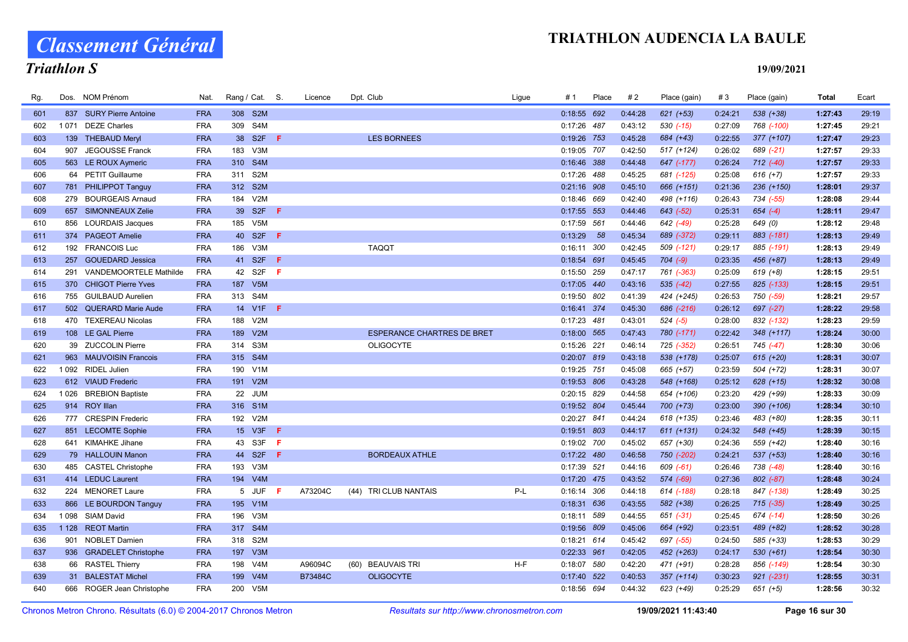# Classement Général

## Triathlon S

**TRIATHLON AUDENCIA LA BAULE**

19/09/2021

| Rg. | Dos. | NOM Prénom | Nat. | Rang / Cat. | | S. | Licence | Dpt. | Club | Ligue | # 1 | Place | # 2 | Place (gain) | # 3 | Place (gain) | Total | Ecart |
|---|---|---|---|---|---|---|---|---|---|---|---|---|---|---|---|---|---|---|
| 601 | 837 | SURY Pierre Antoine | FRA | 308 | S2M | | | | | | 0:18:55 | 692 | 0:44:28 | 621 (+53) | 0:24:21 | 538 (+38) | 1:27:43 | 29:19 |
| 602 | 1 071 | DEZE Charles | FRA | 309 | S4M | | | | | | 0:17:26 | 487 | 0:43:12 | 530 (-15) | 0:27:09 | 768 (-100) | 1:27:45 | 29:21 |
| 603 | 139 | THEBAUD Meryl | FRA | 38 | S2F | F | | | LES BORNEES | | 0:19:26 | 753 | 0:45:28 | 684 (+43) | 0:22:55 | 377 (+107) | 1:27:47 | 29:23 |
| 604 | 907 | JEGOUSSE Franck | FRA | 183 | V3M | | | | | | 0:19:05 | 707 | 0:42:50 | 517 (+124) | 0:26:02 | 689 (-21) | 1:27:57 | 29:33 |
| 605 | 563 | LE ROUX Aymeric | FRA | 310 | S4M | | | | | | 0:16:46 | 388 | 0:44:48 | 647 (-177) | 0:26:24 | 712 (-40) | 1:27:57 | 29:33 |
| 606 | 64 | PETIT Guillaume | FRA | 311 | S2M | | | | | | 0:17:26 | 488 | 0:45:25 | 681 (-125) | 0:25:08 | 616 (+7) | 1:27:57 | 29:33 |
| 607 | 781 | PHILIPPOT Tanguy | FRA | 312 | S2M | | | | | | 0:21:16 | 908 | 0:45:10 | 666 (+151) | 0:21:36 | 236 (+150) | 1:28:01 | 29:37 |
| 608 | 279 | BOURGEAIS Arnaud | FRA | 184 | V2M | | | | | | 0:18:46 | 669 | 0:42:40 | 498 (+116) | 0:26:43 | 734 (-55) | 1:28:08 | 29:44 |
| 609 | 657 | SIMONNEAUX Zelie | FRA | 39 | S2F | F | | | | | 0:17:55 | 553 | 0:44:46 | 643 (-52) | 0:25:31 | 654 (-4) | 1:28:11 | 29:47 |
| 610 | 856 | LOURDAIS Jacques | FRA | 185 | V5M | | | | | | 0:17:59 | 561 | 0:44:46 | 642 (-49) | 0:25:28 | 649 (0) | 1:28:12 | 29:48 |
| 611 | 374 | PAGEOT Amelie | FRA | 40 | S2F | F | | | | | 0:13:29 | 58 | 0:45:34 | 689 (-372) | 0:29:11 | 883 (-181) | 1:28:13 | 29:49 |
| 612 | 192 | FRANCOIS Luc | FRA | 186 | V3M | | | | TAQQT | | 0:16:11 | 300 | 0:42:45 | 509 (-121) | 0:29:17 | 885 (-191) | 1:28:13 | 29:49 |
| 613 | 257 | GOUEDARD Jessica | FRA | 41 | S2F | F | | | | | 0:18:54 | 691 | 0:45:45 | 704 (-9) | 0:23:35 | 456 (+87) | 1:28:13 | 29:49 |
| 614 | 291 | VANDEMOORTELE Mathilde | FRA | 42 | S2F | F | | | | | 0:15:50 | 259 | 0:47:17 | 761 (-363) | 0:25:09 | 619 (+8) | 1:28:15 | 29:51 |
| 615 | 370 | CHIGOT Pierre Yves | FRA | 187 | V5M | | | | | | 0:17:05 | 440 | 0:43:16 | 535 (-42) | 0:27:55 | 825 (-133) | 1:28:15 | 29:51 |
| 616 | 755 | GUILBAUD Aurelien | FRA | 313 | S4M | | | | | | 0:19:50 | 802 | 0:41:39 | 424 (+245) | 0:26:53 | 750 (-59) | 1:28:21 | 29:57 |
| 617 | 502 | QUERARD Marie Aude | FRA | 14 | V1F | F | | | | | 0:16:41 | 374 | 0:45:30 | 686 (-216) | 0:26:12 | 697 (-27) | 1:28:22 | 29:58 |
| 618 | 470 | TEXEREAU Nicolas | FRA | 188 | V2M | | | | | | 0:17:23 | 481 | 0:43:01 | 524 (-5) | 0:28:00 | 832 (-132) | 1:28:23 | 29:59 |
| 619 | 108 | LE GAL Pierre | FRA | 189 | V2M | | | | ESPERANCE CHARTRES DE BRET | | 0:18:00 | 565 | 0:47:43 | 780 (-171) | 0:22:42 | 348 (+117) | 1:28:24 | 30:00 |
| 620 | 39 | ZUCCOLIN Pierre | FRA | 314 | S3M | | | | OLIGOCYTE | | 0:15:26 | 221 | 0:46:14 | 725 (-352) | 0:26:51 | 745 (-47) | 1:28:30 | 30:06 |
| 621 | 963 | MAUVOISIN Francois | FRA | 315 | S4M | | | | | | 0:20:07 | 819 | 0:43:18 | 538 (+178) | 0:25:07 | 615 (+20) | 1:28:31 | 30:07 |
| 622 | 1 092 | RIDEL Julien | FRA | 190 | V1M | | | | | | 0:19:25 | 751 | 0:45:08 | 665 (+57) | 0:23:59 | 504 (+72) | 1:28:31 | 30:07 |
| 623 | 612 | VIAUD Frederic | FRA | 191 | V2M | | | | | | 0:19:53 | 806 | 0:43:28 | 548 (+168) | 0:25:12 | 628 (+15) | 1:28:32 | 30:08 |
| 624 | 1 026 | BREBION Baptiste | FRA | 22 | JUM | | | | | | 0:20:15 | 829 | 0:44:58 | 654 (+106) | 0:23:20 | 429 (+99) | 1:28:33 | 30:09 |
| 625 | 914 | ROY Illan | FRA | 316 | S1M | | | | | | 0:19:52 | 804 | 0:45:44 | 700 (+73) | 0:23:00 | 390 (+106) | 1:28:34 | 30:10 |
| 626 | 777 | CRESPIN Frederic | FRA | 192 | V2M | | | | | | 0:20:27 | 841 | 0:44:24 | 618 (+135) | 0:23:46 | 483 (+80) | 1:28:35 | 30:11 |
| 627 | 851 | LECOMTE Sophie | FRA | 15 | V3F | F | | | | | 0:19:51 | 803 | 0:44:17 | 611 (+131) | 0:24:32 | 548 (+45) | 1:28:39 | 30:15 |
| 628 | 641 | KIMAHKE Jihane | FRA | 43 | S3F | F | | | | | 0:19:02 | 700 | 0:45:02 | 657 (+30) | 0:24:36 | 559 (+42) | 1:28:40 | 30:16 |
| 629 | 79 | HALLOUIN Manon | FRA | 44 | S2F | F | | | BORDEAUX ATHLE | | 0:17:22 | 480 | 0:46:58 | 750 (-202) | 0:24:21 | 537 (+53) | 1:28:40 | 30:16 |
| 630 | 485 | CASTEL Christophe | FRA | 193 | V3M | | | | | | 0:17:39 | 521 | 0:44:16 | 609 (-61) | 0:26:46 | 738 (-48) | 1:28:40 | 30:16 |
| 631 | 414 | LEDUC Laurent | FRA | 194 | V4M | | | | | | 0:17:20 | 475 | 0:43:52 | 574 (-69) | 0:27:36 | 802 (-87) | 1:28:48 | 30:24 |
| 632 | 224 | MENORET Laure | FRA | 5 | JUF | F | A73204C | (44) | TRI CLUB NANTAIS | P-L | 0:16:14 | 306 | 0:44:18 | 614 (-188) | 0:28:18 | 847 (-138) | 1:28:49 | 30:25 |
| 633 | 866 | LE BOURDON Tanguy | FRA | 195 | V1M | | | | | | 0:18:31 | 636 | 0:43:55 | 582 (+38) | 0:26:25 | 715 (-35) | 1:28:49 | 30:25 |
| 634 | 1 098 | SIAM David | FRA | 196 | V3M | | | | | | 0:18:11 | 589 | 0:44:55 | 651 (-31) | 0:25:45 | 674 (-14) | 1:28:50 | 30:26 |
| 635 | 1 128 | REOT Martin | FRA | 317 | S4M | | | | | | 0:19:56 | 809 | 0:45:06 | 664 (+92) | 0:23:51 | 489 (+82) | 1:28:52 | 30:28 |
| 636 | 901 | NOBLET Damien | FRA | 318 | S2M | | | | | | 0:18:21 | 614 | 0:45:42 | 697 (-55) | 0:24:50 | 585 (+33) | 1:28:53 | 30:29 |
| 637 | 936 | GRADELET Christophe | FRA | 197 | V3M | | | | | | 0:22:33 | 961 | 0:42:05 | 452 (+263) | 0:24:17 | 530 (+61) | 1:28:54 | 30:30 |
| 638 | 66 | RASTEL Thierry | FRA | 198 | V4M | | A96094C | (60) | BEAUVAIS TRI | H-F | 0:18:07 | 580 | 0:42:20 | 471 (+91) | 0:28:28 | 856 (-149) | 1:28:54 | 30:30 |
| 639 | 31 | BALESTAT Michel | FRA | 199 | V4M | | B73484C | | OLIGOCYTE | | 0:17:40 | 522 | 0:40:53 | 357 (+114) | 0:30:23 | 921 (-231) | 1:28:55 | 30:31 |
| 640 | 666 | ROGER Jean Christophe | FRA | 200 | V5M | | | | | | 0:18:56 | 694 | 0:44:32 | 623 (+49) | 0:25:29 | 651 (+5) | 1:28:56 | 30:32 |

Chronos Metron Chrono. Résultats (6.0) © 2004-2017 Chronos Metron — *Resultats sur http://www.chronosmetron.com* — 19/09/2021 11:43:40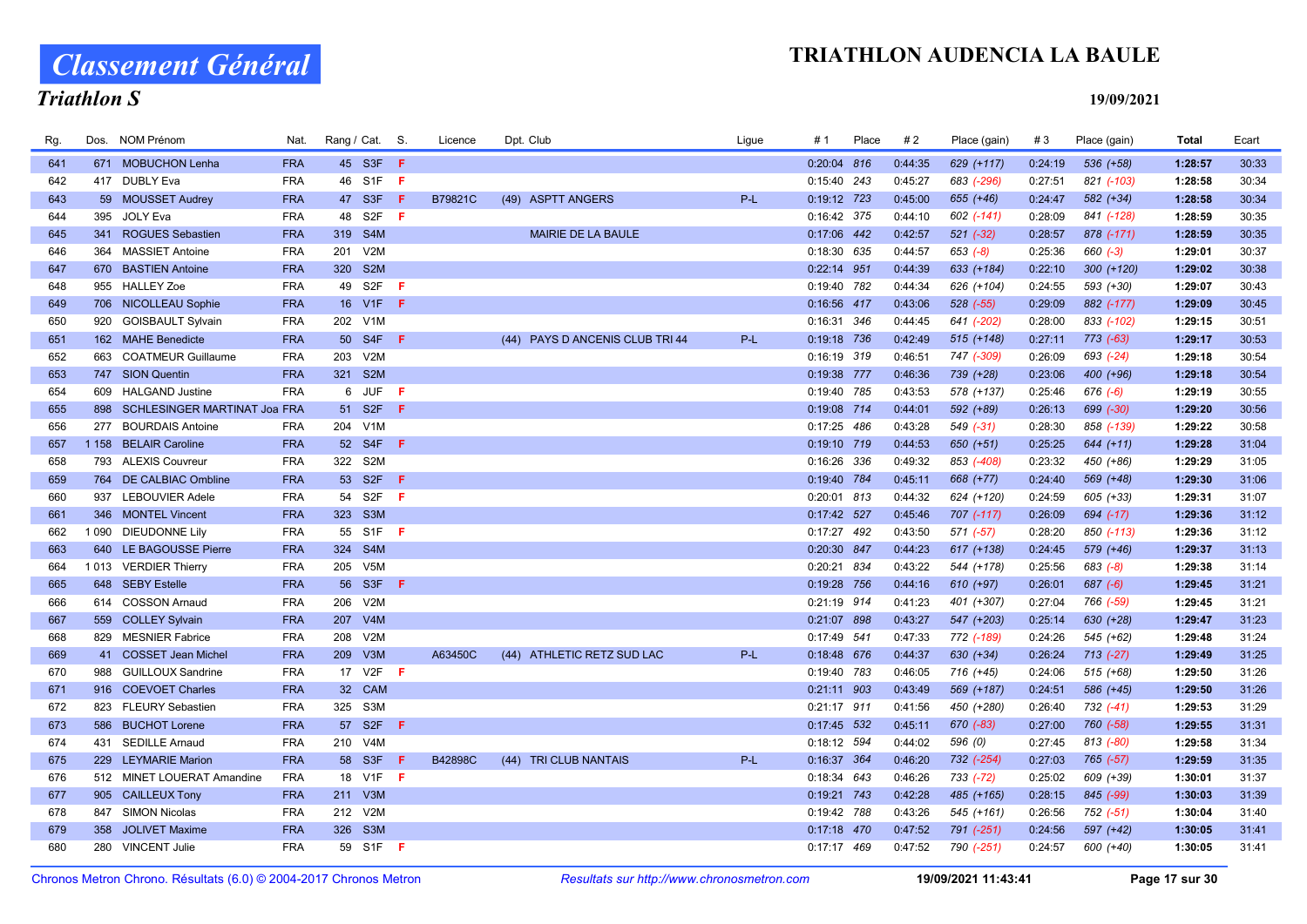# Classement Général

## TRIATHLON AUDENCIA LA BAULE

### Triathlon S

19/09/2021

| Rg. | Dos. | NOM Prénom | Nat. | Rang / Cat. | | S. | Licence | Dpt. | Club | Ligue | # 1 | Place | # 2 | Place (gain) | # 3 | Place (gain) | Total | Ecart |
|---|---|---|---|---|---|---|---|---|---|---|---|---|---|---|---|---|---|---|
| 641 | 671 | MOBUCHON Lenha | FRA | 45 | S3F | F | | | | | 0:20:04 | 816 | 0:44:35 | 629 (+117) | 0:24:19 | 536 (+58) | 1:28:57 | 30:33 |
| 642 | 417 | DUBLY Eva | FRA | 46 | S1F | F | | | | | 0:15:40 | 243 | 0:45:27 | 683 (-296) | 0:27:51 | 821 (-103) | 1:28:58 | 30:34 |
| 643 | 59 | MOUSSET Audrey | FRA | 47 | S3F | F | B79821C | (49) | ASPTT ANGERS | P-L | 0:19:12 | 723 | 0:45:00 | 655 (+46) | 0:24:47 | 582 (+34) | 1:28:58 | 30:34 |
| 644 | 395 | JOLY Eva | FRA | 48 | S2F | F | | | | | 0:16:42 | 375 | 0:44:10 | 602 (-141) | 0:28:09 | 841 (-128) | 1:28:59 | 30:35 |
| 645 | 341 | ROGUES Sebastien | FRA | 319 | S4M | | | | MAIRIE DE LA BAULE | | 0:17:06 | 442 | 0:42:57 | 521 (-32) | 0:28:57 | 878 (-171) | 1:28:59 | 30:35 |
| 646 | 364 | MASSIET Antoine | FRA | 201 | V2M | | | | | | 0:18:30 | 635 | 0:44:57 | 653 (-8) | 0:25:36 | 660 (-3) | 1:29:01 | 30:37 |
| 647 | 670 | BASTIEN Antoine | FRA | 320 | S2M | | | | | | 0:22:14 | 951 | 0:44:39 | 633 (+184) | 0:22:10 | 300 (+120) | 1:29:02 | 30:38 |
| 648 | 955 | HALLEY Zoe | FRA | 49 | S2F | F | | | | | 0:19:40 | 782 | 0:44:34 | 626 (+104) | 0:24:55 | 593 (+30) | 1:29:07 | 30:43 |
| 649 | 706 | NICOLLEAU Sophie | FRA | 16 | V1F | F | | | | | 0:16:56 | 417 | 0:43:06 | 528 (-55) | 0:29:09 | 882 (-177) | 1:29:09 | 30:45 |
| 650 | 920 | GOISBAULT Sylvain | FRA | 202 | V1M | | | | | | 0:16:31 | 346 | 0:44:45 | 641 (-202) | 0:28:00 | 833 (-102) | 1:29:15 | 30:51 |
| 651 | 162 | MAHE Benedicte | FRA | 50 | S4F | F | | (44) | PAYS D ANCENIS CLUB TRI 44 | P-L | 0:19:18 | 736 | 0:42:49 | 515 (+148) | 0:27:11 | 773 (-63) | 1:29:17 | 30:53 |
| 652 | 663 | COATMEUR Guillaume | FRA | 203 | V2M | | | | | | 0:16:19 | 319 | 0:46:51 | 747 (-309) | 0:26:09 | 693 (-24) | 1:29:18 | 30:54 |
| 653 | 747 | SION Quentin | FRA | 321 | S2M | | | | | | 0:19:38 | 777 | 0:46:36 | 739 (+28) | 0:23:06 | 400 (+96) | 1:29:18 | 30:54 |
| 654 | 609 | HALGAND Justine | FRA | 6 | JUF | F | | | | | 0:19:40 | 785 | 0:43:53 | 578 (+137) | 0:25:46 | 676 (-6) | 1:29:19 | 30:55 |
| 655 | 898 | SCHLESINGER MARTINAT Joa | FRA | 51 | S2F | F | | | | | 0:19:08 | 714 | 0:44:01 | 592 (+89) | 0:26:13 | 699 (-30) | 1:29:20 | 30:56 |
| 656 | 277 | BOURDAIS Antoine | FRA | 204 | V1M | | | | | | 0:17:25 | 486 | 0:43:28 | 549 (-31) | 0:28:30 | 858 (-139) | 1:29:22 | 30:58 |
| 657 | 1 158 | BELAIR Caroline | FRA | 52 | S4F | F | | | | | 0:19:10 | 719 | 0:44:53 | 650 (+51) | 0:25:25 | 644 (+11) | 1:29:28 | 31:04 |
| 658 | 793 | ALEXIS Couvreur | FRA | 322 | S2M | | | | | | 0:16:26 | 336 | 0:49:32 | 853 (-408) | 0:23:32 | 450 (+86) | 1:29:29 | 31:05 |
| 659 | 764 | DE CALBIAC Ombline | FRA | 53 | S2F | F | | | | | 0:19:40 | 784 | 0:45:11 | 668 (+77) | 0:24:40 | 569 (+48) | 1:29:30 | 31:06 |
| 660 | 937 | LEBOUVIER Adele | FRA | 54 | S2F | F | | | | | 0:20:01 | 813 | 0:44:32 | 624 (+120) | 0:24:59 | 605 (+33) | 1:29:31 | 31:07 |
| 661 | 346 | MONTEL Vincent | FRA | 323 | S3M | | | | | | 0:17:42 | 527 | 0:45:46 | 707 (-117) | 0:26:09 | 694 (-17) | 1:29:36 | 31:12 |
| 662 | 1 090 | DIEUDONNE Lily | FRA | 55 | S1F | F | | | | | 0:17:27 | 492 | 0:43:50 | 571 (-57) | 0:28:20 | 850 (-113) | 1:29:36 | 31:12 |
| 663 | 640 | LE BAGOUSSE Pierre | FRA | 324 | S4M | | | | | | 0:20:30 | 847 | 0:44:23 | 617 (+138) | 0:24:45 | 579 (+46) | 1:29:37 | 31:13 |
| 664 | 1 013 | VERDIER Thierry | FRA | 205 | V5M | | | | | | 0:20:21 | 834 | 0:43:22 | 544 (+178) | 0:25:56 | 683 (-8) | 1:29:38 | 31:14 |
| 665 | 648 | SEBY Estelle | FRA | 56 | S3F | F | | | | | 0:19:28 | 756 | 0:44:16 | 610 (+97) | 0:26:01 | 687 (-6) | 1:29:45 | 31:21 |
| 666 | 614 | COSSON Arnaud | FRA | 206 | V2M | | | | | | 0:21:19 | 914 | 0:41:23 | 401 (+307) | 0:27:04 | 766 (-59) | 1:29:45 | 31:21 |
| 667 | 559 | COLLEY Sylvain | FRA | 207 | V4M | | | | | | 0:21:07 | 898 | 0:43:27 | 547 (+203) | 0:25:14 | 630 (+28) | 1:29:47 | 31:23 |
| 668 | 829 | MESNIER Fabrice | FRA | 208 | V2M | | | | | | 0:17:49 | 541 | 0:47:33 | 772 (-189) | 0:24:26 | 545 (+62) | 1:29:48 | 31:24 |
| 669 | 41 | COSSET Jean Michel | FRA | 209 | V3M | | A63450C | (44) | ATHLETIC RETZ SUD LAC | P-L | 0:18:48 | 676 | 0:44:37 | 630 (+34) | 0:26:24 | 713 (-27) | 1:29:49 | 31:25 |
| 670 | 988 | GUILLOUX Sandrine | FRA | 17 | V2F | F | | | | | 0:19:40 | 783 | 0:46:05 | 716 (+45) | 0:24:06 | 515 (+68) | 1:29:50 | 31:26 |
| 671 | 916 | COEVOET Charles | FRA | 32 | CAM | | | | | | 0:21:11 | 903 | 0:43:49 | 569 (+187) | 0:24:51 | 586 (+45) | 1:29:50 | 31:26 |
| 672 | 823 | FLEURY Sebastien | FRA | 325 | S3M | | | | | | 0:21:17 | 911 | 0:41:56 | 450 (+280) | 0:26:40 | 732 (-41) | 1:29:53 | 31:29 |
| 673 | 586 | BUCHOT Lorene | FRA | 57 | S2F | F | | | | | 0:17:45 | 532 | 0:45:11 | 670 (-83) | 0:27:00 | 760 (-58) | 1:29:55 | 31:31 |
| 674 | 431 | SEDILLE Arnaud | FRA | 210 | V4M | | | | | | 0:18:12 | 594 | 0:44:02 | 596 (0) | 0:27:45 | 813 (-80) | 1:29:58 | 31:34 |
| 675 | 229 | LEYMARIE Marion | FRA | 58 | S3F | F | B42898C | (44) | TRI CLUB NANTAIS | P-L | 0:16:37 | 364 | 0:46:20 | 732 (-254) | 0:27:03 | 765 (-57) | 1:29:59 | 31:35 |
| 676 | 512 | MINET LOUERAT Amandine | FRA | 18 | V1F | F | | | | | 0:18:34 | 643 | 0:46:26 | 733 (-72) | 0:25:02 | 609 (+39) | 1:30:01 | 31:37 |
| 677 | 905 | CAILLEUX Tony | FRA | 211 | V3M | | | | | | 0:19:21 | 743 | 0:42:28 | 485 (+165) | 0:28:15 | 845 (-99) | 1:30:03 | 31:39 |
| 678 | 847 | SIMON Nicolas | FRA | 212 | V2M | | | | | | 0:19:42 | 788 | 0:43:26 | 545 (+161) | 0:26:56 | 752 (-51) | 1:30:04 | 31:40 |
| 679 | 358 | JOLIVET Maxime | FRA | 326 | S3M | | | | | | 0:17:18 | 470 | 0:47:52 | 791 (-251) | 0:24:56 | 597 (+42) | 1:30:05 | 31:41 |
| 680 | 280 | VINCENT Julie | FRA | 59 | S1F | F | | | | | 0:17:17 | 469 | 0:47:52 | 790 (-251) | 0:24:57 | 600 (+40) | 1:30:05 | 31:41 |

Chronos Metron Chrono. Résultats (6.0) © 2004-2017 Chronos Metron — *Resultats sur http://www.chronosmetron.com* — 19/09/2021 11:43:41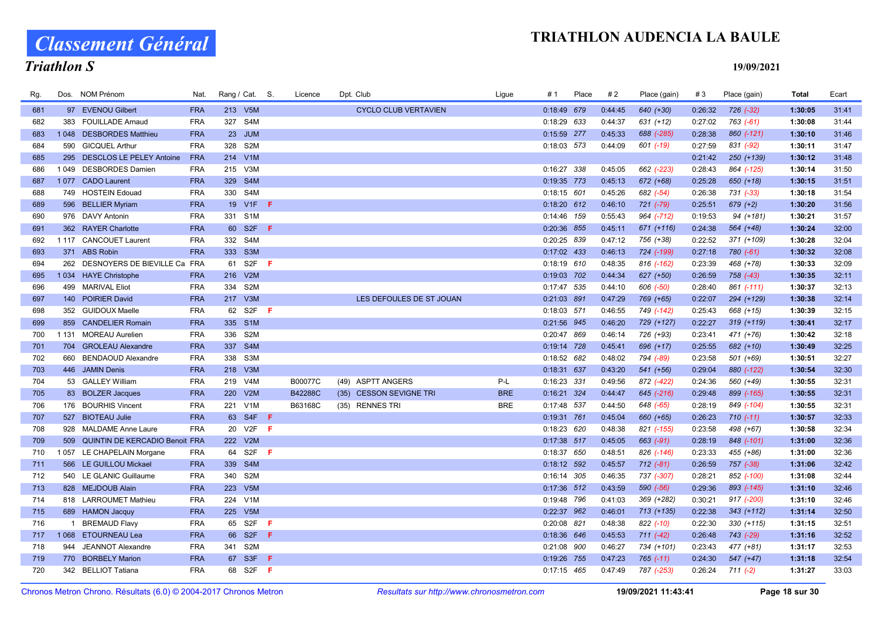# Classement Général

## Triathlon S

## TRIATHLON AUDENCIA LA BAULE

19/09/2021

| Rg. | Dos. | NOM Prénom | Nat. | Rang / Cat. | | S. | Licence | Dpt. Club | | Ligue | # 1 | Place | # 2 | Place (gain) | # 3 | Place (gain) | Total | Ecart |
|---|---|---|---|---|---|---|---|---|---|---|---|---|---|---|---|---|---|---|
| 681 | 97 | EVENOU Gilbert | FRA | 213 | V5M | | | | CYCLO CLUB VERTAVIEN | | 0:18:49 | 679 | 0:44:45 | 640 (+30) | 0:26:32 | 726 (-32) | 1:30:05 | 31:41 |
| 682 | 383 | FOUILLADE Arnaud | FRA | 327 | S4M | | | | | | 0:18:29 | 633 | 0:44:37 | 631 (+12) | 0:27:02 | 763 (-61) | 1:30:08 | 31:44 |
| 683 | 1 048 | DESBORDES Matthieu | FRA | 23 | JUM | | | | | | 0:15:59 | 277 | 0:45:33 | 688 (-285) | 0:28:38 | 860 (-121) | 1:30:10 | 31:46 |
| 684 | 590 | GICQUEL Arthur | FRA | 328 | S2M | | | | | | 0:18:03 | 573 | 0:44:09 | 601 (-19) | 0:27:59 | 831 (-92) | 1:30:11 | 31:47 |
| 685 | 295 | DESCLOS LE PELEY Antoine | FRA | 214 | V1M | | | | | | | | | | 0:21:42 | 250 (+139) | 1:30:12 | 31:48 |
| 686 | 1 049 | DESBORDES Damien | FRA | 215 | V3M | | | | | | 0:16:27 | 338 | 0:45:05 | 662 (-223) | 0:28:43 | 864 (-125) | 1:30:14 | 31:50 |
| 687 | 1 077 | CADO Laurent | FRA | 329 | S4M | | | | | | 0:19:35 | 773 | 0:45:13 | 672 (+68) | 0:25:28 | 650 (+18) | 1:30:15 | 31:51 |
| 688 | 749 | HOSTEIN Edouad | FRA | 330 | S4M | | | | | | 0:18:15 | 601 | 0:45:26 | 682 (-54) | 0:26:38 | 731 (-33) | 1:30:18 | 31:54 |
| 689 | 596 | BELLIER Myriam | FRA | 19 | V1F | F | | | | | 0:18:20 | 612 | 0:46:10 | 721 (-79) | 0:25:51 | 679 (+2) | 1:30:20 | 31:56 |
| 690 | 976 | DAVY Antonin | FRA | 331 | S1M | | | | | | 0:14:46 | 159 | 0:55:43 | 964 (-712) | 0:19:53 | 94 (+181) | 1:30:21 | 31:57 |
| 691 | 362 | RAYER Charlotte | FRA | 60 | S2F | F | | | | | 0:20:36 | 855 | 0:45:11 | 671 (+116) | 0:24:38 | 564 (+48) | 1:30:24 | 32:00 |
| 692 | 1 117 | CANCOUET Laurent | FRA | 332 | S4M | | | | | | 0:20:25 | 839 | 0:47:12 | 756 (+38) | 0:22:52 | 371 (+109) | 1:30:28 | 32:04 |
| 693 | 371 | ABS Robin | FRA | 333 | S3M | | | | | | 0:17:02 | 433 | 0:46:13 | 724 (-199) | 0:27:18 | 780 (-61) | 1:30:32 | 32:08 |
| 694 | 262 | DESNOYERS DE BIEVILLE Ca | FRA | 61 | S2F | F | | | | | 0:18:19 | 610 | 0:48:35 | 816 (-162) | 0:23:39 | 468 (+78) | 1:30:33 | 32:09 |
| 695 | 1 034 | HAYE Christophe | FRA | 216 | V2M | | | | | | 0:19:03 | 702 | 0:44:34 | 627 (+50) | 0:26:59 | 758 (-43) | 1:30:35 | 32:11 |
| 696 | 499 | MARIVAL Eliot | FRA | 334 | S2M | | | | | | 0:17:47 | 535 | 0:44:10 | 606 (-50) | 0:28:40 | 861 (-111) | 1:30:37 | 32:13 |
| 697 | 140 | POIRIER David | FRA | 217 | V3M | | | | LES DEFOULES DE ST JOUAN | | 0:21:03 | 891 | 0:47:29 | 769 (+65) | 0:22:07 | 294 (+129) | 1:30:38 | 32:14 |
| 698 | 352 | GUIDOUX Maelle | FRA | 62 | S2F | F | | | | | 0:18:03 | 571 | 0:46:55 | 749 (-142) | 0:25:43 | 668 (+15) | 1:30:39 | 32:15 |
| 699 | 859 | CANDELIER Romain | FRA | 335 | S1M | | | | | | 0:21:56 | 945 | 0:46:20 | 729 (+127) | 0:22:27 | 319 (+119) | 1:30:41 | 32:17 |
| 700 | 1 131 | MOREAU Aurelien | FRA | 336 | S2M | | | | | | 0:20:47 | 869 | 0:46:14 | 726 (+93) | 0:23:41 | 471 (+76) | 1:30:42 | 32:18 |
| 701 | 704 | GROLEAU Alexandre | FRA | 337 | S4M | | | | | | 0:19:14 | 728 | 0:45:41 | 696 (+17) | 0:25:55 | 682 (+10) | 1:30:49 | 32:25 |
| 702 | 660 | BENDAOUD Alexandre | FRA | 338 | S3M | | | | | | 0:18:52 | 682 | 0:48:02 | 794 (-89) | 0:23:58 | 501 (+69) | 1:30:51 | 32:27 |
| 703 | 446 | JAMIN Denis | FRA | 218 | V3M | | | | | | 0:18:31 | 637 | 0:43:20 | 541 (+56) | 0:29:04 | 880 (-122) | 1:30:54 | 32:30 |
| 704 | 53 | GALLEY William | FRA | 219 | V4M | | B00077C | (49) | ASPTT ANGERS | P-L | 0:16:23 | 331 | 0:49:56 | 872 (-422) | 0:24:36 | 560 (+49) | 1:30:55 | 32:31 |
| 705 | 83 | BOLZER Jacques | FRA | 220 | V2M | | B42288C | (35) | CESSON SEVIGNE TRI | BRE | 0:16:21 | 324 | 0:44:47 | 645 (-216) | 0:29:48 | 899 (-165) | 1:30:55 | 32:31 |
| 706 | 176 | BOURHIS Vincent | FRA | 221 | V1M | | B63168C | (35) | RENNES TRI | BRE | 0:17:48 | 537 | 0:44:50 | 648 (-65) | 0:28:19 | 849 (-104) | 1:30:55 | 32:31 |
| 707 | 527 | BIOTEAU Julie | FRA | 63 | S4F | F | | | | | 0:19:31 | 761 | 0:45:04 | 660 (+65) | 0:26:23 | 710 (-11) | 1:30:57 | 32:33 |
| 708 | 928 | MALDAME Anne Laure | FRA | 20 | V2F | F | | | | | 0:18:23 | 620 | 0:48:38 | 821 (-155) | 0:23:58 | 498 (+67) | 1:30:58 | 32:34 |
| 709 | 509 | QUINTIN DE KERCADIO Benoit | FRA | 222 | V2M | | | | | | 0:17:38 | 517 | 0:45:05 | 663 (-91) | 0:28:19 | 848 (-101) | 1:31:00 | 32:36 |
| 710 | 1 057 | LE CHAPELAIN Morgane | FRA | 64 | S2F | F | | | | | 0:18:37 | 650 | 0:48:51 | 826 (-146) | 0:23:33 | 455 (+86) | 1:31:00 | 32:36 |
| 711 | 566 | LE GUILLOU Mickael | FRA | 339 | S4M | | | | | | 0:18:12 | 592 | 0:45:57 | 712 (-81) | 0:26:59 | 757 (-38) | 1:31:06 | 32:42 |
| 712 | 540 | LE GLANIC Guillaume | FRA | 340 | S2M | | | | | | 0:16:14 | 305 | 0:46:35 | 737 (-307) | 0:28:21 | 852 (-100) | 1:31:08 | 32:44 |
| 713 | 828 | MEJDOUB Alain | FRA | 223 | V5M | | | | | | 0:17:36 | 512 | 0:43:59 | 590 (-56) | 0:29:36 | 893 (-145) | 1:31:10 | 32:46 |
| 714 | 818 | LARROUMET Mathieu | FRA | 224 | V1M | | | | | | 0:19:48 | 796 | 0:41:03 | 369 (+282) | 0:30:21 | 917 (-200) | 1:31:10 | 32:46 |
| 715 | 689 | HAMON Jacquy | FRA | 225 | V5M | | | | | | 0:22:37 | 962 | 0:46:01 | 713 (+135) | 0:22:38 | 343 (+112) | 1:31:14 | 32:50 |
| 716 | 1 | BREMAUD Flavy | FRA | 65 | S2F | F | | | | | 0:20:08 | 821 | 0:48:38 | 822 (-10) | 0:22:30 | 330 (+115) | 1:31:15 | 32:51 |
| 717 | 1 068 | ETOURNEAU Lea | FRA | 66 | S2F | F | | | | | 0:18:36 | 646 | 0:45:53 | 711 (-42) | 0:26:48 | 743 (-29) | 1:31:16 | 32:52 |
| 718 | 944 | JEANNOT Alexandre | FRA | 341 | S2M | | | | | | 0:21:08 | 900 | 0:46:27 | 734 (+101) | 0:23:43 | 477 (+81) | 1:31:17 | 32:53 |
| 719 | 770 | BORBELY Marion | FRA | 67 | S3F | F | | | | | 0:19:26 | 755 | 0:47:23 | 765 (-11) | 0:24:30 | 547 (+47) | 1:31:18 | 32:54 |
| 720 | 342 | BELLIOT Tatiana | FRA | 68 | S2F | F | | | | | 0:17:15 | 465 | 0:47:49 | 787 (-253) | 0:26:24 | 711 (-2) | 1:31:27 | 33:03 |

Chronos Metron Chrono. Résultats (6.0) © 2004-2017 Chronos Metron — Resultats sur http://www.chronosmetron.com — 19/09/2021 11:43:41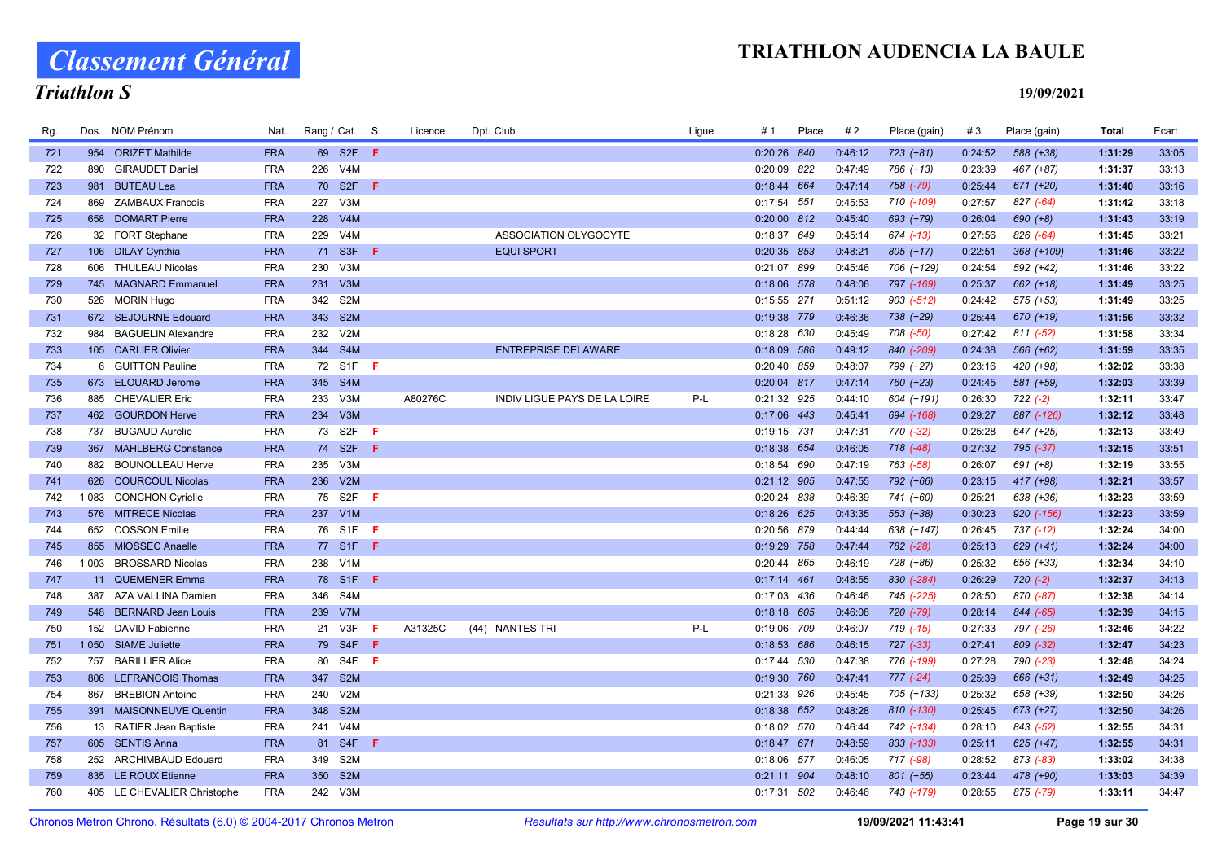# Classement Général

## Triathlon S

**TRIATHLON AUDENCIA LA BAULE**

**19/09/2021**

| Rg. | Dos. | NOM Prénom | Nat. | Rang / Cat. | | S. | Licence | Dpt. Club | Ligue | # 1 | Place | # 2 | Place (gain) | # 3 | Place (gain) | Total | Ecart |
|---|---|---|---|---|---|---|---|---|---|---|---|---|---|---|---|---|---|
| 721 | 954 | ORIZET Mathilde | FRA | 69 | S2F | F | | | | 0:20:26 | 840 | 0:46:12 | 723 (+81) | 0:24:52 | 588 (+38) | 1:31:29 | 33:05 |
| 722 | 890 | GIRAUDET Daniel | FRA | 226 | V4M | | | | | 0:20:09 | 822 | 0:47:49 | 786 (+13) | 0:23:39 | 467 (+87) | 1:31:37 | 33:13 |
| 723 | 981 | BUTEAU Lea | FRA | 70 | S2F | F | | | | 0:18:44 | 664 | 0:47:14 | 758 (-79) | 0:25:44 | 671 (+20) | 1:31:40 | 33:16 |
| 724 | 869 | ZAMBAUX Francois | FRA | 227 | V3M | | | | | 0:17:54 | 551 | 0:45:53 | 710 (-109) | 0:27:57 | 827 (-64) | 1:31:42 | 33:18 |
| 725 | 658 | DOMART Pierre | FRA | 228 | V4M | | | | | 0:20:00 | 812 | 0:45:40 | 693 (+79) | 0:26:04 | 690 (+8) | 1:31:43 | 33:19 |
| 726 | 32 | FORT Stephane | FRA | 229 | V4M | | | ASSOCIATION OLYGOCYTE | | 0:18:37 | 649 | 0:45:14 | 674 (-13) | 0:27:56 | 826 (-64) | 1:31:45 | 33:21 |
| 727 | 106 | DILAY Cynthia | FRA | 71 | S3F | F | | EQUI SPORT | | 0:20:35 | 853 | 0:48:21 | 805 (+17) | 0:22:51 | 368 (+109) | 1:31:46 | 33:22 |
| 728 | 606 | THULEAU Nicolas | FRA | 230 | V3M | | | | | 0:21:07 | 899 | 0:45:46 | 706 (+129) | 0:24:54 | 592 (+42) | 1:31:46 | 33:22 |
| 729 | 745 | MAGNARD Emmanuel | FRA | 231 | V3M | | | | | 0:18:06 | 578 | 0:48:06 | 797 (-169) | 0:25:37 | 662 (+18) | 1:31:49 | 33:25 |
| 730 | 526 | MORIN Hugo | FRA | 342 | S2M | | | | | 0:15:55 | 271 | 0:51:12 | 903 (-512) | 0:24:42 | 575 (+53) | 1:31:49 | 33:25 |
| 731 | 672 | SEJOURNE Edouard | FRA | 343 | S2M | | | | | 0:19:38 | 779 | 0:46:36 | 738 (+29) | 0:25:44 | 670 (+19) | 1:31:56 | 33:32 |
| 732 | 984 | BAGUELIN Alexandre | FRA | 232 | V2M | | | | | 0:18:28 | 630 | 0:45:49 | 708 (-50) | 0:27:42 | 811 (-52) | 1:31:58 | 33:34 |
| 733 | 105 | CARLIER Olivier | FRA | 344 | S4M | | | ENTREPRISE DELAWARE | | 0:18:09 | 586 | 0:49:12 | 840 (-209) | 0:24:38 | 566 (+62) | 1:31:59 | 33:35 |
| 734 | 6 | GUITTON Pauline | FRA | 72 | S1F | F | | | | 0:20:40 | 859 | 0:48:07 | 799 (+27) | 0:23:16 | 420 (+98) | 1:32:02 | 33:38 |
| 735 | 673 | ELOUARD Jerome | FRA | 345 | S4M | | | | | 0:20:04 | 817 | 0:47:14 | 760 (+23) | 0:24:45 | 581 (+59) | 1:32:03 | 33:39 |
| 736 | 885 | CHEVALIER Eric | FRA | 233 | V3M | | A80276C | INDIV LIGUE PAYS DE LA LOIRE | P-L | 0:21:32 | 925 | 0:44:10 | 604 (+191) | 0:26:30 | 722 (-2) | 1:32:11 | 33:47 |
| 737 | 462 | GOURDON Herve | FRA | 234 | V3M | | | | | 0:17:06 | 443 | 0:45:41 | 694 (-168) | 0:29:27 | 887 (-126) | 1:32:12 | 33:48 |
| 738 | 737 | BUGAUD Aurelie | FRA | 73 | S2F | F | | | | 0:19:15 | 731 | 0:47:31 | 770 (-32) | 0:25:28 | 647 (+25) | 1:32:13 | 33:49 |
| 739 | 367 | MAHLBERG Constance | FRA | 74 | S2F | F | | | | 0:18:38 | 654 | 0:46:05 | 718 (-48) | 0:27:32 | 795 (-37) | 1:32:15 | 33:51 |
| 740 | 882 | BOUNOLLEAU Herve | FRA | 235 | V3M | | | | | 0:18:54 | 690 | 0:47:19 | 763 (-58) | 0:26:07 | 691 (+8) | 1:32:19 | 33:55 |
| 741 | 626 | COURCOUL Nicolas | FRA | 236 | V2M | | | | | 0:21:12 | 905 | 0:47:55 | 792 (+66) | 0:23:15 | 417 (+98) | 1:32:21 | 33:57 |
| 742 | 1 083 | CONCHON Cyrielle | FRA | 75 | S2F | F | | | | 0:20:24 | 838 | 0:46:39 | 741 (+60) | 0:25:21 | 638 (+36) | 1:32:23 | 33:59 |
| 743 | 576 | MITRECE Nicolas | FRA | 237 | V1M | | | | | 0:18:26 | 625 | 0:43:35 | 553 (+38) | 0:30:23 | 920 (-156) | 1:32:23 | 33:59 |
| 744 | 652 | COSSON Emilie | FRA | 76 | S1F | F | | | | 0:20:56 | 879 | 0:44:44 | 638 (+147) | 0:26:45 | 737 (-12) | 1:32:24 | 34:00 |
| 745 | 855 | MIOSSEC Anaelle | FRA | 77 | S1F | F | | | | 0:19:29 | 758 | 0:47:44 | 782 (-28) | 0:25:13 | 629 (+41) | 1:32:24 | 34:00 |
| 746 | 1 003 | BROSSARD Nicolas | FRA | 238 | V1M | | | | | 0:20:44 | 865 | 0:46:19 | 728 (+86) | 0:25:32 | 656 (+33) | 1:32:34 | 34:10 |
| 747 | 11 | QUEMENER Emma | FRA | 78 | S1F | F | | | | 0:17:14 | 461 | 0:48:55 | 830 (-284) | 0:26:29 | 720 (-2) | 1:32:37 | 34:13 |
| 748 | 387 | AZA VALLINA Damien | FRA | 346 | S4M | | | | | 0:17:03 | 436 | 0:46:46 | 745 (-225) | 0:28:50 | 870 (-87) | 1:32:38 | 34:14 |
| 749 | 548 | BERNARD Jean Louis | FRA | 239 | V7M | | | | | 0:18:18 | 605 | 0:46:08 | 720 (-79) | 0:28:14 | 844 (-65) | 1:32:39 | 34:15 |
| 750 | 152 | DAVID Fabienne | FRA | 21 | V3F | F | A31325C | (44) NANTES TRI | P-L | 0:19:06 | 709 | 0:46:07 | 719 (-15) | 0:27:33 | 797 (-26) | 1:32:46 | 34:22 |
| 751 | 1 050 | SIAME Juliette | FRA | 79 | S4F | F | | | | 0:18:53 | 686 | 0:46:15 | 727 (-33) | 0:27:41 | 809 (-32) | 1:32:47 | 34:23 |
| 752 | 757 | BARILLIER Alice | FRA | 80 | S4F | F | | | | 0:17:44 | 530 | 0:47:38 | 776 (-199) | 0:27:28 | 790 (-23) | 1:32:48 | 34:24 |
| 753 | 806 | LEFRANCOIS Thomas | FRA | 347 | S2M | | | | | 0:19:30 | 760 | 0:47:41 | 777 (-24) | 0:25:39 | 666 (+31) | 1:32:49 | 34:25 |
| 754 | 867 | BREBION Antoine | FRA | 240 | V2M | | | | | 0:21:33 | 926 | 0:45:45 | 705 (+133) | 0:25:32 | 658 (+39) | 1:32:50 | 34:26 |
| 755 | 391 | MAISONNEUVE Quentin | FRA | 348 | S2M | | | | | 0:18:38 | 652 | 0:48:28 | 810 (-130) | 0:25:45 | 673 (+27) | 1:32:50 | 34:26 |
| 756 | 13 | RATIER Jean Baptiste | FRA | 241 | V4M | | | | | 0:18:02 | 570 | 0:46:44 | 742 (-134) | 0:28:10 | 843 (-52) | 1:32:55 | 34:31 |
| 757 | 605 | SENTIS Anna | FRA | 81 | S4F | F | | | | 0:18:47 | 671 | 0:48:59 | 833 (-133) | 0:25:11 | 625 (+47) | 1:32:55 | 34:31 |
| 758 | 252 | ARCHIMBAUD Edouard | FRA | 349 | S2M | | | | | 0:18:06 | 577 | 0:46:05 | 717 (-98) | 0:28:52 | 873 (-83) | 1:33:02 | 34:38 |
| 759 | 835 | LE ROUX Etienne | FRA | 350 | S2M | | | | | 0:21:11 | 904 | 0:48:10 | 801 (+55) | 0:23:44 | 478 (+90) | 1:33:03 | 34:39 |
| 760 | 405 | LE CHEVALIER Christophe | FRA | 242 | V3M | | | | | 0:17:31 | 502 | 0:46:46 | 743 (-179) | 0:28:55 | 875 (-79) | 1:33:11 | 34:47 |

Chronos Metron Chrono. Résultats (6.0) © 2004-2017 Chronos Metron — *Resultats sur http://www.chronosmetron.com* — **19/09/2021 11:43:41**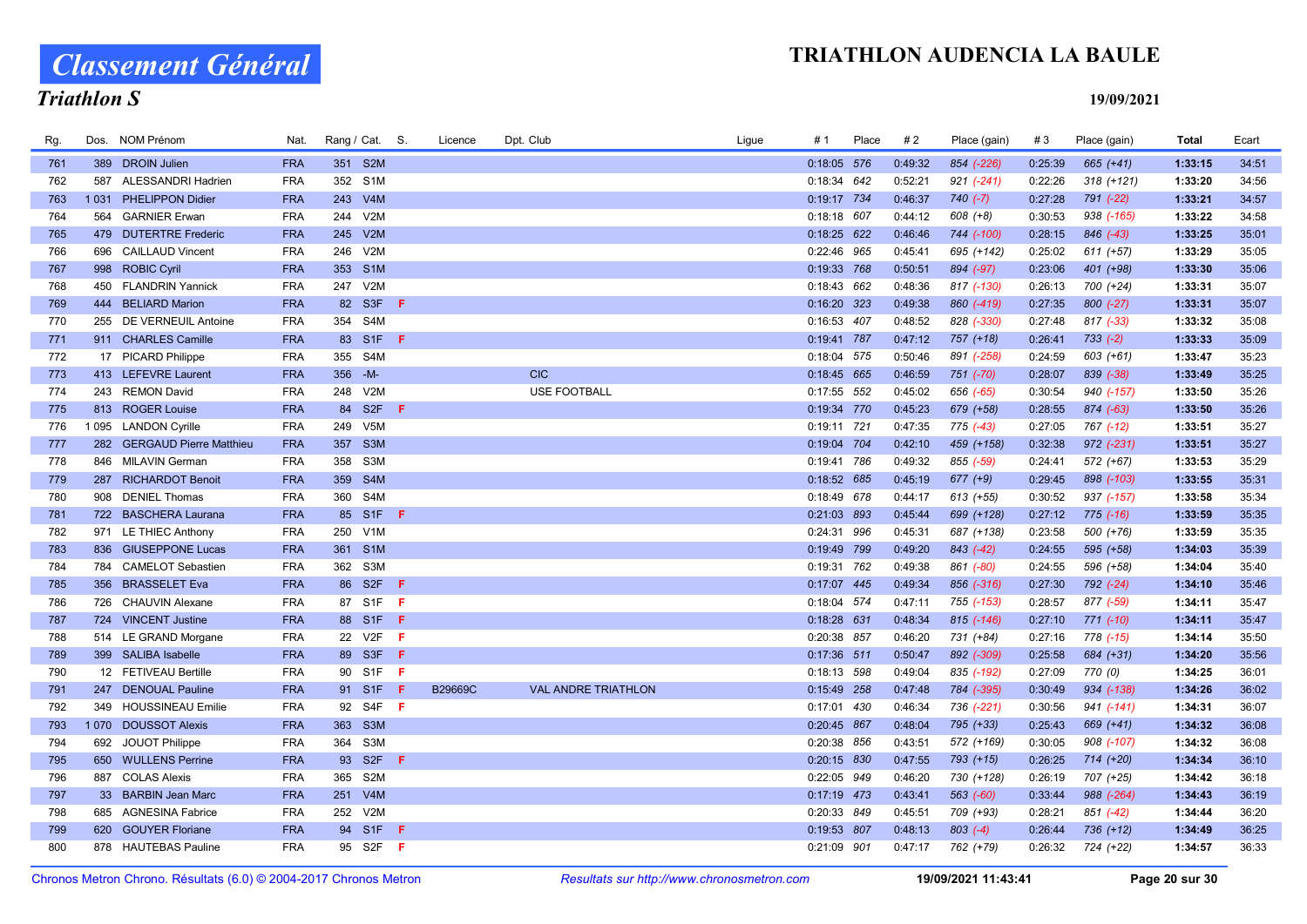# Classement Général

## Triathlon S

## TRIATHLON AUDENCIA LA BAULE

19/09/2021

| Rg. | Dos. | NOM Prénom | Nat. | Rang / Cat. | | S. | Licence | Dpt. Club | Ligue | # 1 | Place | # 2 | Place (gain) | # 3 | Place (gain) | Total | Ecart |
|---|---|---|---|---|---|---|---|---|---|---|---|---|---|---|---|---|---|
| 761 | 389 | DROIN Julien | FRA | 351 | S2M | | | | | 0:18:05 | 576 | 0:49:32 | 854 (-226) | 0:25:39 | 665 (+41) | 1:33:15 | 34:51 |
| 762 | 587 | ALESSANDRI Hadrien | FRA | 352 | S1M | | | | | 0:18:34 | 642 | 0:52:21 | 921 (-241) | 0:22:26 | 318 (+121) | 1:33:20 | 34:56 |
| 763 | 1 031 | PHELIPPON Didier | FRA | 243 | V4M | | | | | 0:19:17 | 734 | 0:46:37 | 740 (-7) | 0:27:28 | 791 (-22) | 1:33:21 | 34:57 |
| 764 | 564 | GARNIER Erwan | FRA | 244 | V2M | | | | | 0:18:18 | 607 | 0:44:12 | 608 (+8) | 0:30:53 | 938 (-165) | 1:33:22 | 34:58 |
| 765 | 479 | DUTERTRE Frederic | FRA | 245 | V2M | | | | | 0:18:25 | 622 | 0:46:46 | 744 (-100) | 0:28:15 | 846 (-43) | 1:33:25 | 35:01 |
| 766 | 696 | CAILLAUD Vincent | FRA | 246 | V2M | | | | | 0:22:46 | 965 | 0:45:41 | 695 (+142) | 0:25:02 | 611 (+57) | 1:33:29 | 35:05 |
| 767 | 998 | ROBIC Cyril | FRA | 353 | S1M | | | | | 0:19:33 | 768 | 0:50:51 | 894 (-97) | 0:23:06 | 401 (+98) | 1:33:30 | 35:06 |
| 768 | 450 | FLANDRIN Yannick | FRA | 247 | V2M | | | | | 0:18:43 | 662 | 0:48:36 | 817 (-130) | 0:26:13 | 700 (+24) | 1:33:31 | 35:07 |
| 769 | 444 | BELIARD Marion | FRA | 82 | S3F | F | | | | 0:16:20 | 323 | 0:49:38 | 860 (-419) | 0:27:35 | 800 (-27) | 1:33:31 | 35:07 |
| 770 | 255 | DE VERNEUIL Antoine | FRA | 354 | S4M | | | | | 0:16:53 | 407 | 0:48:52 | 828 (-330) | 0:27:48 | 817 (-33) | 1:33:32 | 35:08 |
| 771 | 911 | CHARLES Camille | FRA | 83 | S1F | F | | | | 0:19:41 | 787 | 0:47:12 | 757 (+18) | 0:26:41 | 733 (-2) | 1:33:33 | 35:09 |
| 772 | 17 | PICARD Philippe | FRA | 355 | S4M | | | | | 0:18:04 | 575 | 0:50:46 | 891 (-258) | 0:24:59 | 603 (+61) | 1:33:47 | 35:23 |
| 773 | 413 | LEFEVRE Laurent | FRA | 356 | -M- | | | CIC | | 0:18:45 | 665 | 0:46:59 | 751 (-70) | 0:28:07 | 839 (-38) | 1:33:49 | 35:25 |
| 774 | 243 | REMON David | FRA | 248 | V2M | | | USE FOOTBALL | | 0:17:55 | 552 | 0:45:02 | 656 (-65) | 0:30:54 | 940 (-157) | 1:33:50 | 35:26 |
| 775 | 813 | ROGER Louise | FRA | 84 | S2F | F | | | | 0:19:34 | 770 | 0:45:23 | 679 (+58) | 0:28:55 | 874 (-63) | 1:33:50 | 35:26 |
| 776 | 1 095 | LANDON Cyrille | FRA | 249 | V5M | | | | | 0:19:11 | 721 | 0:47:35 | 775 (-43) | 0:27:05 | 767 (-12) | 1:33:51 | 35:27 |
| 777 | 282 | GERGAUD Pierre Matthieu | FRA | 357 | S3M | | | | | 0:19:04 | 704 | 0:42:10 | 459 (+158) | 0:32:38 | 972 (-231) | 1:33:51 | 35:27 |
| 778 | 846 | MILAVIN German | FRA | 358 | S3M | | | | | 0:19:41 | 786 | 0:49:32 | 855 (-59) | 0:24:41 | 572 (+67) | 1:33:53 | 35:29 |
| 779 | 287 | RICHARDOT Benoit | FRA | 359 | S4M | | | | | 0:18:52 | 685 | 0:45:19 | 677 (+9) | 0:29:45 | 898 (-103) | 1:33:55 | 35:31 |
| 780 | 908 | DENIEL Thomas | FRA | 360 | S4M | | | | | 0:18:49 | 678 | 0:44:17 | 613 (+55) | 0:30:52 | 937 (-157) | 1:33:58 | 35:34 |
| 781 | 722 | BASCHERA Laurana | FRA | 85 | S1F | F | | | | 0:21:03 | 893 | 0:45:44 | 699 (+128) | 0:27:12 | 775 (-16) | 1:33:59 | 35:35 |
| 782 | 971 | LE THIEC Anthony | FRA | 250 | V1M | | | | | 0:24:31 | 996 | 0:45:31 | 687 (+138) | 0:23:58 | 500 (+76) | 1:33:59 | 35:35 |
| 783 | 836 | GIUSEPPONE Lucas | FRA | 361 | S1M | | | | | 0:19:49 | 799 | 0:49:20 | 843 (-42) | 0:24:55 | 595 (+58) | 1:34:03 | 35:39 |
| 784 | 784 | CAMELOT Sebastien | FRA | 362 | S3M | | | | | 0:19:31 | 762 | 0:49:38 | 861 (-80) | 0:24:55 | 596 (+58) | 1:34:04 | 35:40 |
| 785 | 356 | BRASSELET Eva | FRA | 86 | S2F | F | | | | 0:17:07 | 445 | 0:49:34 | 856 (-316) | 0:27:30 | 792 (-24) | 1:34:10 | 35:46 |
| 786 | 726 | CHAUVIN Alexane | FRA | 87 | S1F | F | | | | 0:18:04 | 574 | 0:47:11 | 755 (-153) | 0:28:57 | 877 (-59) | 1:34:11 | 35:47 |
| 787 | 724 | VINCENT Justine | FRA | 88 | S1F | F | | | | 0:18:28 | 631 | 0:48:34 | 815 (-146) | 0:27:10 | 771 (-10) | 1:34:11 | 35:47 |
| 788 | 514 | LE GRAND Morgane | FRA | 22 | V2F | F | | | | 0:20:38 | 857 | 0:46:20 | 731 (+84) | 0:27:16 | 778 (-15) | 1:34:14 | 35:50 |
| 789 | 399 | SALIBA Isabelle | FRA | 89 | S3F | F | | | | 0:17:36 | 511 | 0:50:47 | 892 (-309) | 0:25:58 | 684 (+31) | 1:34:20 | 35:56 |
| 790 | 12 | FETIVEAU Bertille | FRA | 90 | S1F | F | | | | 0:18:13 | 598 | 0:49:04 | 835 (-192) | 0:27:09 | 770 (0) | 1:34:25 | 36:01 |
| 791 | 247 | DENOUAL Pauline | FRA | 91 | S1F | F | B29669C | VAL ANDRE TRIATHLON | | 0:15:49 | 258 | 0:47:48 | 784 (-395) | 0:30:49 | 934 (-138) | 1:34:26 | 36:02 |
| 792 | 349 | HOUSSINEAU Emilie | FRA | 92 | S4F | F | | | | 0:17:01 | 430 | 0:46:34 | 736 (-221) | 0:30:56 | 941 (-141) | 1:34:31 | 36:07 |
| 793 | 1 070 | DOUSSOT Alexis | FRA | 363 | S3M | | | | | 0:20:45 | 867 | 0:48:04 | 795 (+33) | 0:25:43 | 669 (+41) | 1:34:32 | 36:08 |
| 794 | 692 | JOUOT Philippe | FRA | 364 | S3M | | | | | 0:20:38 | 856 | 0:43:51 | 572 (+169) | 0:30:05 | 908 (-107) | 1:34:32 | 36:08 |
| 795 | 650 | WULLENS Perrine | FRA | 93 | S2F | F | | | | 0:20:15 | 830 | 0:47:55 | 793 (+15) | 0:26:25 | 714 (+20) | 1:34:34 | 36:10 |
| 796 | 887 | COLAS Alexis | FRA | 365 | S2M | | | | | 0:22:05 | 949 | 0:46:20 | 730 (+128) | 0:26:19 | 707 (+25) | 1:34:42 | 36:18 |
| 797 | 33 | BARBIN Jean Marc | FRA | 251 | V4M | | | | | 0:17:19 | 473 | 0:43:41 | 563 (-60) | 0:33:44 | 988 (-264) | 1:34:43 | 36:19 |
| 798 | 685 | AGNESINA Fabrice | FRA | 252 | V2M | | | | | 0:20:33 | 849 | 0:45:51 | 709 (+93) | 0:28:21 | 851 (-42) | 1:34:44 | 36:20 |
| 799 | 620 | GOUYER Floriane | FRA | 94 | S1F | F | | | | 0:19:53 | 807 | 0:48:13 | 803 (-4) | 0:26:44 | 736 (+12) | 1:34:49 | 36:25 |
| 800 | 878 | HAUTEBAS Pauline | FRA | 95 | S2F | F | | | | 0:21:09 | 901 | 0:47:17 | 762 (+79) | 0:26:32 | 724 (+22) | 1:34:57 | 36:33 |

Chronos Metron Chrono. Résultats (6.0) © 2004-2017 Chronos Metron — *Resultats sur http://www.chronosmetron.com* — 19/09/2021 11:43:41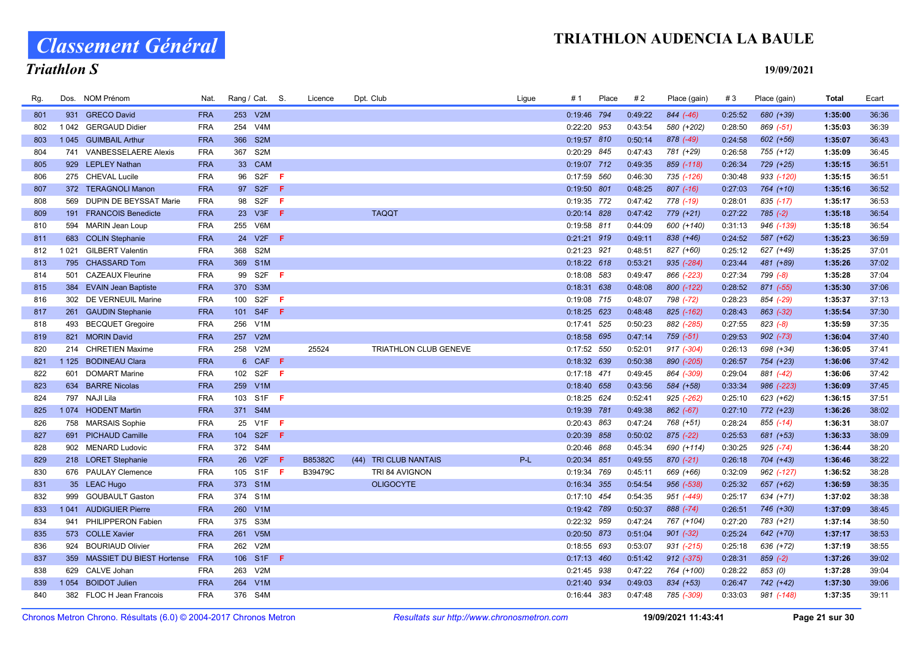# Classement Général

## Triathlon S

# TRIATHLON AUDENCIA LA BAULE

19/09/2021

| Rg. | Dos. | NOM Prénom | Nat. | Rang / Cat. | | S. | Licence | Dpt. Club | Ligue | # 1 | Place | # 2 | Place (gain) | # 3 | Place (gain) | Total | Ecart |
|---|---|---|---|---|---|---|---|---|---|---|---|---|---|---|---|---|---|
| 801 | 931 | GRECO David | FRA | 253 | V2M | | | | | 0:19:46 | 794 | 0:49:22 | 844 (-46) | 0:25:52 | 680 (+39) | 1:35:00 | 36:36 |
| 802 | 1 042 | GERGAUD Didier | FRA | 254 | V4M | | | | | 0:22:20 | 953 | 0:43:54 | 580 (+202) | 0:28:50 | 869 (-51) | 1:35:03 | 36:39 |
| 803 | 1 045 | GUIMBAIL Arthur | FRA | 366 | S2M | | | | | 0:19:57 | 810 | 0:50:14 | 878 (-49) | 0:24:58 | 602 (+56) | 1:35:07 | 36:43 |
| 804 | 741 | VANBESSELAERE Alexis | FRA | 367 | S2M | | | | | 0:20:29 | 845 | 0:47:43 | 781 (+29) | 0:26:58 | 755 (+12) | 1:35:09 | 36:45 |
| 805 | 929 | LEPLEY Nathan | FRA | 33 | CAM | | | | | 0:19:07 | 712 | 0:49:35 | 859 (-118) | 0:26:34 | 729 (+25) | 1:35:15 | 36:51 |
| 806 | 275 | CHEVAL Lucile | FRA | 96 | S2F | F | | | | 0:17:59 | 560 | 0:46:30 | 735 (-126) | 0:30:48 | 933 (-120) | 1:35:15 | 36:51 |
| 807 | 372 | TERAGNOLI Manon | FRA | 97 | S2F | F | | | | 0:19:50 | 801 | 0:48:25 | 807 (-16) | 0:27:03 | 764 (+10) | 1:35:16 | 36:52 |
| 808 | 569 | DUPIN DE BEYSSAT Marie | FRA | 98 | S2F | F | | | | 0:19:35 | 772 | 0:47:42 | 778 (-19) | 0:28:01 | 835 (-17) | 1:35:17 | 36:53 |
| 809 | 191 | FRANCOIS Benedicte | FRA | 23 | V3F | F | | TAQQT | | 0:20:14 | 828 | 0:47:42 | 779 (+21) | 0:27:22 | 785 (-2) | 1:35:18 | 36:54 |
| 810 | 594 | MARIN Jean Loup | FRA | 255 | V6M | | | | | 0:19:58 | 811 | 0:44:09 | 600 (+140) | 0:31:13 | 946 (-139) | 1:35:18 | 36:54 |
| 811 | 683 | COLIN Stephanie | FRA | 24 | V2F | F | | | | 0:21:21 | 919 | 0:49:11 | 838 (+46) | 0:24:52 | 587 (+62) | 1:35:23 | 36:59 |
| 812 | 1 021 | GILBERT Valentin | FRA | 368 | S2M | | | | | 0:21:23 | 921 | 0:48:51 | 827 (+60) | 0:25:12 | 627 (+49) | 1:35:25 | 37:01 |
| 813 | 795 | CHASSARD Tom | FRA | 369 | S1M | | | | | 0:18:22 | 618 | 0:53:21 | 935 (-284) | 0:23:44 | 481 (+89) | 1:35:26 | 37:02 |
| 814 | 501 | CAZEAUX Fleurine | FRA | 99 | S2F | F | | | | 0:18:08 | 583 | 0:49:47 | 866 (-223) | 0:27:34 | 799 (-8) | 1:35:28 | 37:04 |
| 815 | 384 | EVAIN Jean Baptiste | FRA | 370 | S3M | | | | | 0:18:31 | 638 | 0:48:08 | 800 (-122) | 0:28:52 | 871 (-55) | 1:35:30 | 37:06 |
| 816 | 302 | DE VERNEUIL Marine | FRA | 100 | S2F | F | | | | 0:19:08 | 715 | 0:48:07 | 798 (-72) | 0:28:23 | 854 (-29) | 1:35:37 | 37:13 |
| 817 | 261 | GAUDIN Stephanie | FRA | 101 | S4F | F | | | | 0:18:25 | 623 | 0:48:48 | 825 (-162) | 0:28:43 | 863 (-32) | 1:35:54 | 37:30 |
| 818 | 493 | BECQUET Gregoire | FRA | 256 | V1M | | | | | 0:17:41 | 525 | 0:50:23 | 882 (-285) | 0:27:55 | 823 (-8) | 1:35:59 | 37:35 |
| 819 | 821 | MORIN David | FRA | 257 | V2M | | | | | 0:18:58 | 695 | 0:47:14 | 759 (-51) | 0:29:53 | 902 (-73) | 1:36:04 | 37:40 |
| 820 | 214 | CHRETIEN Maxime | FRA | 258 | V2M | | 25524 | TRIATHLON CLUB GENEVE | | 0:17:52 | 550 | 0:52:01 | 917 (-304) | 0:26:13 | 698 (+34) | 1:36:05 | 37:41 |
| 821 | 1 125 | BODINEAU Clara | FRA | 6 | CAF | F | | | | 0:18:32 | 639 | 0:50:38 | 890 (-205) | 0:26:57 | 754 (+23) | 1:36:06 | 37:42 |
| 822 | 601 | DOMART Marine | FRA | 102 | S2F | F | | | | 0:17:18 | 471 | 0:49:45 | 864 (-309) | 0:29:04 | 881 (-42) | 1:36:06 | 37:42 |
| 823 | 634 | BARRE Nicolas | FRA | 259 | V1M | | | | | 0:18:40 | 658 | 0:43:56 | 584 (+58) | 0:33:34 | 986 (-223) | 1:36:09 | 37:45 |
| 824 | 797 | NAJI Lila | FRA | 103 | S1F | F | | | | 0:18:25 | 624 | 0:52:41 | 925 (-262) | 0:25:10 | 623 (+62) | 1:36:15 | 37:51 |
| 825 | 1 074 | HODENT Martin | FRA | 371 | S4M | | | | | 0:19:39 | 781 | 0:49:38 | 862 (-67) | 0:27:10 | 772 (+23) | 1:36:26 | 38:02 |
| 826 | 758 | MARSAIS Sophie | FRA | 25 | V1F | F | | | | 0:20:43 | 863 | 0:47:24 | 768 (+51) | 0:28:24 | 855 (-14) | 1:36:31 | 38:07 |
| 827 | 691 | PICHAUD Camille | FRA | 104 | S2F | F | | | | 0:20:39 | 858 | 0:50:02 | 875 (-22) | 0:25:53 | 681 (+53) | 1:36:33 | 38:09 |
| 828 | 902 | MENARD Ludovic | FRA | 372 | S4M | | | | | 0:20:46 | 868 | 0:45:34 | 690 (+114) | 0:30:25 | 925 (-74) | 1:36:44 | 38:20 |
| 829 | 218 | LORET Stephanie | FRA | 26 | V2F | F | B85382C | (44) TRI CLUB NANTAIS | P-L | 0:20:34 | 851 | 0:49:55 | 870 (-21) | 0:26:18 | 704 (+43) | 1:36:46 | 38:22 |
| 830 | 676 | PAULAY Clemence | FRA | 105 | S1F | F | B39479C | TRI 84 AVIGNON | | 0:19:34 | 769 | 0:45:11 | 669 (+66) | 0:32:09 | 962 (-127) | 1:36:52 | 38:28 |
| 831 | 35 | LEAC Hugo | FRA | 373 | S1M | | | OLIGOCYTE | | 0:16:34 | 355 | 0:54:54 | 956 (-538) | 0:25:32 | 657 (+62) | 1:36:59 | 38:35 |
| 832 | 999 | GOUBAULT Gaston | FRA | 374 | S1M | | | | | 0:17:10 | 454 | 0:54:35 | 951 (-449) | 0:25:17 | 634 (+71) | 1:37:02 | 38:38 |
| 833 | 1 041 | AUDIGUIER Pierre | FRA | 260 | V1M | | | | | 0:19:42 | 789 | 0:50:37 | 888 (-74) | 0:26:51 | 746 (+30) | 1:37:09 | 38:45 |
| 834 | 941 | PHILIPPERON Fabien | FRA | 375 | S3M | | | | | 0:22:32 | 959 | 0:47:24 | 767 (+104) | 0:27:20 | 783 (+21) | 1:37:14 | 38:50 |
| 835 | 573 | COLLE Xavier | FRA | 261 | V5M | | | | | 0:20:50 | 873 | 0:51:04 | 901 (-32) | 0:25:24 | 642 (+70) | 1:37:17 | 38:53 |
| 836 | 924 | BOURIAUD Olivier | FRA | 262 | V2M | | | | | 0:18:55 | 693 | 0:53:07 | 931 (-215) | 0:25:18 | 636 (+72) | 1:37:19 | 38:55 |
| 837 | 359 | MASSIET DU BIEST Hortense | FRA | 106 | S1F | F | | | | 0:17:13 | 460 | 0:51:42 | 912 (-375) | 0:28:31 | 859 (-2) | 1:37:26 | 39:02 |
| 838 | 629 | CALVE Johan | FRA | 263 | V2M | | | | | 0:21:45 | 938 | 0:47:22 | 764 (+100) | 0:28:22 | 853 (0) | 1:37:28 | 39:04 |
| 839 | 1 054 | BOIDOT Julien | FRA | 264 | V1M | | | | | 0:21:40 | 934 | 0:49:03 | 834 (+53) | 0:26:47 | 742 (+42) | 1:37:30 | 39:06 |
| 840 | 382 | FLOC H Jean Francois | FRA | 376 | S4M | | | | | 0:16:44 | 383 | 0:47:48 | 785 (-309) | 0:33:03 | 981 (-148) | 1:37:35 | 39:11 |

Chronos Metron Chrono. Résultats (6.0) © 2004-2017 Chronos Metron — *Resultats sur http://www.chronosmetron.com* — 19/09/2021 11:43:41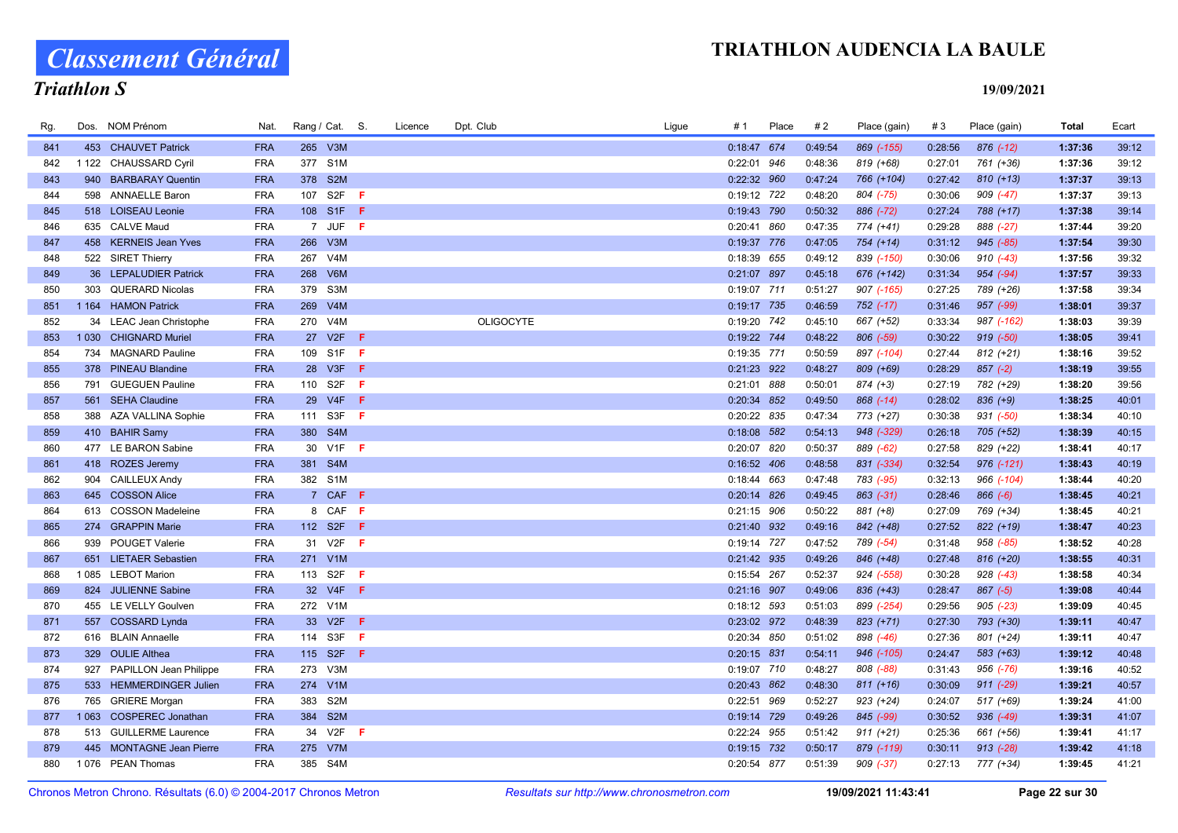# Classement Général

## Triathlon S

# TRIATHLON AUDENCIA LA BAULE

19/09/2021

| Rg. | Dos. | NOM Prénom | Nat. | Rang / Cat. | | S. | Licence | Dpt. Club | Ligue | # 1 | Place | # 2 | Place (gain) | # 3 | Place (gain) | Total | Ecart |
|---|---|---|---|---|---|---|---|---|---|---|---|---|---|---|---|---|---|
| 841 | 453 | CHAUVET Patrick | FRA | 265 | V3M | | | | | 0:18:47 | 674 | 0:49:54 | 869 (-155) | 0:28:56 | 876 (-12) | 1:37:36 | 39:12 |
| 842 | 1 122 | CHAUSSARD Cyril | FRA | 377 | S1M | | | | | 0:22:01 | 946 | 0:48:36 | 819 (+68) | 0:27:01 | 761 (+36) | 1:37:36 | 39:12 |
| 843 | 940 | BARBARAY Quentin | FRA | 378 | S2M | | | | | 0:22:32 | 960 | 0:47:24 | 766 (+104) | 0:27:42 | 810 (+13) | 1:37:37 | 39:13 |
| 844 | 598 | ANNEALLE Baron | FRA | 107 | S2F | F | | | | 0:19:12 | 722 | 0:48:20 | 804 (-75) | 0:30:06 | 909 (-47) | 1:37:37 | 39:13 |
| 845 | 518 | LOISEAU Leonie | FRA | 108 | S1F | F | | | | 0:19:43 | 790 | 0:50:32 | 886 (-72) | 0:27:24 | 788 (+17) | 1:37:38 | 39:14 |
| 846 | 635 | CALVE Maud | FRA | 7 | JUF | F | | | | 0:20:41 | 860 | 0:47:35 | 774 (+41) | 0:29:28 | 888 (-27) | 1:37:44 | 39:20 |
| 847 | 458 | KERNEIS Jean Yves | FRA | 266 | V3M | | | | | 0:19:37 | 776 | 0:47:05 | 754 (+14) | 0:31:12 | 945 (-85) | 1:37:54 | 39:30 |
| 848 | 522 | SIRET Thierry | FRA | 267 | V4M | | | | | 0:18:39 | 655 | 0:49:12 | 839 (-150) | 0:30:06 | 910 (-43) | 1:37:56 | 39:32 |
| 849 | 36 | LEPALUDIER Patrick | FRA | 268 | V6M | | | | | 0:21:07 | 897 | 0:45:18 | 676 (+142) | 0:31:34 | 954 (-94) | 1:37:57 | 39:33 |
| 850 | 303 | QUERARD Nicolas | FRA | 379 | S3M | | | | | 0:19:07 | 711 | 0:51:27 | 907 (-165) | 0:27:25 | 789 (+26) | 1:37:58 | 39:34 |
| 851 | 1 164 | HAMON Patrick | FRA | 269 | V4M | | | | | 0:19:17 | 735 | 0:46:59 | 752 (-17) | 0:31:46 | 957 (-99) | 1:38:01 | 39:37 |
| 852 | 34 | LEAC Jean Christophe | FRA | 270 | V4M | | | OLIGOCYTE | | 0:19:20 | 742 | 0:45:10 | 667 (+52) | 0:33:34 | 987 (-162) | 1:38:03 | 39:39 |
| 853 | 1 030 | CHIGNARD Muriel | FRA | 27 | V2F | F | | | | 0:19:22 | 744 | 0:48:22 | 806 (-59) | 0:30:22 | 919 (-50) | 1:38:05 | 39:41 |
| 854 | 734 | MAGNARD Pauline | FRA | 109 | S1F | F | | | | 0:19:35 | 771 | 0:50:59 | 897 (-104) | 0:27:44 | 812 (+21) | 1:38:16 | 39:52 |
| 855 | 378 | PINEAU Blandine | FRA | 28 | V3F | F | | | | 0:21:23 | 922 | 0:48:27 | 809 (+69) | 0:28:29 | 857 (-2) | 1:38:19 | 39:55 |
| 856 | 791 | GUEGUEN Pauline | FRA | 110 | S2F | F | | | | 0:21:01 | 888 | 0:50:01 | 874 (+3) | 0:27:19 | 782 (+29) | 1:38:20 | 39:56 |
| 857 | 561 | SEHA Claudine | FRA | 29 | V4F | F | | | | 0:20:34 | 852 | 0:49:50 | 868 (-14) | 0:28:02 | 836 (+9) | 1:38:25 | 40:01 |
| 858 | 388 | AZA VALLINA Sophie | FRA | 111 | S3F | F | | | | 0:20:22 | 835 | 0:47:34 | 773 (+27) | 0:30:38 | 931 (-50) | 1:38:34 | 40:10 |
| 859 | 410 | BAHIR Samy | FRA | 380 | S4M | | | | | 0:18:08 | 582 | 0:54:13 | 948 (-329) | 0:26:18 | 705 (+52) | 1:38:39 | 40:15 |
| 860 | 477 | LE BARON Sabine | FRA | 30 | V1F | F | | | | 0:20:07 | 820 | 0:50:37 | 889 (-62) | 0:27:58 | 829 (+22) | 1:38:41 | 40:17 |
| 861 | 418 | ROZES Jeremy | FRA | 381 | S4M | | | | | 0:16:52 | 406 | 0:48:58 | 831 (-334) | 0:32:54 | 976 (-121) | 1:38:43 | 40:19 |
| 862 | 904 | CAILLEUX Andy | FRA | 382 | S1M | | | | | 0:18:44 | 663 | 0:47:48 | 783 (-95) | 0:32:13 | 966 (-104) | 1:38:44 | 40:20 |
| 863 | 645 | COSSON Alice | FRA | 7 | CAF | F | | | | 0:20:14 | 826 | 0:49:45 | 863 (-31) | 0:28:46 | 866 (-6) | 1:38:45 | 40:21 |
| 864 | 613 | COSSON Madeleine | FRA | 8 | CAF | F | | | | 0:21:15 | 906 | 0:50:22 | 881 (+8) | 0:27:09 | 769 (+34) | 1:38:45 | 40:21 |
| 865 | 274 | GRAPPIN Marie | FRA | 112 | S2F | F | | | | 0:21:40 | 932 | 0:49:16 | 842 (+48) | 0:27:52 | 822 (+19) | 1:38:47 | 40:23 |
| 866 | 939 | POUGET Valerie | FRA | 31 | V2F | F | | | | 0:19:14 | 727 | 0:47:52 | 789 (-54) | 0:31:48 | 958 (-85) | 1:38:52 | 40:28 |
| 867 | 651 | LIETAER Sebastien | FRA | 271 | V1M | | | | | 0:21:42 | 935 | 0:49:26 | 846 (+48) | 0:27:48 | 816 (+20) | 1:38:55 | 40:31 |
| 868 | 1 085 | LEBOT Marion | FRA | 113 | S2F | F | | | | 0:15:54 | 267 | 0:52:37 | 924 (-558) | 0:30:28 | 928 (-43) | 1:38:58 | 40:34 |
| 869 | 824 | JULIENNE Sabine | FRA | 32 | V4F | F | | | | 0:21:16 | 907 | 0:49:06 | 836 (+43) | 0:28:47 | 867 (-5) | 1:39:08 | 40:44 |
| 870 | 455 | LE VELLY Goulven | FRA | 272 | V1M | | | | | 0:18:12 | 593 | 0:51:03 | 899 (-254) | 0:29:56 | 905 (-23) | 1:39:09 | 40:45 |
| 871 | 557 | COSSARD Lynda | FRA | 33 | V2F | F | | | | 0:23:02 | 972 | 0:48:39 | 823 (+71) | 0:27:30 | 793 (+30) | 1:39:11 | 40:47 |
| 872 | 616 | BLAIN Annaelle | FRA | 114 | S3F | F | | | | 0:20:34 | 850 | 0:51:02 | 898 (-46) | 0:27:36 | 801 (+24) | 1:39:11 | 40:47 |
| 873 | 329 | OULIE Althea | FRA | 115 | S2F | F | | | | 0:20:15 | 831 | 0:54:11 | 946 (-105) | 0:24:47 | 583 (+63) | 1:39:12 | 40:48 |
| 874 | 927 | PAPILLON Jean Philippe | FRA | 273 | V3M | | | | | 0:19:07 | 710 | 0:48:27 | 808 (-88) | 0:31:43 | 956 (-76) | 1:39:16 | 40:52 |
| 875 | 533 | HEMMERDINGER Julien | FRA | 274 | V1M | | | | | 0:20:43 | 862 | 0:48:30 | 811 (+16) | 0:30:09 | 911 (-29) | 1:39:21 | 40:57 |
| 876 | 765 | GRIERE Morgan | FRA | 383 | S2M | | | | | 0:22:51 | 969 | 0:52:27 | 923 (+24) | 0:24:07 | 517 (+69) | 1:39:24 | 41:00 |
| 877 | 1 063 | COSPEREC Jonathan | FRA | 384 | S2M | | | | | 0:19:14 | 729 | 0:49:26 | 845 (-99) | 0:30:52 | 936 (-49) | 1:39:31 | 41:07 |
| 878 | 513 | GUILLERME Laurence | FRA | 34 | V2F | F | | | | 0:22:24 | 955 | 0:51:42 | 911 (+21) | 0:25:36 | 661 (+56) | 1:39:41 | 41:17 |
| 879 | 445 | MONTAGNE Jean Pierre | FRA | 275 | V7M | | | | | 0:19:15 | 732 | 0:50:17 | 879 (-119) | 0:30:11 | 913 (-28) | 1:39:42 | 41:18 |
| 880 | 1 076 | PEAN Thomas | FRA | 385 | S4M | | | | | 0:20:54 | 877 | 0:51:39 | 909 (-37) | 0:27:13 | 777 (+34) | 1:39:45 | 41:21 |

Chronos Metron Chrono. Résultats (6.0) © 2004-2017 Chronos Metron — Resultats sur http://www.chronosmetron.com — 19/09/2021 11:43:41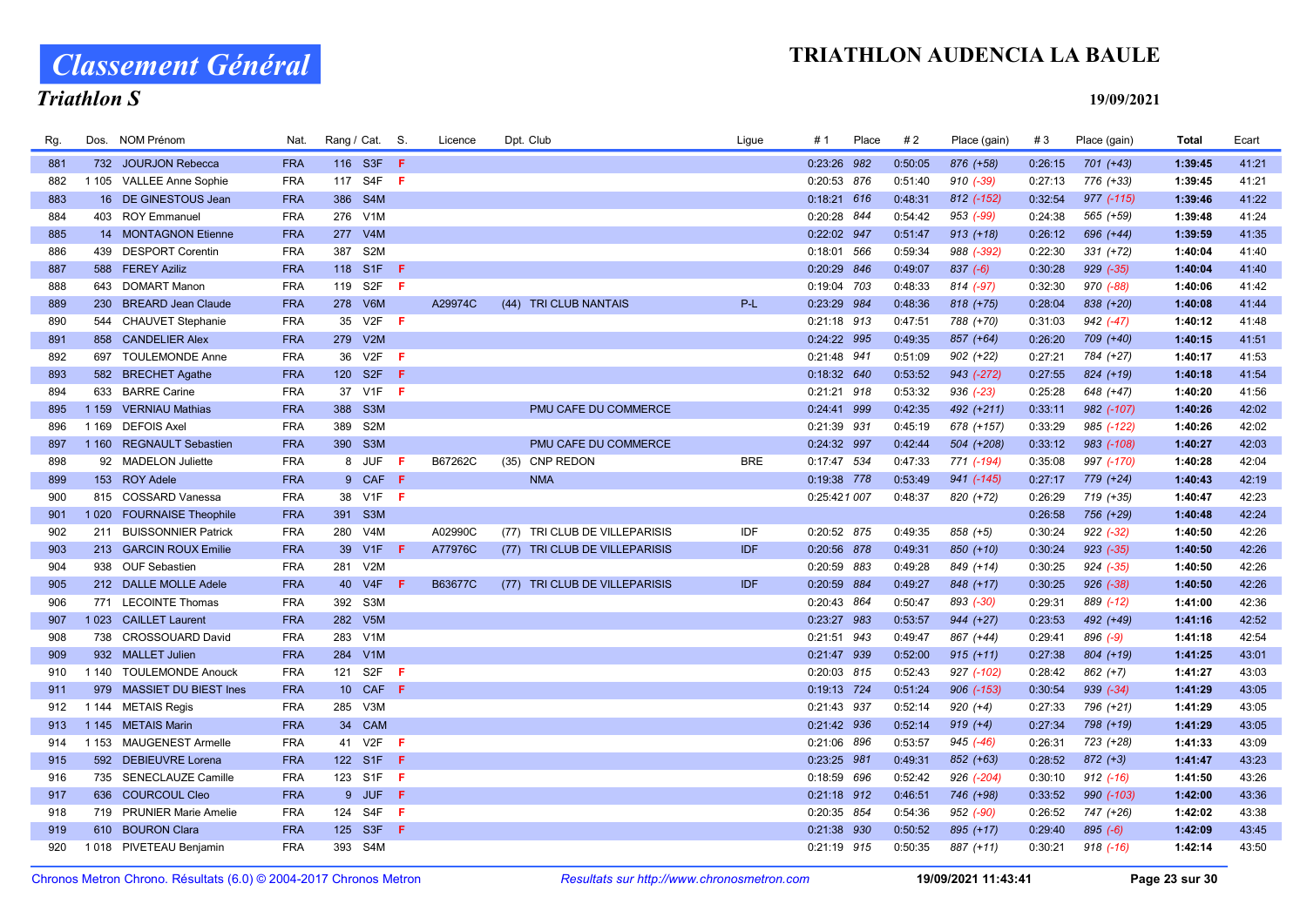# Classement Général

## Triathlon S

# TRIATHLON AUDENCIA LA BAULE

19/09/2021

| Rg. | Dos. | NOM Prénom | Nat. | Rang / Cat. | | S. | Licence | Dpt. Club | Ligue | # 1 | Place | # 2 | Place (gain) | # 3 | Place (gain) | Total | Ecart |
|---|---|---|---|---|---|---|---|---|---|---|---|---|---|---|---|---|---|
| 881 | 732 | JOURJON Rebecca | FRA | 116 | S3F | F | | | | 0:23:26 | 982 | 0:50:05 | 876 (+58) | 0:26:15 | 701 (+43) | 1:39:45 | 41:21 |
| 882 | 1 105 | VALLEE Anne Sophie | FRA | 117 | S4F | F | | | | 0:20:53 | 876 | 0:51:40 | 910 (-39) | 0:27:13 | 776 (+33) | 1:39:45 | 41:21 |
| 883 | 16 | DE GINESTOUS Jean | FRA | 386 | S4M | | | | | 0:18:21 | 616 | 0:48:31 | 812 (-152) | 0:32:54 | 977 (-115) | 1:39:46 | 41:22 |
| 884 | 403 | ROY Emmanuel | FRA | 276 | V1M | | | | | 0:20:28 | 844 | 0:54:42 | 953 (-99) | 0:24:38 | 565 (+59) | 1:39:48 | 41:24 |
| 885 | 14 | MONTAGNON Etienne | FRA | 277 | V4M | | | | | 0:22:02 | 947 | 0:51:47 | 913 (+18) | 0:26:12 | 696 (+44) | 1:39:59 | 41:35 |
| 886 | 439 | DESPORT Corentin | FRA | 387 | S2M | | | | | 0:18:01 | 566 | 0:59:34 | 988 (-392) | 0:22:30 | 331 (+72) | 1:40:04 | 41:40 |
| 887 | 588 | FEREY Aziliz | FRA | 118 | S1F | F | | | | 0:20:29 | 846 | 0:49:07 | 837 (-6) | 0:30:28 | 929 (-35) | 1:40:04 | 41:40 |
| 888 | 643 | DOMART Manon | FRA | 119 | S2F | F | | | | 0:19:04 | 703 | 0:48:33 | 814 (-97) | 0:32:30 | 970 (-88) | 1:40:06 | 41:42 |
| 889 | 230 | BREARD Jean Claude | FRA | 278 | V6M | | A29974C | (44) TRI CLUB NANTAIS | P-L | 0:23:29 | 984 | 0:48:36 | 818 (+75) | 0:28:04 | 838 (+20) | 1:40:08 | 41:44 |
| 890 | 544 | CHAUVET Stephanie | FRA | 35 | V2F | F | | | | 0:21:18 | 913 | 0:47:51 | 788 (+70) | 0:31:03 | 942 (-47) | 1:40:12 | 41:48 |
| 891 | 858 | CANDELIER Alex | FRA | 279 | V2M | | | | | 0:24:22 | 995 | 0:49:35 | 857 (+64) | 0:26:20 | 709 (+40) | 1:40:15 | 41:51 |
| 892 | 697 | TOULEMONDE Anne | FRA | 36 | V2F | F | | | | 0:21:48 | 941 | 0:51:09 | 902 (+22) | 0:27:21 | 784 (+27) | 1:40:17 | 41:53 |
| 893 | 582 | BRECHET Agathe | FRA | 120 | S2F | F | | | | 0:18:32 | 640 | 0:53:52 | 943 (-272) | 0:27:55 | 824 (+19) | 1:40:18 | 41:54 |
| 894 | 633 | BARRE Carine | FRA | 37 | V1F | F | | | | 0:21:21 | 918 | 0:53:32 | 936 (-23) | 0:25:28 | 648 (+47) | 1:40:20 | 41:56 |
| 895 | 1 159 | VERNIAU Mathias | FRA | 388 | S3M | | | PMU CAFE DU COMMERCE | | 0:24:41 | 999 | 0:42:35 | 492 (+211) | 0:33:11 | 982 (-107) | 1:40:26 | 42:02 |
| 896 | 1 169 | DEFOIS Axel | FRA | 389 | S2M | | | | | 0:21:39 | 931 | 0:45:19 | 678 (+157) | 0:33:29 | 985 (-122) | 1:40:26 | 42:02 |
| 897 | 1 160 | REGNAULT Sebastien | FRA | 390 | S3M | | | PMU CAFE DU COMMERCE | | 0:24:32 | 997 | 0:42:44 | 504 (+208) | 0:33:12 | 983 (-108) | 1:40:27 | 42:03 |
| 898 | 92 | MADELON Juliette | FRA | 8 | JUF | F | B67262C | (35) CNP REDON | BRE | 0:17:47 | 534 | 0:47:33 | 771 (-194) | 0:35:08 | 997 (-170) | 1:40:28 | 42:04 |
| 899 | 153 | ROY Adele | FRA | 9 | CAF | F | | NMA | | 0:19:38 | 778 | 0:53:49 | 941 (-145) | 0:27:17 | 779 (+24) | 1:40:43 | 42:19 |
| 900 | 815 | COSSARD Vanessa | FRA | 38 | V1F | F | | | | 0:25:42 | 1 007 | 0:48:37 | 820 (+72) | 0:26:29 | 719 (+35) | 1:40:47 | 42:23 |
| 901 | 1 020 | FOURNAISE Theophile | FRA | 391 | S3M | | | | | | | | | 0:26:58 | 756 (+29) | 1:40:48 | 42:24 |
| 902 | 211 | BUISSONNIER Patrick | FRA | 280 | V4M | | A02990C | (77) TRI CLUB DE VILLEPARISIS | IDF | 0:20:52 | 875 | 0:49:35 | 858 (+5) | 0:30:24 | 922 (-32) | 1:40:50 | 42:26 |
| 903 | 213 | GARCIN ROUX Emilie | FRA | 39 | V1F | F | A77976C | (77) TRI CLUB DE VILLEPARISIS | IDF | 0:20:56 | 878 | 0:49:31 | 850 (+10) | 0:30:24 | 923 (-35) | 1:40:50 | 42:26 |
| 904 | 938 | OUF Sebastien | FRA | 281 | V2M | | | | | 0:20:59 | 883 | 0:49:28 | 849 (+14) | 0:30:25 | 924 (-35) | 1:40:50 | 42:26 |
| 905 | 212 | DALLE MOLLE Adele | FRA | 40 | V4F | F | B63677C | (77) TRI CLUB DE VILLEPARISIS | IDF | 0:20:59 | 884 | 0:49:27 | 848 (+17) | 0:30:25 | 926 (-38) | 1:40:50 | 42:26 |
| 906 | 771 | LECOINTE Thomas | FRA | 392 | S3M | | | | | 0:20:43 | 864 | 0:50:47 | 893 (-30) | 0:29:31 | 889 (-12) | 1:41:00 | 42:36 |
| 907 | 1 023 | CAILLET Laurent | FRA | 282 | V5M | | | | | 0:23:27 | 983 | 0:53:57 | 944 (+27) | 0:23:53 | 492 (+49) | 1:41:16 | 42:52 |
| 908 | 738 | CROSSOUARD David | FRA | 283 | V1M | | | | | 0:21:51 | 943 | 0:49:47 | 867 (+44) | 0:29:41 | 896 (-9) | 1:41:18 | 42:54 |
| 909 | 932 | MALLET Julien | FRA | 284 | V1M | | | | | 0:21:47 | 939 | 0:52:00 | 915 (+11) | 0:27:38 | 804 (+19) | 1:41:25 | 43:01 |
| 910 | 1 140 | TOULEMONDE Anouck | FRA | 121 | S2F | F | | | | 0:20:03 | 815 | 0:52:43 | 927 (-102) | 0:28:42 | 862 (+7) | 1:41:27 | 43:03 |
| 911 | 979 | MASSIET DU BIEST Ines | FRA | 10 | CAF | F | | | | 0:19:13 | 724 | 0:51:24 | 906 (-153) | 0:30:54 | 939 (-34) | 1:41:29 | 43:05 |
| 912 | 1 144 | METAIS Regis | FRA | 285 | V3M | | | | | 0:21:43 | 937 | 0:52:14 | 920 (+4) | 0:27:33 | 796 (+21) | 1:41:29 | 43:05 |
| 913 | 1 145 | METAIS Marin | FRA | 34 | CAM | | | | | 0:21:42 | 936 | 0:52:14 | 919 (+4) | 0:27:34 | 798 (+19) | 1:41:29 | 43:05 |
| 914 | 1 153 | MAUGENEST Armelle | FRA | 41 | V2F | F | | | | 0:21:06 | 896 | 0:53:57 | 945 (-46) | 0:26:31 | 723 (+28) | 1:41:33 | 43:09 |
| 915 | 592 | DEBIEUVRE Lorena | FRA | 122 | S1F | F | | | | 0:23:25 | 981 | 0:49:31 | 852 (+63) | 0:28:52 | 872 (+3) | 1:41:47 | 43:23 |
| 916 | 735 | SENECLAUZE Camille | FRA | 123 | S1F | F | | | | 0:18:59 | 696 | 0:52:42 | 926 (-204) | 0:30:10 | 912 (-16) | 1:41:50 | 43:26 |
| 917 | 636 | COURCOUL Cleo | FRA | 9 | JUF | F | | | | 0:21:18 | 912 | 0:46:51 | 746 (+98) | 0:33:52 | 990 (-103) | 1:42:00 | 43:36 |
| 918 | 719 | PRUNIER Marie Amelie | FRA | 124 | S4F | F | | | | 0:20:35 | 854 | 0:54:36 | 952 (-90) | 0:26:52 | 747 (+26) | 1:42:02 | 43:38 |
| 919 | 610 | BOURON Clara | FRA | 125 | S3F | F | | | | 0:21:38 | 930 | 0:50:52 | 895 (+17) | 0:29:40 | 895 (-6) | 1:42:09 | 43:45 |
| 920 | 1 018 | PIVETEAU Benjamin | FRA | 393 | S4M | | | | | 0:21:19 | 915 | 0:50:35 | 887 (+11) | 0:30:21 | 918 (-16) | 1:42:14 | 43:50 |

Chronos Metron Chrono. Résultats (6.0) © 2004-2017 Chronos Metron — Resultats sur http://www.chronosmetron.com — 19/09/2021 11:43:41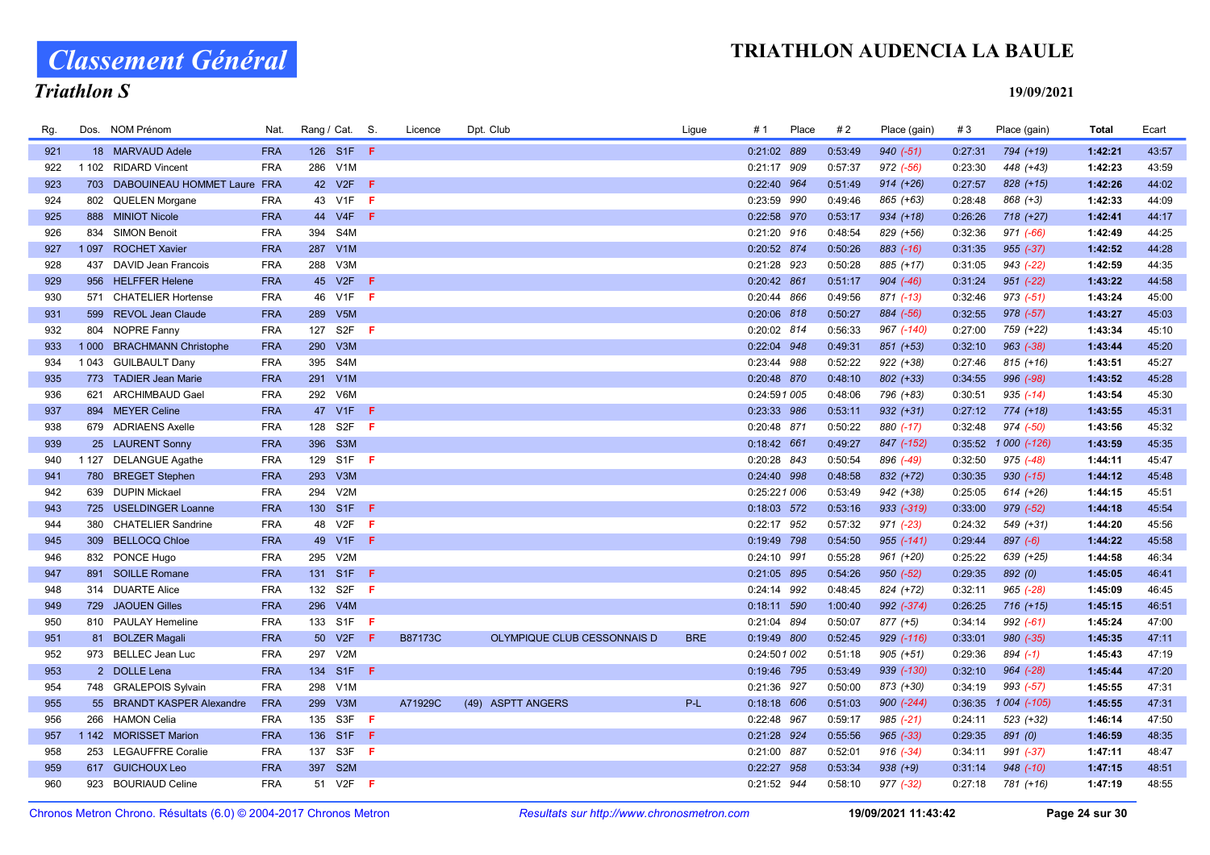# Classement Général

## TRIATHLON AUDENCIA LA BAULE

### Triathlon S

19/09/2021

| Rg. | Dos. | NOM Prénom | Nat. | Rang / Cat. | | S. | Licence | Dpt. Club | Ligue | # 1 | Place | # 2 | Place (gain) | # 3 | Place (gain) | Total | Ecart |
|---|---|---|---|---|---|---|---|---|---|---|---|---|---|---|---|---|---|
| 921 | 18 | MARVAUD Adele | FRA | 126 | S1F | F | | | | 0:21:02 | 889 | 0:53:49 | 940 (-51) | 0:27:31 | 794 (+19) | 1:42:21 | 43:57 |
| 922 | 1 102 | RIDARD Vincent | FRA | 286 | V1M | | | | | 0:21:17 | 909 | 0:57:37 | 972 (-56) | 0:23:30 | 448 (+43) | 1:42:23 | 43:59 |
| 923 | 703 | DABOUINEAU HOMMET Laure | FRA | 42 | V2F | F | | | | 0:22:40 | 964 | 0:51:49 | 914 (+26) | 0:27:57 | 828 (+15) | 1:42:26 | 44:02 |
| 924 | 802 | QUELEN Morgane | FRA | 43 | V1F | F | | | | 0:23:59 | 990 | 0:49:46 | 865 (+63) | 0:28:48 | 868 (+3) | 1:42:33 | 44:09 |
| 925 | 888 | MINIOT Nicole | FRA | 44 | V4F | F | | | | 0:22:58 | 970 | 0:53:17 | 934 (+18) | 0:26:26 | 718 (+27) | 1:42:41 | 44:17 |
| 926 | 834 | SIMON Benoit | FRA | 394 | S4M | | | | | 0:21:20 | 916 | 0:48:54 | 829 (+56) | 0:32:36 | 971 (-66) | 1:42:49 | 44:25 |
| 927 | 1 097 | ROCHET Xavier | FRA | 287 | V1M | | | | | 0:20:52 | 874 | 0:50:26 | 883 (-16) | 0:31:35 | 955 (-37) | 1:42:52 | 44:28 |
| 928 | 437 | DAVID Jean Francois | FRA | 288 | V3M | | | | | 0:21:28 | 923 | 0:50:28 | 885 (+17) | 0:31:05 | 943 (-22) | 1:42:59 | 44:35 |
| 929 | 956 | HELFFER Helene | FRA | 45 | V2F | F | | | | 0:20:42 | 861 | 0:51:17 | 904 (-46) | 0:31:24 | 951 (-22) | 1:43:22 | 44:58 |
| 930 | 571 | CHATELIER Hortense | FRA | 46 | V1F | F | | | | 0:20:44 | 866 | 0:49:56 | 871 (-13) | 0:32:46 | 973 (-51) | 1:43:24 | 45:00 |
| 931 | 599 | REVOL Jean Claude | FRA | 289 | V5M | | | | | 0:20:06 | 818 | 0:50:27 | 884 (-56) | 0:32:55 | 978 (-57) | 1:43:27 | 45:03 |
| 932 | 804 | NOPRE Fanny | FRA | 127 | S2F | F | | | | 0:20:02 | 814 | 0:56:33 | 967 (-140) | 0:27:00 | 759 (+22) | 1:43:34 | 45:10 |
| 933 | 1 000 | BRACHMANN Christophe | FRA | 290 | V3M | | | | | 0:22:04 | 948 | 0:49:31 | 851 (+53) | 0:32:10 | 963 (-38) | 1:43:44 | 45:20 |
| 934 | 1 043 | GUILBAULT Dany | FRA | 395 | S4M | | | | | 0:23:44 | 988 | 0:52:22 | 922 (+38) | 0:27:46 | 815 (+16) | 1:43:51 | 45:27 |
| 935 | 773 | TADIER Jean Marie | FRA | 291 | V1M | | | | | 0:20:48 | 870 | 0:48:10 | 802 (+33) | 0:34:55 | 996 (-98) | 1:43:52 | 45:28 |
| 936 | 621 | ARCHIMBAUD Gael | FRA | 292 | V6M | | | | | 0:24:59 | 1 005 | 0:48:06 | 796 (+83) | 0:30:51 | 935 (-14) | 1:43:54 | 45:30 |
| 937 | 894 | MEYER Celine | FRA | 47 | V1F | F | | | | 0:23:33 | 986 | 0:53:11 | 932 (+31) | 0:27:12 | 774 (+18) | 1:43:55 | 45:31 |
| 938 | 679 | ADRIAENS Axelle | FRA | 128 | S2F | F | | | | 0:20:48 | 871 | 0:50:22 | 880 (-17) | 0:32:48 | 974 (-50) | 1:43:56 | 45:32 |
| 939 | 25 | LAURENT Sonny | FRA | 396 | S3M | | | | | 0:18:42 | 661 | 0:49:27 | 847 (-152) | 0:35:52 | 1 000 (-126) | 1:43:59 | 45:35 |
| 940 | 1 127 | DELANGUE Agathe | FRA | 129 | S1F | F | | | | 0:20:28 | 843 | 0:50:54 | 896 (-49) | 0:32:50 | 975 (-48) | 1:44:11 | 45:47 |
| 941 | 780 | BREGET Stephen | FRA | 293 | V3M | | | | | 0:24:40 | 998 | 0:48:58 | 832 (+72) | 0:30:35 | 930 (-15) | 1:44:12 | 45:48 |
| 942 | 639 | DUPIN Mickael | FRA | 294 | V2M | | | | | 0:25:22 | 1 006 | 0:53:49 | 942 (+38) | 0:25:05 | 614 (+26) | 1:44:15 | 45:51 |
| 943 | 725 | USELDINGER Loanne | FRA | 130 | S1F | F | | | | 0:18:03 | 572 | 0:53:16 | 933 (-319) | 0:33:00 | 979 (-52) | 1:44:18 | 45:54 |
| 944 | 380 | CHATELIER Sandrine | FRA | 48 | V2F | F | | | | 0:22:17 | 952 | 0:57:32 | 971 (-23) | 0:24:32 | 549 (+31) | 1:44:20 | 45:56 |
| 945 | 309 | BELLOCQ Chloe | FRA | 49 | V1F | F | | | | 0:19:49 | 798 | 0:54:50 | 955 (-141) | 0:29:44 | 897 (-6) | 1:44:22 | 45:58 |
| 946 | 832 | PONCE Hugo | FRA | 295 | V2M | | | | | 0:24:10 | 991 | 0:55:28 | 961 (+20) | 0:25:22 | 639 (+25) | 1:44:58 | 46:34 |
| 947 | 891 | SOILLE Romane | FRA | 131 | S1F | F | | | | 0:21:05 | 895 | 0:54:26 | 950 (-52) | 0:29:35 | 892 (0) | 1:45:05 | 46:41 |
| 948 | 314 | DUARTE Alice | FRA | 132 | S2F | F | | | | 0:24:14 | 992 | 0:48:45 | 824 (+72) | 0:32:11 | 965 (-28) | 1:45:09 | 46:45 |
| 949 | 729 | JAOUEN Gilles | FRA | 296 | V4M | | | | | 0:18:11 | 590 | 1:00:40 | 992 (-374) | 0:26:25 | 716 (+15) | 1:45:15 | 46:51 |
| 950 | 810 | PAULAY Hemeline | FRA | 133 | S1F | F | | | | 0:21:04 | 894 | 0:50:07 | 877 (+5) | 0:34:14 | 992 (-61) | 1:45:24 | 47:00 |
| 951 | 81 | BOLZER Magali | FRA | 50 | V2F | F | B87173C | OLYMPIQUE CLUB CESSONNAIS D | BRE | 0:19:49 | 800 | 0:52:45 | 929 (-116) | 0:33:01 | 980 (-35) | 1:45:35 | 47:11 |
| 952 | 973 | BELLEC Jean Luc | FRA | 297 | V2M | | | | | 0:24:50 | 1 002 | 0:51:18 | 905 (+51) | 0:29:36 | 894 (-1) | 1:45:43 | 47:19 |
| 953 | 2 | DOLLE Lena | FRA | 134 | S1F | F | | | | 0:19:46 | 795 | 0:53:49 | 939 (-130) | 0:32:10 | 964 (-28) | 1:45:44 | 47:20 |
| 954 | 748 | GRALEPOIS Sylvain | FRA | 298 | V1M | | | | | 0:21:36 | 927 | 0:50:00 | 873 (+30) | 0:34:19 | 993 (-57) | 1:45:55 | 47:31 |
| 955 | 55 | BRANDT KASPER Alexandre | FRA | 299 | V3M | | A71929C | (49) ASPTT ANGERS | P-L | 0:18:18 | 606 | 0:51:03 | 900 (-244) | 0:36:35 | 1 004 (-105) | 1:45:55 | 47:31 |
| 956 | 266 | HAMON Celia | FRA | 135 | S3F | F | | | | 0:22:48 | 967 | 0:59:17 | 985 (-21) | 0:24:11 | 523 (+32) | 1:46:14 | 47:50 |
| 957 | 1 142 | MORISSET Marion | FRA | 136 | S1F | F | | | | 0:21:28 | 924 | 0:55:56 | 965 (-33) | 0:29:35 | 891 (0) | 1:46:59 | 48:35 |
| 958 | 253 | LEGAUFFRE Coralie | FRA | 137 | S3F | F | | | | 0:21:00 | 887 | 0:52:01 | 916 (-34) | 0:34:11 | 991 (-37) | 1:47:11 | 48:47 |
| 959 | 617 | GUICHOUX Leo | FRA | 397 | S2M | | | | | 0:22:27 | 958 | 0:53:34 | 938 (+9) | 0:31:14 | 948 (-10) | 1:47:15 | 48:51 |
| 960 | 923 | BOURIAUD Celine | FRA | 51 | V2F | F | | | | 0:21:52 | 944 | 0:58:10 | 977 (-32) | 0:27:18 | 781 (+16) | 1:47:19 | 48:55 |

Chronos Metron Chrono. Résultats (6.0) © 2004-2017 Chronos Metron — *Resultats sur http://www.chronosmetron.com* — 19/09/2021 11:43:42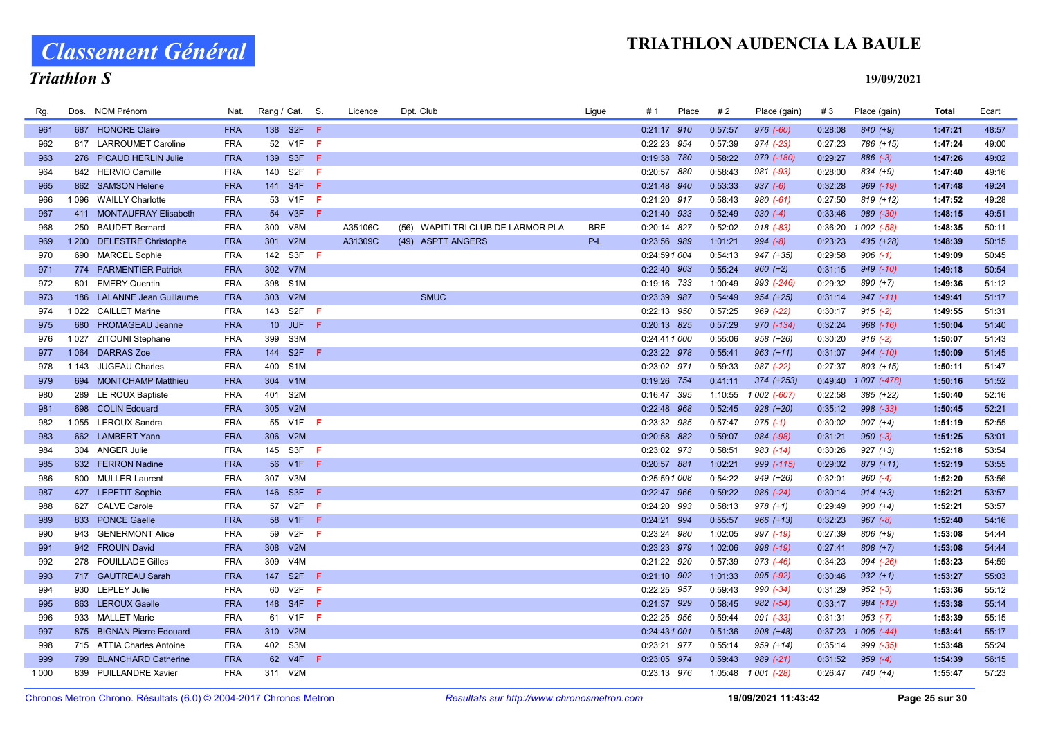# Classement Général

## Triathlon S

**TRIATHLON AUDENCIA LA BAULE**

**19/09/2021**

| Rg. | Dos. | NOM Prénom | Nat. | Rang / Cat. | | S. | Licence | Dpt. Club | Ligue | # 1 | Place | # 2 | Place (gain) | # 3 | Place (gain) | Total | Ecart |
|---|---|---|---|---|---|---|---|---|---|---|---|---|---|---|---|---|---|
| 961 | 687 | HONORE Claire | FRA | 138 | S2F | F | | | | 0:21:17 | 910 | 0:57:57 | 976 (-60) | 0:28:08 | 840 (+9) | 1:47:21 | 48:57 |
| 962 | 817 | LARROUMET Caroline | FRA | 52 | V1F | F | | | | 0:22:23 | 954 | 0:57:39 | 974 (-23) | 0:27:23 | 786 (+15) | 1:47:24 | 49:00 |
| 963 | 276 | PICAUD HERLIN Julie | FRA | 139 | S3F | F | | | | 0:19:38 | 780 | 0:58:22 | 979 (-180) | 0:29:27 | 886 (-3) | 1:47:26 | 49:02 |
| 964 | 842 | HERVIO Camille | FRA | 140 | S2F | F | | | | 0:20:57 | 880 | 0:58:43 | 981 (-93) | 0:28:00 | 834 (+9) | 1:47:40 | 49:16 |
| 965 | 862 | SAMSON Helene | FRA | 141 | S4F | F | | | | 0:21:48 | 940 | 0:53:33 | 937 (-6) | 0:32:28 | 969 (-19) | 1:47:48 | 49:24 |
| 966 | 1 096 | WAILLY Charlotte | FRA | 53 | V1F | F | | | | 0:21:20 | 917 | 0:58:43 | 980 (-61) | 0:27:50 | 819 (+12) | 1:47:52 | 49:28 |
| 967 | 411 | MONTAUFRAY Elisabeth | FRA | 54 | V3F | F | | | | 0:21:40 | 933 | 0:52:49 | 930 (-4) | 0:33:46 | 989 (-30) | 1:48:15 | 49:51 |
| 968 | 250 | BAUDET Bernard | FRA | 300 | V8M | | A35106C | (56) WAPITI TRI CLUB DE LARMOR PLA | BRE | 0:20:14 | 827 | 0:52:02 | 918 (-83) | 0:36:20 | 1 002 (-58) | 1:48:35 | 50:11 |
| 969 | 1 200 | DELESTRE Christophe | FRA | 301 | V2M | | A31309C | (49) ASPTT ANGERS | P-L | 0:23:56 | 989 | 1:01:21 | 994 (-8) | 0:23:23 | 435 (+28) | 1:48:39 | 50:15 |
| 970 | 690 | MARCEL Sophie | FRA | 142 | S3F | F | | | | 0:24:59 | 1 004 | 0:54:13 | 947 (+35) | 0:29:58 | 906 (-1) | 1:49:09 | 50:45 |
| 971 | 774 | PARMENTIER Patrick | FRA | 302 | V7M | | | | | 0:22:40 | 963 | 0:55:24 | 960 (+2) | 0:31:15 | 949 (-10) | 1:49:18 | 50:54 |
| 972 | 801 | EMERY Quentin | FRA | 398 | S1M | | | | | 0:19:16 | 733 | 1:00:49 | 993 (-246) | 0:29:32 | 890 (+7) | 1:49:36 | 51:12 |
| 973 | 186 | LALANNE Jean Guillaume | FRA | 303 | V2M | | | SMUC | | 0:23:39 | 987 | 0:54:49 | 954 (+25) | 0:31:14 | 947 (-11) | 1:49:41 | 51:17 |
| 974 | 1 022 | CAILLET Marine | FRA | 143 | S2F | F | | | | 0:22:13 | 950 | 0:57:25 | 969 (-22) | 0:30:17 | 915 (-2) | 1:49:55 | 51:31 |
| 975 | 680 | FROMAGEAU Jeanne | FRA | 10 | JUF | F | | | | 0:20:13 | 825 | 0:57:29 | 970 (-134) | 0:32:24 | 968 (-16) | 1:50:04 | 51:40 |
| 976 | 1 027 | ZITOUNI Stephane | FRA | 399 | S3M | | | | | 0:24:41 | 1 000 | 0:55:06 | 958 (+26) | 0:30:20 | 916 (-2) | 1:50:07 | 51:43 |
| 977 | 1 064 | DARRAS Zoe | FRA | 144 | S2F | F | | | | 0:23:22 | 978 | 0:55:41 | 963 (+11) | 0:31:07 | 944 (-10) | 1:50:09 | 51:45 |
| 978 | 1 143 | JUGEAU Charles | FRA | 400 | S1M | | | | | 0:23:02 | 971 | 0:59:33 | 987 (-22) | 0:27:37 | 803 (+15) | 1:50:11 | 51:47 |
| 979 | 694 | MONTCHAMP Matthieu | FRA | 304 | V1M | | | | | 0:19:26 | 754 | 0:41:11 | 374 (+253) | 0:49:40 | 1 007 (-478) | 1:50:16 | 51:52 |
| 980 | 289 | LE ROUX Baptiste | FRA | 401 | S2M | | | | | 0:16:47 | 395 | 1:10:55 | 1 002 (-607) | 0:22:58 | 385 (+22) | 1:50:40 | 52:16 |
| 981 | 698 | COLIN Edouard | FRA | 305 | V2M | | | | | 0:22:48 | 968 | 0:52:45 | 928 (+20) | 0:35:12 | 998 (-33) | 1:50:45 | 52:21 |
| 982 | 1 055 | LEROUX Sandra | FRA | 55 | V1F | F | | | | 0:23:32 | 985 | 0:57:47 | 975 (-1) | 0:30:02 | 907 (+4) | 1:51:19 | 52:55 |
| 983 | 662 | LAMBERT Yann | FRA | 306 | V2M | | | | | 0:20:58 | 882 | 0:59:07 | 984 (-98) | 0:31:21 | 950 (-3) | 1:51:25 | 53:01 |
| 984 | 304 | ANGER Julie | FRA | 145 | S3F | F | | | | 0:23:02 | 973 | 0:58:51 | 983 (-14) | 0:30:26 | 927 (+3) | 1:52:18 | 53:54 |
| 985 | 632 | FERRON Nadine | FRA | 56 | V1F | F | | | | 0:20:57 | 881 | 1:02:21 | 999 (-115) | 0:29:02 | 879 (+11) | 1:52:19 | 53:55 |
| 986 | 800 | MULLER Laurent | FRA | 307 | V3M | | | | | 0:25:59 | 1 008 | 0:54:22 | 949 (+26) | 0:32:01 | 960 (-4) | 1:52:20 | 53:56 |
| 987 | 427 | LEPETIT Sophie | FRA | 146 | S3F | F | | | | 0:22:47 | 966 | 0:59:22 | 986 (-24) | 0:30:14 | 914 (+3) | 1:52:21 | 53:57 |
| 988 | 627 | CALVE Carole | FRA | 57 | V2F | F | | | | 0:24:20 | 993 | 0:58:13 | 978 (+1) | 0:29:49 | 900 (+4) | 1:52:21 | 53:57 |
| 989 | 833 | PONCE Gaelle | FRA | 58 | V1F | F | | | | 0:24:21 | 994 | 0:55:57 | 966 (+13) | 0:32:23 | 967 (-8) | 1:52:40 | 54:16 |
| 990 | 943 | GENERMONT Alice | FRA | 59 | V2F | F | | | | 0:23:24 | 980 | 1:02:05 | 997 (-19) | 0:27:39 | 806 (+9) | 1:53:08 | 54:44 |
| 991 | 942 | FROUIN David | FRA | 308 | V2M | | | | | 0:23:23 | 979 | 1:02:06 | 998 (-19) | 0:27:41 | 808 (+7) | 1:53:08 | 54:44 |
| 992 | 278 | FOUILLADE Gilles | FRA | 309 | V4M | | | | | 0:21:22 | 920 | 0:57:39 | 973 (-46) | 0:34:23 | 994 (-26) | 1:53:23 | 54:59 |
| 993 | 717 | GAUTREAU Sarah | FRA | 147 | S2F | F | | | | 0:21:10 | 902 | 1:01:33 | 995 (-92) | 0:30:46 | 932 (+1) | 1:53:27 | 55:03 |
| 994 | 930 | LEPLEY Julie | FRA | 60 | V2F | F | | | | 0:22:25 | 957 | 0:59:43 | 990 (-34) | 0:31:29 | 952 (-3) | 1:53:36 | 55:12 |
| 995 | 863 | LEROUX Gaelle | FRA | 148 | S4F | F | | | | 0:21:37 | 929 | 0:58:45 | 982 (-54) | 0:33:17 | 984 (-12) | 1:53:38 | 55:14 |
| 996 | 933 | MALLET Marie | FRA | 61 | V1F | F | | | | 0:22:25 | 956 | 0:59:44 | 991 (-33) | 0:31:31 | 953 (-7) | 1:53:39 | 55:15 |
| 997 | 875 | BIGNAN Pierre Edouard | FRA | 310 | V2M | | | | | 0:24:43 | 1 001 | 0:51:36 | 908 (+48) | 0:37:23 | 1 005 (-44) | 1:53:41 | 55:17 |
| 998 | 715 | ATTIA Charles Antoine | FRA | 402 | S3M | | | | | 0:23:21 | 977 | 0:55:14 | 959 (+14) | 0:35:14 | 999 (-35) | 1:53:48 | 55:24 |
| 999 | 799 | BLANCHARD Catherine | FRA | 62 | V4F | F | | | | 0:23:05 | 974 | 0:59:43 | 989 (-21) | 0:31:52 | 959 (-4) | 1:54:39 | 56:15 |
| 1 000 | 839 | PUILLANDRE Xavier | FRA | 311 | V2M | | | | | 0:23:13 | 976 | 1:05:48 | 1 001 (-28) | 0:26:47 | 740 (+4) | 1:55:47 | 57:23 |

Chronos Metron Chrono. Résultats (6.0) © 2004-2017 Chronos Metron — *Resultats sur http://www.chronosmetron.com* — 19/09/2021 11:43:42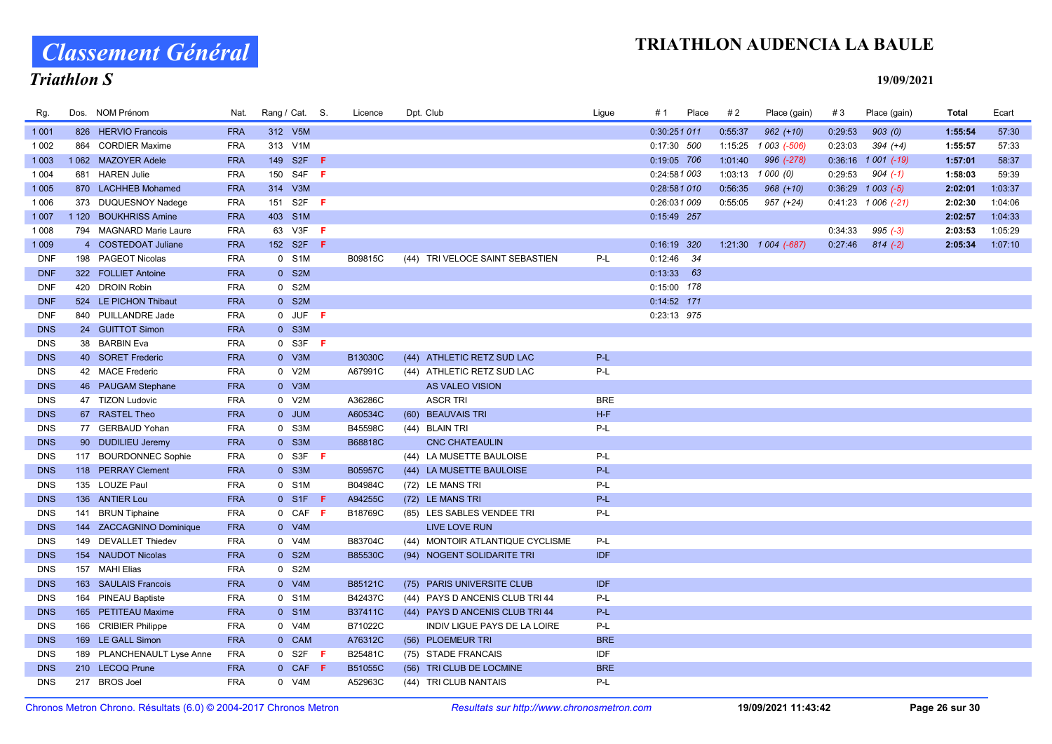# Classement Général

## Triathlon S

**TRIATHLON AUDENCIA LA BAULE**

**19/09/2021**

| Rg. | Dos. | NOM Prénom | Nat. | Rang / Cat. | | S. | Licence | Dpt. | Club | Ligue | # 1 | Place | # 2 | Place (gain) | # 3 | Place (gain) | Total | Ecart |
|---|---|---|---|---|---|---|---|---|---|---|---|---|---|---|---|---|---|---|
| 1 001 | 826 | HERVIO Francois | FRA | 312 | V5M | | | | | | 0:30:25 | 1 011 | 0:55:37 | 962 (+10) | 0:29:53 | 903 (0) | 1:55:54 | 57:30 |
| 1 002 | 864 | CORDIER Maxime | FRA | 313 | V1M | | | | | | 0:17:30 | 500 | 1:15:25 | 1 003 (-506) | 0:23:03 | 394 (+4) | 1:55:57 | 57:33 |
| 1 003 | 1 062 | MAZOYER Adele | FRA | 149 | S2F | F | | | | | 0:19:05 | 706 | 1:01:40 | 996 (-278) | 0:36:16 | 1 001 (-19) | 1:57:01 | 58:37 |
| 1 004 | 681 | HAREN Julie | FRA | 150 | S4F | F | | | | | 0:24:58 | 1 003 | 1:03:13 | 1 000 (0) | 0:29:53 | 904 (-1) | 1:58:03 | 59:39 |
| 1 005 | 870 | LACHHEB Mohamed | FRA | 314 | V3M | | | | | | 0:28:58 | 1 010 | 0:56:35 | 968 (+10) | 0:36:29 | 1 003 (-5) | 2:02:01 | 1:03:37 |
| 1 006 | 373 | DUQUESNOY Nadege | FRA | 151 | S2F | F | | | | | 0:26:03 | 1 009 | 0:55:05 | 957 (+24) | 0:41:23 | 1 006 (-21) | 2:02:30 | 1:04:06 |
| 1 007 | 1 120 | BOUKHRISS Amine | FRA | 403 | S1M | | | | | | 0:15:49 | 257 | | | | | 2:02:57 | 1:04:33 |
| 1 008 | 794 | MAGNARD Marie Laure | FRA | 63 | V3F | F | | | | | | | | | 0:34:33 | 995 (-3) | 2:03:53 | 1:05:29 |
| 1 009 | 4 | COSTEDOAT Juliane | FRA | 152 | S2F | F | | | | | 0:16:19 | 320 | 1:21:30 | 1 004 (-687) | 0:27:46 | 814 (-2) | 2:05:34 | 1:07:10 |
| DNF | 198 | PAGEOT Nicolas | FRA | 0 | S1M | | B09815C | (44) | TRI VELOCE SAINT SEBASTIEN | P-L | 0:12:46 | 34 | | | | | | |
| DNF | 322 | FOLLIET Antoine | FRA | 0 | S2M | | | | | | 0:13:33 | 63 | | | | | | |
| DNF | 420 | DROIN Robin | FRA | 0 | S2M | | | | | | 0:15:00 | 178 | | | | | | |
| DNF | 524 | LE PICHON Thibaut | FRA | 0 | S2M | | | | | | 0:14:52 | 171 | | | | | | |
| DNF | 840 | PUILLANDRE Jade | FRA | 0 | JUF | F | | | | | 0:23:13 | 975 | | | | | | |
| DNS | 24 | GUITTOT Simon | FRA | 0 | S3M | | | | | | | | | | | | | |
| DNS | 38 | BARBIN Eva | FRA | 0 | S3F | F | | | | | | | | | | | | |
| DNS | 40 | SORET Frederic | FRA | 0 | V3M | | B13030C | (44) | ATHLETIC RETZ SUD LAC | P-L | | | | | | | | |
| DNS | 42 | MACE Frederic | FRA | 0 | V2M | | A67991C | (44) | ATHLETIC RETZ SUD LAC | P-L | | | | | | | | |
| DNS | 46 | PAUGAM Stephane | FRA | 0 | V3M | | | | AS VALEO VISION | | | | | | | | | |
| DNS | 47 | TIZON Ludovic | FRA | 0 | V2M | | A36286C | | ASCR TRI | BRE | | | | | | | | |
| DNS | 67 | RASTEL Theo | FRA | 0 | JUM | | A60534C | (60) | BEAUVAIS TRI | H-F | | | | | | | | |
| DNS | 77 | GERBAUD Yohan | FRA | 0 | S3M | | B45598C | (44) | BLAIN TRI | P-L | | | | | | | | |
| DNS | 90 | DUDILIEU Jeremy | FRA | 0 | S3M | | B68818C | | CNC CHATEAULIN | | | | | | | | | |
| DNS | 117 | BOURDONNEC Sophie | FRA | 0 | S3F | F | | (44) | LA MUSETTE BAULOISE | P-L | | | | | | | | |
| DNS | 118 | PERRAY Clement | FRA | 0 | S3M | | B05957C | (44) | LA MUSETTE BAULOISE | P-L | | | | | | | | |
| DNS | 135 | LOUZE Paul | FRA | 0 | S1M | | B04984C | (72) | LE MANS TRI | P-L | | | | | | | | |
| DNS | 136 | ANTIER Lou | FRA | 0 | S1F | F | A94255C | (72) | LE MANS TRI | P-L | | | | | | | | |
| DNS | 141 | BRUN Tiphaine | FRA | 0 | CAF | F | B18769C | (85) | LES SABLES VENDEE TRI | P-L | | | | | | | | |
| DNS | 144 | ZACCAGNINO Dominique | FRA | 0 | V4M | | | | LIVE LOVE RUN | | | | | | | | | |
| DNS | 149 | DEVALLET Thiedev | FRA | 0 | V4M | | B83704C | (44) | MONTOIR ATLANTIQUE CYCLISME | P-L | | | | | | | | |
| DNS | 154 | NAUDOT Nicolas | FRA | 0 | S2M | | B85530C | (94) | NOGENT SOLIDARITE TRI | IDF | | | | | | | | |
| DNS | 157 | MAHI Elias | FRA | 0 | S2M | | | | | | | | | | | | | |
| DNS | 163 | SAULAIS Francois | FRA | 0 | V4M | | B85121C | (75) | PARIS UNIVERSITE CLUB | IDF | | | | | | | | |
| DNS | 164 | PINEAU Baptiste | FRA | 0 | S1M | | B42437C | (44) | PAYS D ANCENIS CLUB TRI 44 | P-L | | | | | | | | |
| DNS | 165 | PETITEAU Maxime | FRA | 0 | S1M | | B37411C | (44) | PAYS D ANCENIS CLUB TRI 44 | P-L | | | | | | | | |
| DNS | 166 | CRIBIER Philippe | FRA | 0 | V4M | | B71022C | | INDIV LIGUE PAYS DE LA LOIRE | P-L | | | | | | | | |
| DNS | 169 | LE GALL Simon | FRA | 0 | CAM | | A76312C | (56) | PLOEMEUR TRI | BRE | | | | | | | | |
| DNS | 189 | PLANCHENAULT Lyse Anne | FRA | 0 | S2F | F | B25481C | (75) | STADE FRANCAIS | IDF | | | | | | | | |
| DNS | 210 | LECOQ Prune | FRA | 0 | CAF | F | B51055C | (56) | TRI CLUB DE LOCMINE | BRE | | | | | | | | |
| DNS | 217 | BROS Joel | FRA | 0 | V4M | | A52963C | (44) | TRI CLUB NANTAIS | P-L | | | | | | | | |

Chronos Metron Chrono. Résultats (6.0) © 2004-2017 Chronos Metron — *Résultats sur http://www.chronosmetron.com* — 19/09/2021 11:43:42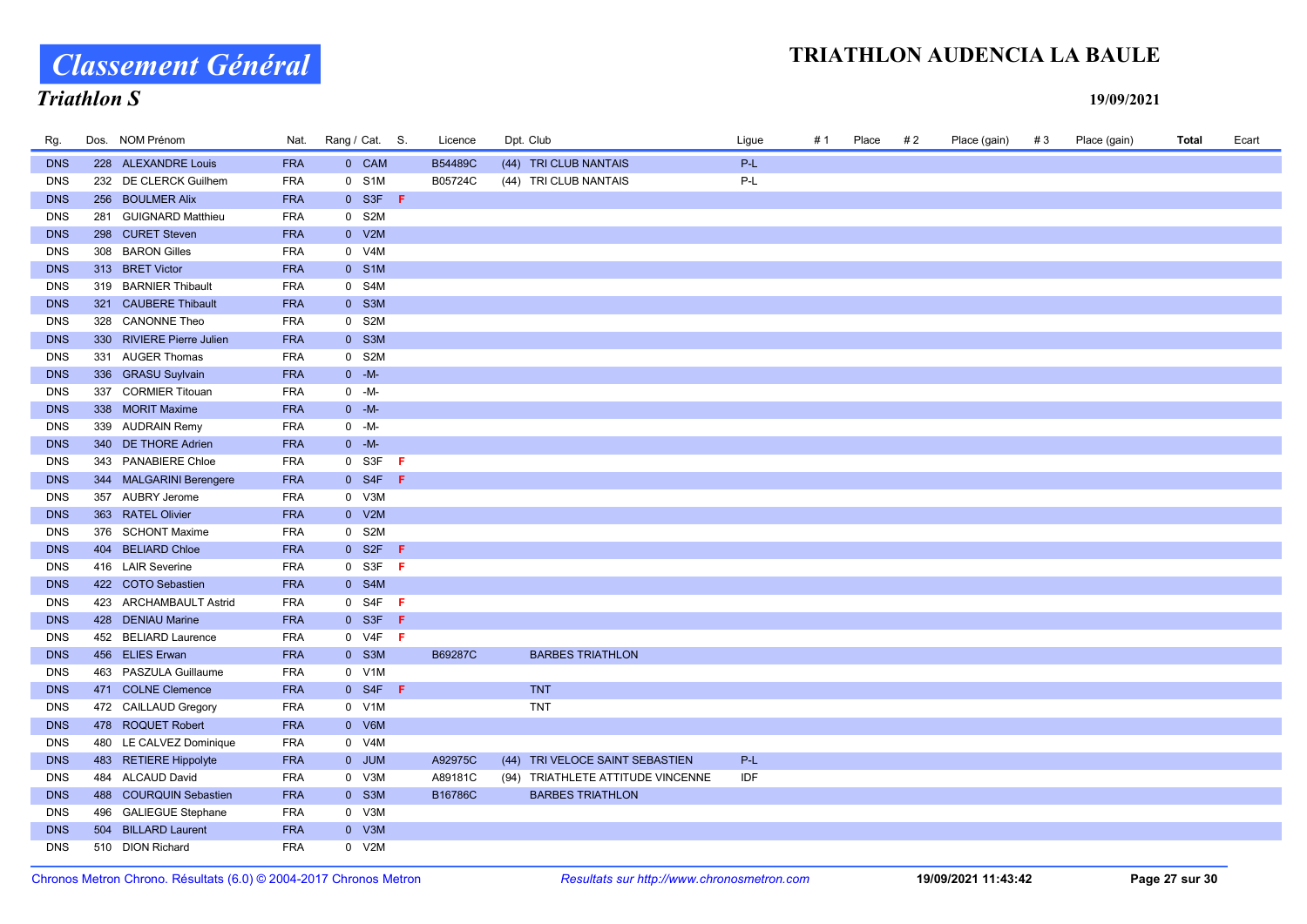# Classement Général

## Triathlon S

## TRIATHLON AUDENCIA LA BAULE

19/09/2021

| Rg. | Dos. | NOM Prénom | Nat. | Rang / Cat. | S. | Licence | Dpt. Club | Ligue | # 1 | Place | # 2 | Place (gain) | # 3 | Place (gain) | Total | Ecart |
|---|---|---|---|---|---|---|---|---|---|---|---|---|---|---|---|---|
| DNS | 228 | ALEXANDRE Louis | FRA | 0 CAM | | B54489C | (44) TRI CLUB NANTAIS | P-L | | | | | | | | |
| DNS | 232 | DE CLERCK Guilhem | FRA | 0 S1M | | B05724C | (44) TRI CLUB NANTAIS | P-L | | | | | | | | |
| DNS | 256 | BOULMER Alix | FRA | 0 S3F | F | | | | | | | | | | | |
| DNS | 281 | GUIGNARD Matthieu | FRA | 0 S2M | | | | | | | | | | | | |
| DNS | 298 | CURET Steven | FRA | 0 V2M | | | | | | | | | | | | |
| DNS | 308 | BARON Gilles | FRA | 0 V4M | | | | | | | | | | | | |
| DNS | 313 | BRET Victor | FRA | 0 S1M | | | | | | | | | | | | |
| DNS | 319 | BARNIER Thibault | FRA | 0 S4M | | | | | | | | | | | | |
| DNS | 321 | CAUBERE Thibault | FRA | 0 S3M | | | | | | | | | | | | |
| DNS | 328 | CANONNE Theo | FRA | 0 S2M | | | | | | | | | | | | |
| DNS | 330 | RIVIERE Pierre Julien | FRA | 0 S3M | | | | | | | | | | | | |
| DNS | 331 | AUGER Thomas | FRA | 0 S2M | | | | | | | | | | | | |
| DNS | 336 | GRASU Suylvain | FRA | 0 -M- | | | | | | | | | | | | |
| DNS | 337 | CORMIER Titouan | FRA | 0 -M- | | | | | | | | | | | | |
| DNS | 338 | MORIT Maxime | FRA | 0 -M- | | | | | | | | | | | | |
| DNS | 339 | AUDRAIN Remy | FRA | 0 -M- | | | | | | | | | | | | |
| DNS | 340 | DE THORE Adrien | FRA | 0 -M- | | | | | | | | | | | | |
| DNS | 343 | PANABIERE Chloe | FRA | 0 S3F | F | | | | | | | | | | | |
| DNS | 344 | MALGARINI Berengere | FRA | 0 S4F | F | | | | | | | | | | | |
| DNS | 357 | AUBRY Jerome | FRA | 0 V3M | | | | | | | | | | | | |
| DNS | 363 | RATEL Olivier | FRA | 0 V2M | | | | | | | | | | | | |
| DNS | 376 | SCHONT Maxime | FRA | 0 S2M | | | | | | | | | | | | |
| DNS | 404 | BELIARD Chloe | FRA | 0 S2F | F | | | | | | | | | | | |
| DNS | 416 | LAIR Severine | FRA | 0 S3F | F | | | | | | | | | | | |
| DNS | 422 | COTO Sebastien | FRA | 0 S4M | | | | | | | | | | | | |
| DNS | 423 | ARCHAMBAULT Astrid | FRA | 0 S4F | F | | | | | | | | | | | |
| DNS | 428 | DENIAU Marine | FRA | 0 S3F | F | | | | | | | | | | | |
| DNS | 452 | BELIARD Laurence | FRA | 0 V4F | F | | | | | | | | | | | |
| DNS | 456 | ELIES Erwan | FRA | 0 S3M | | B69287C | BARBES TRIATHLON | | | | | | | | | |
| DNS | 463 | PASZULA Guillaume | FRA | 0 V1M | | | | | | | | | | | | |
| DNS | 471 | COLNE Clemence | FRA | 0 S4F | F | | TNT | | | | | | | | | |
| DNS | 472 | CAILLAUD Gregory | FRA | 0 V1M | | | TNT | | | | | | | | | |
| DNS | 478 | ROQUET Robert | FRA | 0 V6M | | | | | | | | | | | | |
| DNS | 480 | LE CALVEZ Dominique | FRA | 0 V4M | | | | | | | | | | | | |
| DNS | 483 | RETIERE Hippolyte | FRA | 0 JUM | | A92975C | (44) TRI VELOCE SAINT SEBASTIEN | P-L | | | | | | | | |
| DNS | 484 | ALCAUD David | FRA | 0 V3M | | A89181C | (94) TRIATHLETE ATTITUDE VINCENNE | IDF | | | | | | | | |
| DNS | 488 | COURQUIN Sebastien | FRA | 0 S3M | | B16786C | BARBES TRIATHLON | | | | | | | | | |
| DNS | 496 | GALIEGUE Stephane | FRA | 0 V3M | | | | | | | | | | | | |
| DNS | 504 | BILLARD Laurent | FRA | 0 V3M | | | | | | | | | | | | |
| DNS | 510 | DION Richard | FRA | 0 V2M | | | | | | | | | | | | |

Chronos Metron Chrono. Résultats (6.0) © 2004-2017 Chronos Metron — *Resultats sur http://www.chronosmetron.com* — 19/09/2021 11:43:42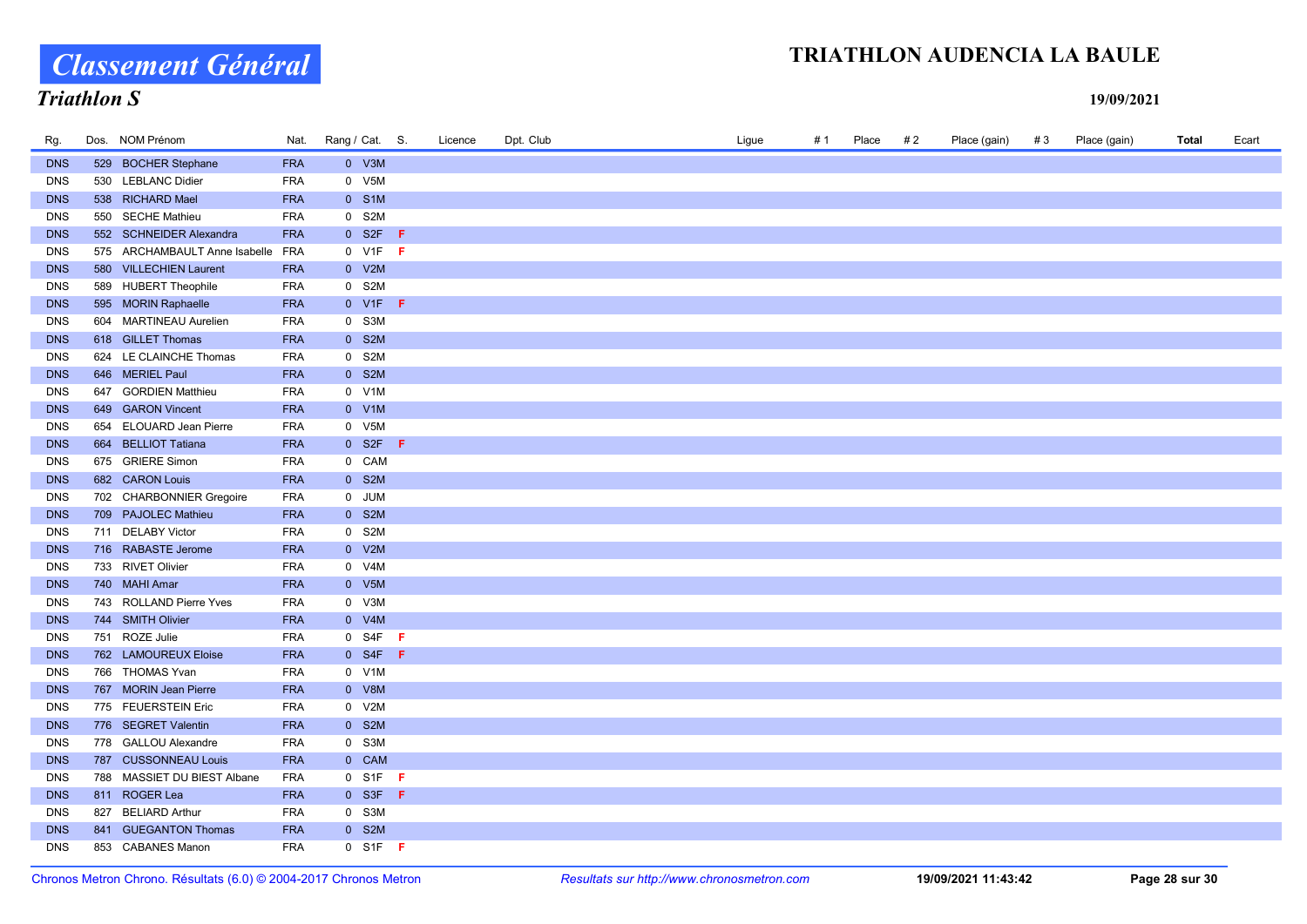# Classement Général

## Triathlon S

## TRIATHLON AUDENCIA LA BAULE

19/09/2021

| Rg. | Dos. | NOM Prénom | Nat. | Rang / Cat. | S. | Licence | Dpt. Club | Ligue | # 1 | Place | # 2 | Place (gain) | # 3 | Place (gain) | Total | Ecart |
|---|---|---|---|---|---|---|---|---|---|---|---|---|---|---|---|---|
| DNS | 529 | BOCHER Stephane | FRA | 0 V3M | | | | | | | | | | | | |
| DNS | 530 | LEBLANC Didier | FRA | 0 V5M | | | | | | | | | | | | |
| DNS | 538 | RICHARD Mael | FRA | 0 S1M | | | | | | | | | | | | |
| DNS | 550 | SECHE Mathieu | FRA | 0 S2M | | | | | | | | | | | | |
| DNS | 552 | SCHNEIDER Alexandra | FRA | 0 S2F | F | | | | | | | | | | | |
| DNS | 575 | ARCHAMBAULT Anne Isabelle | FRA | 0 V1F | F | | | | | | | | | | | |
| DNS | 580 | VILLECHIEN Laurent | FRA | 0 V2M | | | | | | | | | | | | |
| DNS | 589 | HUBERT Theophile | FRA | 0 S2M | | | | | | | | | | | | |
| DNS | 595 | MORIN Raphaelle | FRA | 0 V1F | F | | | | | | | | | | | |
| DNS | 604 | MARTINEAU Aurelien | FRA | 0 S3M | | | | | | | | | | | | |
| DNS | 618 | GILLET Thomas | FRA | 0 S2M | | | | | | | | | | | | |
| DNS | 624 | LE CLAINCHE Thomas | FRA | 0 S2M | | | | | | | | | | | | |
| DNS | 646 | MERIEL Paul | FRA | 0 S2M | | | | | | | | | | | | |
| DNS | 647 | GORDIEN Matthieu | FRA | 0 V1M | | | | | | | | | | | | |
| DNS | 649 | GARON Vincent | FRA | 0 V1M | | | | | | | | | | | | |
| DNS | 654 | ELOUARD Jean Pierre | FRA | 0 V5M | | | | | | | | | | | | |
| DNS | 664 | BELLIOT Tatiana | FRA | 0 S2F | F | | | | | | | | | | | |
| DNS | 675 | GRIERE Simon | FRA | 0 CAM | | | | | | | | | | | | |
| DNS | 682 | CARON Louis | FRA | 0 S2M | | | | | | | | | | | | |
| DNS | 702 | CHARBONNIER Gregoire | FRA | 0 JUM | | | | | | | | | | | | |
| DNS | 709 | PAJOLEC Mathieu | FRA | 0 S2M | | | | | | | | | | | | |
| DNS | 711 | DELABY Victor | FRA | 0 S2M | | | | | | | | | | | | |
| DNS | 716 | RABASTE Jerome | FRA | 0 V2M | | | | | | | | | | | | |
| DNS | 733 | RIVET Olivier | FRA | 0 V4M | | | | | | | | | | | | |
| DNS | 740 | MAHI Amar | FRA | 0 V5M | | | | | | | | | | | | |
| DNS | 743 | ROLLAND Pierre Yves | FRA | 0 V3M | | | | | | | | | | | | |
| DNS | 744 | SMITH Olivier | FRA | 0 V4M | | | | | | | | | | | | |
| DNS | 751 | ROZE Julie | FRA | 0 S4F | F | | | | | | | | | | | |
| DNS | 762 | LAMOUREUX Eloise | FRA | 0 S4F | F | | | | | | | | | | | |
| DNS | 766 | THOMAS Yvan | FRA | 0 V1M | | | | | | | | | | | | |
| DNS | 767 | MORIN Jean Pierre | FRA | 0 V8M | | | | | | | | | | | | |
| DNS | 775 | FEUERSTEIN Eric | FRA | 0 V2M | | | | | | | | | | | | |
| DNS | 776 | SEGRET Valentin | FRA | 0 S2M | | | | | | | | | | | | |
| DNS | 778 | GALLOU Alexandre | FRA | 0 S3M | | | | | | | | | | | | |
| DNS | 787 | CUSSONNEAU Louis | FRA | 0 CAM | | | | | | | | | | | | |
| DNS | 788 | MASSIET DU BIEST Albane | FRA | 0 S1F | F | | | | | | | | | | | |
| DNS | 811 | ROGER Lea | FRA | 0 S3F | F | | | | | | | | | | | |
| DNS | 827 | BELIARD Arthur | FRA | 0 S3M | | | | | | | | | | | | |
| DNS | 841 | GUEGANTON Thomas | FRA | 0 S2M | | | | | | | | | | | | |
| DNS | 853 | CABANES Manon | FRA | 0 S1F | F | | | | | | | | | | | |

Chronos Metron Chrono. Résultats (6.0) © 2004-2017 Chronos Metron — *Resultats sur http://www.chronosmetron.com* — 19/09/2021 11:43:42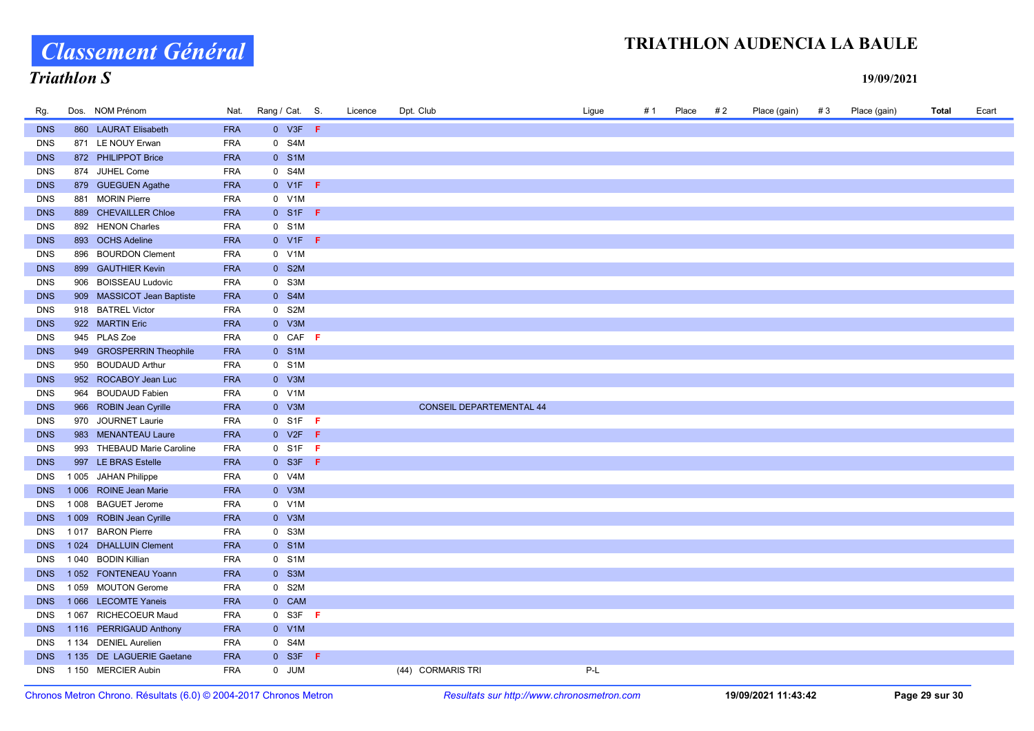# Classement Général

## Triathlon S

**TRIATHLON AUDENCIA LA BAULE**

**19/09/2021**

| Rg. | Dos. | NOM Prénom | Nat. | Rang / Cat. | S. | Licence | Dpt. Club | Ligue | # 1 | Place | # 2 | Place (gain) | # 3 | Place (gain) | Total | Ecart |
|---|---|---|---|---|---|---|---|---|---|---|---|---|---|---|---|---|
| DNS | 860 | LAURAT Elisabeth | FRA | 0 V3F | F | | | | | | | | | | | |
| DNS | 871 | LE NOUY Erwan | FRA | 0 S4M | | | | | | | | | | | | |
| DNS | 872 | PHILIPPOT Brice | FRA | 0 S1M | | | | | | | | | | | | |
| DNS | 874 | JUHEL Come | FRA | 0 S4M | | | | | | | | | | | | |
| DNS | 879 | GUEGUEN Agathe | FRA | 0 V1F | F | | | | | | | | | | | |
| DNS | 881 | MORIN Pierre | FRA | 0 V1M | | | | | | | | | | | | |
| DNS | 889 | CHEVAILLER Chloe | FRA | 0 S1F | F | | | | | | | | | | | |
| DNS | 892 | HENON Charles | FRA | 0 S1M | | | | | | | | | | | | |
| DNS | 893 | OCHS Adeline | FRA | 0 V1F | F | | | | | | | | | | | |
| DNS | 896 | BOURDON Clement | FRA | 0 V1M | | | | | | | | | | | | |
| DNS | 899 | GAUTHIER Kevin | FRA | 0 S2M | | | | | | | | | | | | |
| DNS | 906 | BOISSEAU Ludovic | FRA | 0 S3M | | | | | | | | | | | | |
| DNS | 909 | MASSICOT Jean Baptiste | FRA | 0 S4M | | | | | | | | | | | | |
| DNS | 918 | BATREL Victor | FRA | 0 S2M | | | | | | | | | | | | |
| DNS | 922 | MARTIN Eric | FRA | 0 V3M | | | | | | | | | | | | |
| DNS | 945 | PLAS Zoe | FRA | 0 CAF | F | | | | | | | | | | | |
| DNS | 949 | GROSPERRIN Theophile | FRA | 0 S1M | | | | | | | | | | | | |
| DNS | 950 | BOUDAUD Arthur | FRA | 0 S1M | | | | | | | | | | | | |
| DNS | 952 | ROCABOY Jean Luc | FRA | 0 V3M | | | | | | | | | | | | |
| DNS | 964 | BOUDAUD Fabien | FRA | 0 V1M | | | | | | | | | | | | |
| DNS | 966 | ROBIN Jean Cyrille | FRA | 0 V3M | | | CONSEIL DEPARTEMENTAL 44 | | | | | | | | | |
| DNS | 970 | JOURNET Laurie | FRA | 0 S1F | F | | | | | | | | | | | |
| DNS | 983 | MENANTEAU Laure | FRA | 0 V2F | F | | | | | | | | | | | |
| DNS | 993 | THEBAUD Marie Caroline | FRA | 0 S1F | F | | | | | | | | | | | |
| DNS | 997 | LE BRAS Estelle | FRA | 0 S3F | F | | | | | | | | | | | |
| DNS | 1 005 | JAHAN Philippe | FRA | 0 V4M | | | | | | | | | | | | |
| DNS | 1 006 | ROINE Jean Marie | FRA | 0 V3M | | | | | | | | | | | | |
| DNS | 1 008 | BAGUET Jerome | FRA | 0 V1M | | | | | | | | | | | | |
| DNS | 1 009 | ROBIN Jean Cyrille | FRA | 0 V3M | | | | | | | | | | | | |
| DNS | 1 017 | BARON Pierre | FRA | 0 S3M | | | | | | | | | | | | |
| DNS | 1 024 | DHALLUIN Clement | FRA | 0 S1M | | | | | | | | | | | | |
| DNS | 1 040 | BODIN Killian | FRA | 0 S1M | | | | | | | | | | | | |
| DNS | 1 052 | FONTENEAU Yoann | FRA | 0 S3M | | | | | | | | | | | | |
| DNS | 1 059 | MOUTON Gerome | FRA | 0 S2M | | | | | | | | | | | | |
| DNS | 1 066 | LECOMTE Yaneis | FRA | 0 CAM | | | | | | | | | | | | |
| DNS | 1 067 | RICHECOEUR Maud | FRA | 0 S3F | F | | | | | | | | | | | |
| DNS | 1 116 | PERRIGAUD Anthony | FRA | 0 V1M | | | | | | | | | | | | |
| DNS | 1 134 | DENIEL Aurelien | FRA | 0 S4M | | | | | | | | | | | | |
| DNS | 1 135 | DE LAGUERIE Gaetane | FRA | 0 S3F | F | | | | | | | | | | | |
| DNS | 1 150 | MERCIER Aubin | FRA | 0 JUM | | | (44) CORMARIS TRI | P-L | | | | | | | | |

Chronos Metron Chrono. Résultats (6.0) © 2004-2017 Chronos Metron — *Résultats sur http://www.chronosmetron.com* — **19/09/2021 11:43:42**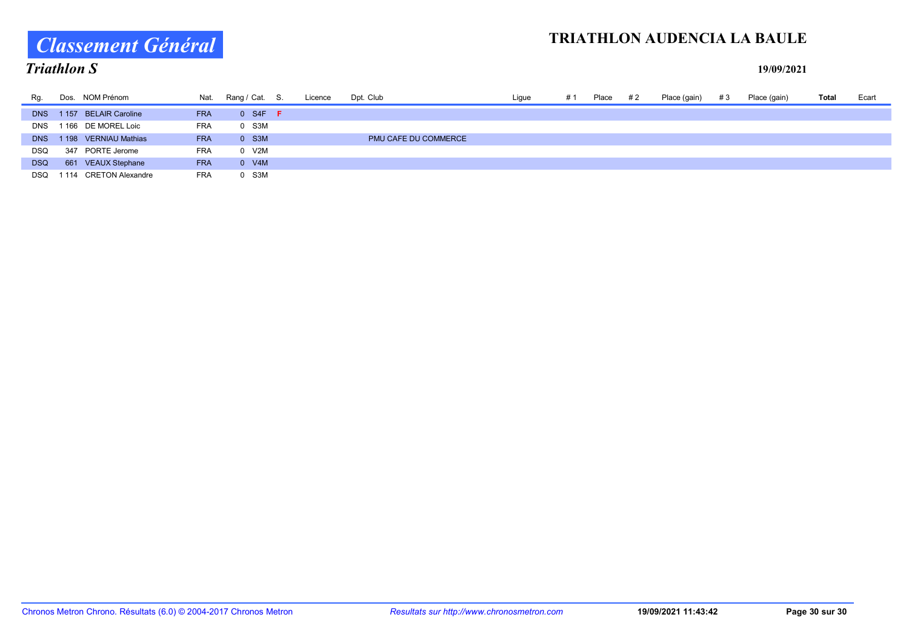# Classement Général

## Triathlon S

**TRIATHLON AUDENCIA LA BAULE**

**19/09/2021**

| Rg. | Dos. | NOM Prénom | Nat. | Rang / Cat. | S. | Licence | Dpt. Club | Ligue | # 1 | Place | # 2 | Place (gain) | # 3 | Place (gain) | Total | Ecart |
|---|---|---|---|---|---|---|---|---|---|---|---|---|---|---|---|---|
| DNS | 1 157 | BELAIR Caroline | FRA | 0 S4F | F | | | | | | | | | | | |
| DNS | 1 166 | DE MOREL Loic | FRA | 0 S3M | | | | | | | | | | | | |
| DNS | 1 198 | VERNIAU Mathias | FRA | 0 S3M | | | PMU CAFE DU COMMERCE | | | | | | | | | |
| DSQ | 347 | PORTE Jerome | FRA | 0 V2M | | | | | | | | | | | | |
| DSQ | 661 | VEAUX Stephane | FRA | 0 V4M | | | | | | | | | | | | |
| DSQ | 1 114 | CRETON Alexandre | FRA | 0 S3M | | | | | | | | | | | | |

Chronos Metron Chrono. Résultats (6.0) © 2004-2017 Chronos Metron — *Resultats sur http://www.chronosmetron.com* — **19/09/2021 11:43:42**